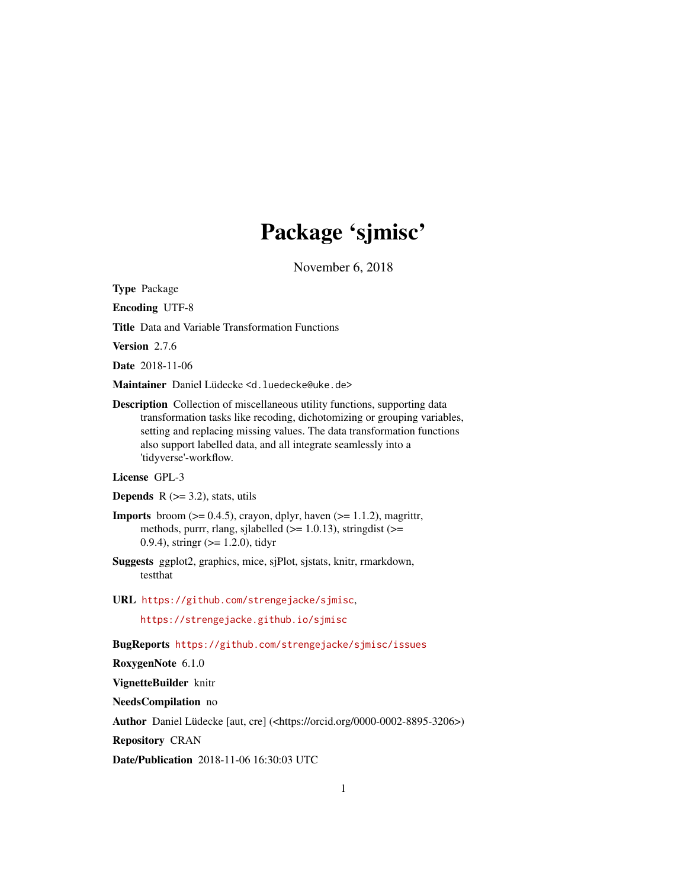# Package 'sjmisc'

November 6, 2018

**Type** Package

**Encoding** UTF-8

**Title** Data and Variable Transformation Functions

**Version** 2.7.6

**Date** 2018-11-06

**Maintainer** Daniel Lüdecke <d.luedecke@uke.de>

**Description** Collection of miscellaneous utility functions, supporting data transformation tasks like recoding, dichotomizing or grouping variables, setting and replacing missing values. The data transformation functions also support labelled data, and all integrate seamlessly into a 'tidyverse'-workflow.

**License** GPL-3

**Depends** R (>= 3.2), stats, utils

**Imports** broom (>= 0.4.5), crayon, dplyr, haven (>= 1.1.2), magrittr, methods, purrr, rlang, sjlabelled (>= 1.0.13), stringdist (>= 0.9.4), stringr (>= 1.2.0), tidyr

**Suggests** ggplot2, graphics, mice, sjPlot, sjstats, knitr, rmarkdown, testthat

**URL** https://github.com/strengejacke/sjmisc,
https://strengejacke.github.io/sjmisc

**BugReports** https://github.com/strengejacke/sjmisc/issues

**RoxygenNote** 6.1.0

**VignetteBuilder** knitr

**NeedsCompilation** no

**Author** Daniel Lüdecke [aut, cre] (<https://orcid.org/0000-0002-8895-3206>)

**Repository** CRAN

**Date/Publication** 2018-11-06 16:30:03 UTC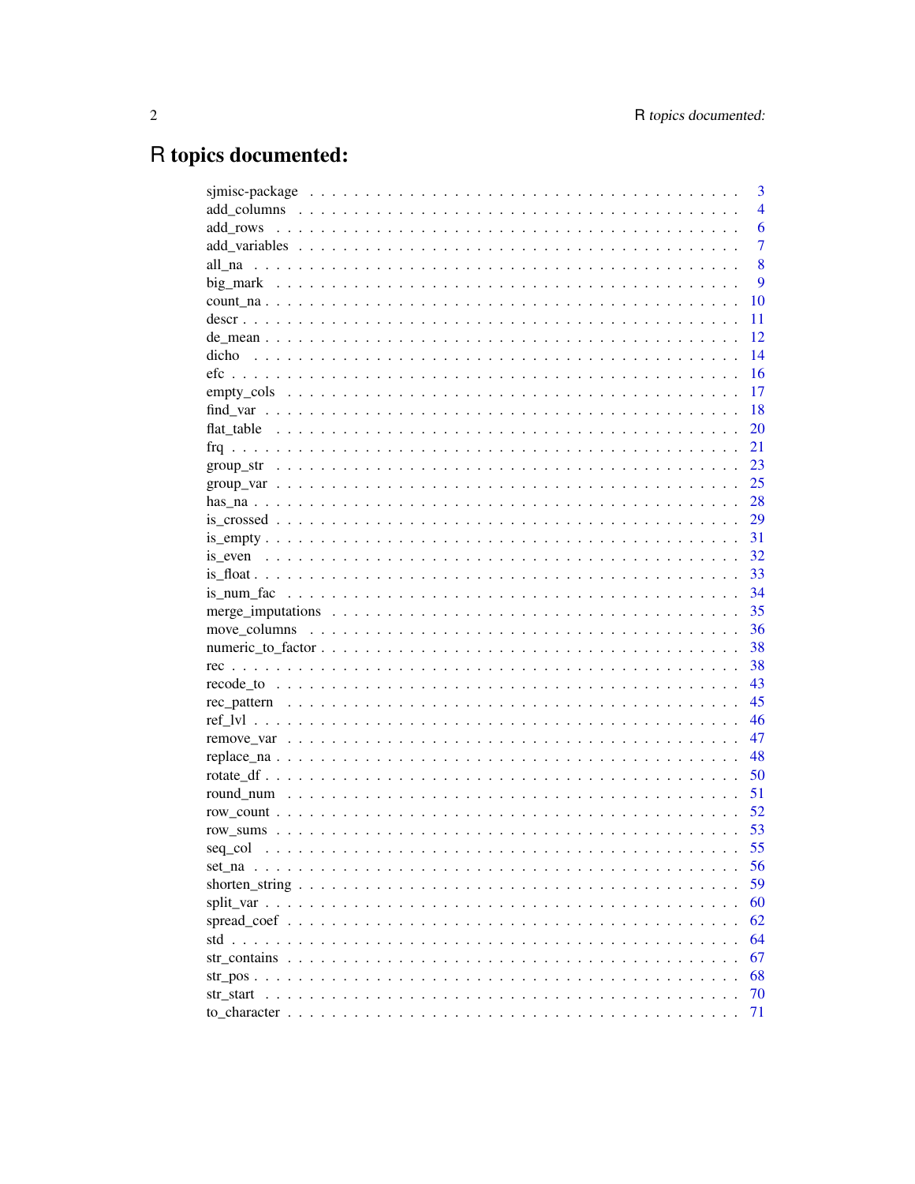# R topics documented:

| | |
|---|---|
| sjmisc-package | 3 |
| add_columns | 4 |
| add_rows | 6 |
| add_variables | 7 |
| all_na | 8 |
| big_mark | 9 |
| count_na | 10 |
| descr | 11 |
| de_mean | 12 |
| dicho | 14 |
| efc | 16 |
| empty_cols | 17 |
| find_var | 18 |
| flat_table | 20 |
| frq | 21 |
| group_str | 23 |
| group_var | 25 |
| has_na | 28 |
| is_crossed | 29 |
| is_empty | 31 |
| is_even | 32 |
| is_float | 33 |
| is_num_fac | 34 |
| merge_imputations | 35 |
| move_columns | 36 |
| numeric_to_factor | 38 |
| rec | 38 |
| recode_to | 43 |
| rec_pattern | 45 |
| ref_lvl | 46 |
| remove_var | 47 |
| replace_na | 48 |
| rotate_df | 50 |
| round_num | 51 |
| row_count | 52 |
| row_sums | 53 |
| seq_col | 55 |
| set_na | 56 |
| shorten_string | 59 |
| split_var | 60 |
| spread_coef | 62 |
| std | 64 |
| str_contains | 67 |
| str_pos | 68 |
| str_start | 70 |
| to_character | 71 |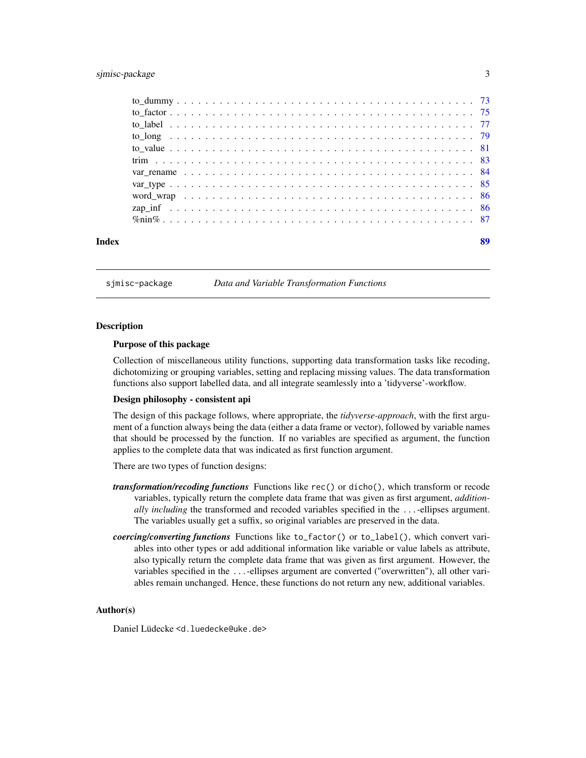| | |
|---|---|
| to_dummy | 73 |
| to_factor | 75 |
| to_label | 77 |
| to_long | 79 |
| to_value | 81 |
| trim | 83 |
| var_rename | 84 |
| var_type | 85 |
| word_wrap | 86 |
| zap_inf | 86 |
| %nin% | 87 |

**Index** 89

---

sjmisc-package *Data and Variable Transformation Functions*

---

## Description

### Purpose of this package

Collection of miscellaneous utility functions, supporting data transformation tasks like recoding, dichotomizing or grouping variables, setting and replacing missing values. The data transformation functions also support labelled data, and all integrate seamlessly into a 'tidyverse'-workflow.

### Design philosophy - consistent api

The design of this package follows, where appropriate, the *tidyverse-approach*, with the first argument of a function always being the data (either a data frame or vector), followed by variable names that should be processed by the function. If no variables are specified as argument, the function applies to the complete data that was indicated as first function argument.

There are two types of function designs:

***transformation/recoding functions*** Functions like `rec()` or `dicho()`, which transform or recode variables, typically return the complete data frame that was given as first argument, *additionally including* the transformed and recoded variables specified in the `...`-ellipses argument. The variables usually get a suffix, so original variables are preserved in the data.

***coercing/converting functions*** Functions like `to_factor()` or `to_label()`, which convert variables into other types or add additional information like variable or value labels as attribute, also typically return the complete data frame that was given as first argument. However, the variables specified in the `...`-ellipses argument are converted ("overwritten"), all other variables remain unchanged. Hence, these functions do not return any new, additional variables.

## Author(s)

Daniel Lüdecke <d.luedecke@uke.de>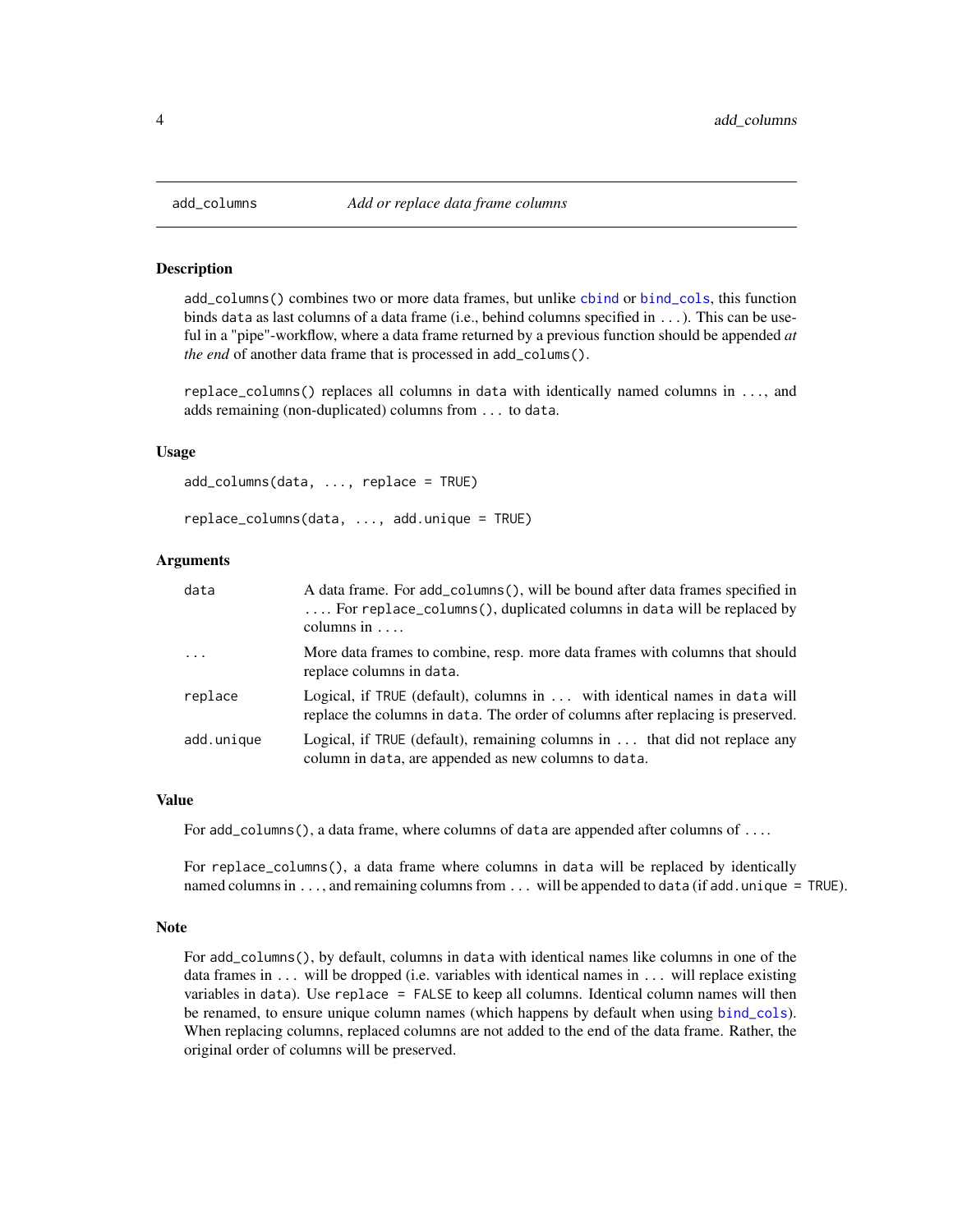## add_columns — *Add or replace data frame columns*

### Description

`add_columns()` combines two or more data frames, but unlike `cbind` or `bind_cols`, this function binds `data` as last columns of a data frame (i.e., behind columns specified in `...`). This can be useful in a "pipe"-workflow, where a data frame returned by a previous function should be appended *at the end* of another data frame that is processed in `add_colums()`.

`replace_columns()` replaces all columns in `data` with identically named columns in `...`, and adds remaining (non-duplicated) columns from `...` to `data`.

### Usage

```
add_columns(data, ..., replace = TRUE)

replace_columns(data, ..., add.unique = TRUE)
```

### Arguments

| | |
|---|---|
| `data` | A data frame. For `add_columns()`, will be bound after data frames specified in `...`. For `replace_columns()`, duplicated columns in `data` will be replaced by columns in `...`. |
| `...` | More data frames to combine, resp. more data frames with columns that should replace columns in `data`. |
| `replace` | Logical, if `TRUE` (default), columns in `...` with identical names in `data` will replace the columns in `data`. The order of columns after replacing is preserved. |
| `add.unique` | Logical, if `TRUE` (default), remaining columns in `...` that did not replace any column in `data`, are appended as new columns to `data`. |

### Value

For `add_columns()`, a data frame, where columns of `data` are appended after columns of `...`.

For `replace_columns()`, a data frame where columns in `data` will be replaced by identically named columns in `...`, and remaining columns from `...` will be appended to `data` (if `add.unique = TRUE`).

### Note

For `add_columns()`, by default, columns in `data` with identical names like columns in one of the data frames in `...` will be dropped (i.e. variables with identical names in `...` will replace existing variables in `data`). Use `replace = FALSE` to keep all columns. Identical column names will then be renamed, to ensure unique column names (which happens by default when using `bind_cols`). When replacing columns, replaced columns are not added to the end of the data frame. Rather, the original order of columns will be preserved.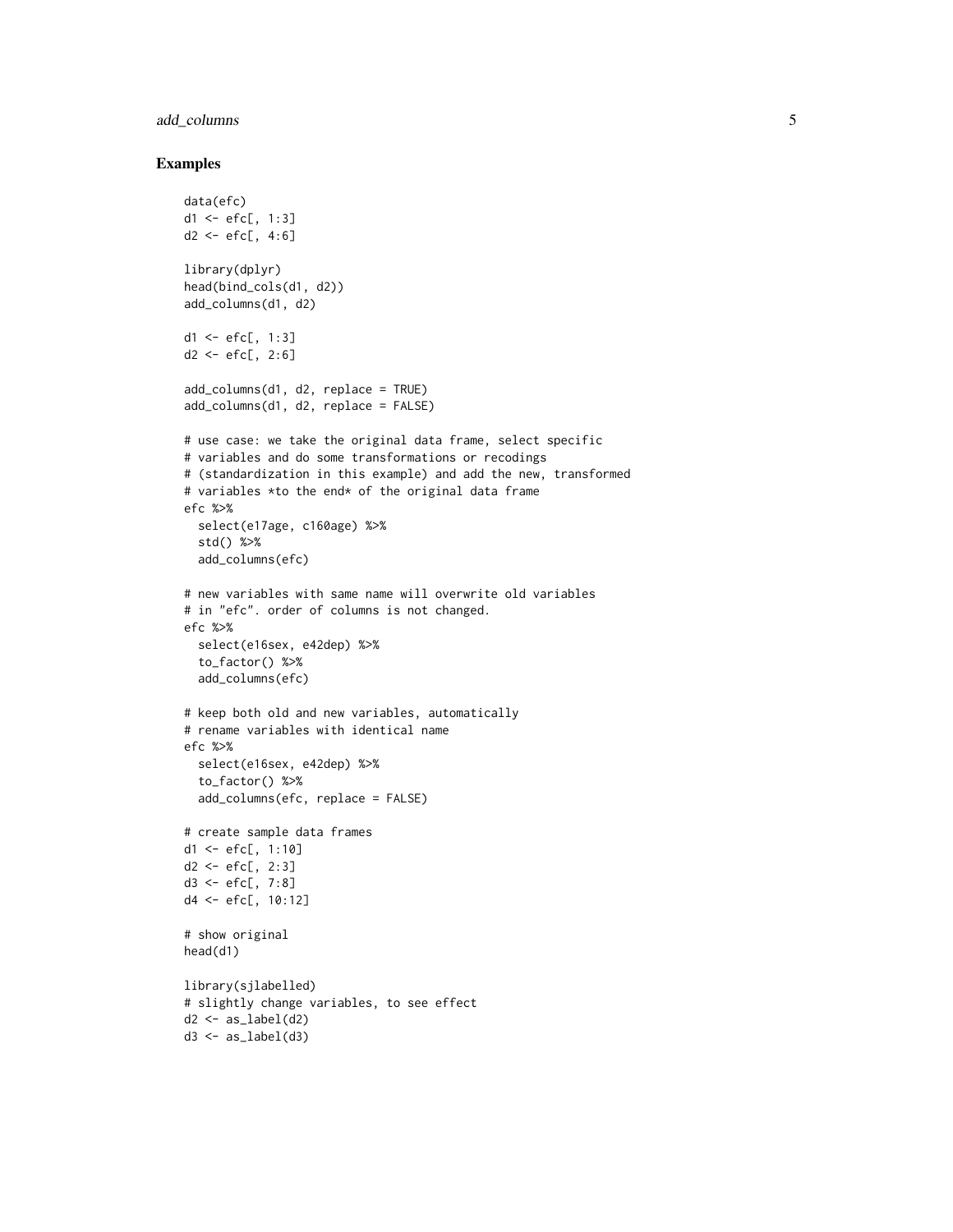## Examples

```
data(efc)
d1 <- efc[, 1:3]
d2 <- efc[, 4:6]

library(dplyr)
head(bind_cols(d1, d2))
add_columns(d1, d2)

d1 <- efc[, 1:3]
d2 <- efc[, 2:6]

add_columns(d1, d2, replace = TRUE)
add_columns(d1, d2, replace = FALSE)

# use case: we take the original data frame, select specific
# variables and do some transformations or recodings
# (standardization in this example) and add the new, transformed
# variables *to the end* of the original data frame
efc %>%
  select(e17age, c160age) %>%
  std() %>%
  add_columns(efc)

# new variables with same name will overwrite old variables
# in "efc". order of columns is not changed.
efc %>%
  select(e16sex, e42dep) %>%
  to_factor() %>%
  add_columns(efc)

# keep both old and new variables, automatically
# rename variables with identical name
efc %>%
  select(e16sex, e42dep) %>%
  to_factor() %>%
  add_columns(efc, replace = FALSE)

# create sample data frames
d1 <- efc[, 1:10]
d2 <- efc[, 2:3]
d3 <- efc[, 7:8]
d4 <- efc[, 10:12]

# show original
head(d1)

library(sjlabelled)
# slightly change variables, to see effect
d2 <- as_label(d2)
d3 <- as_label(d3)
```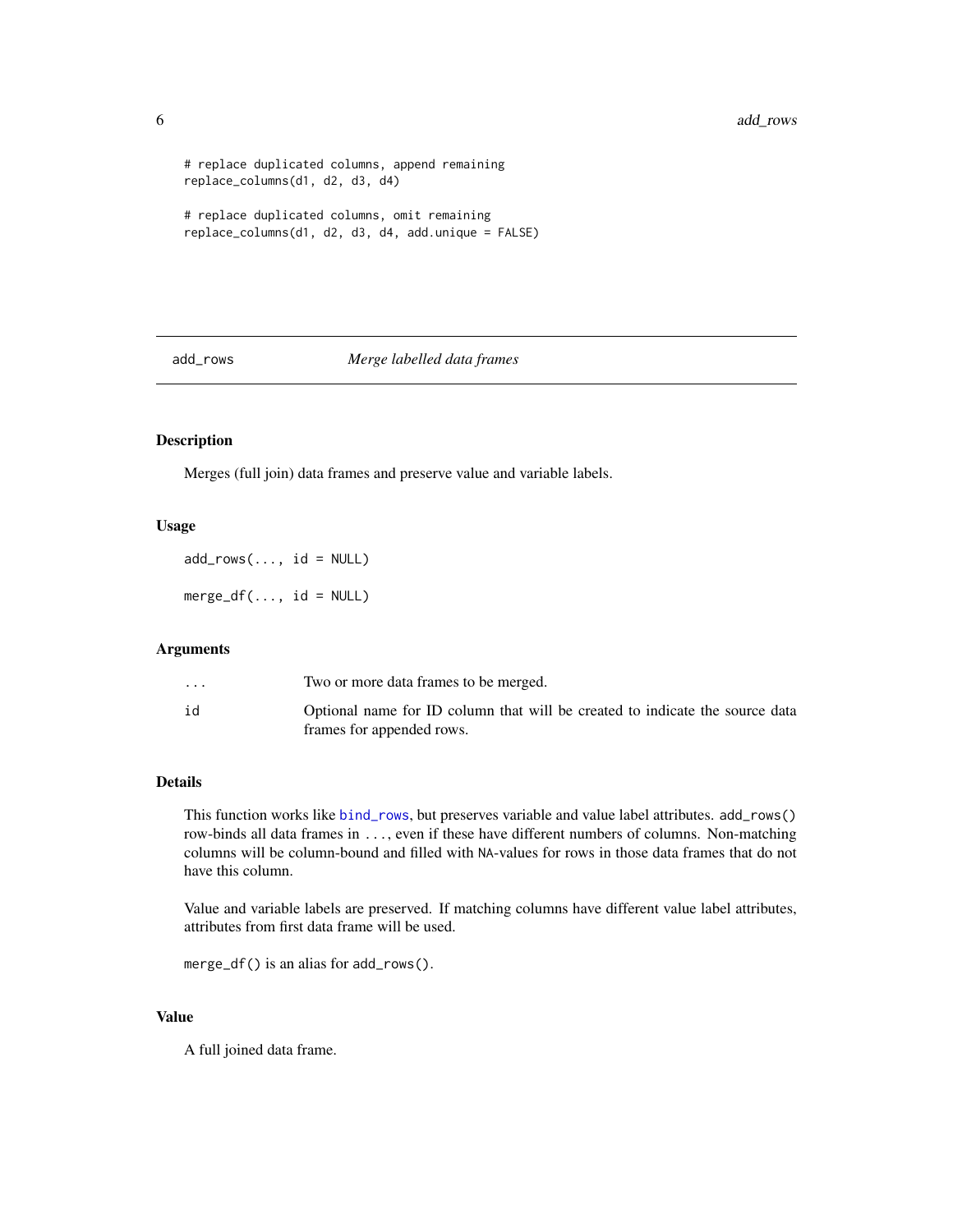```
# replace duplicated columns, append remaining
replace_columns(d1, d2, d3, d4)

# replace duplicated columns, omit remaining
replace_columns(d1, d2, d3, d4, add.unique = FALSE)
```

---

## add_rows — *Merge labelled data frames*

### Description

Merges (full join) data frames and preserve value and variable labels.

### Usage

```
add_rows(..., id = NULL)

merge_df(..., id = NULL)
```

### Arguments

| | |
|---|---|
| `...` | Two or more data frames to be merged. |
| `id` | Optional name for ID column that will be created to indicate the source data frames for appended rows. |

### Details

This function works like `bind_rows`, but preserves variable and value label attributes. `add_rows()` row-binds all data frames in `...`, even if these have different numbers of columns. Non-matching columns will be column-bound and filled with `NA`-values for rows in those data frames that do not have this column.

Value and variable labels are preserved. If matching columns have different value label attributes, attributes from first data frame will be used.

`merge_df()` is an alias for `add_rows()`.

### Value

A full joined data frame.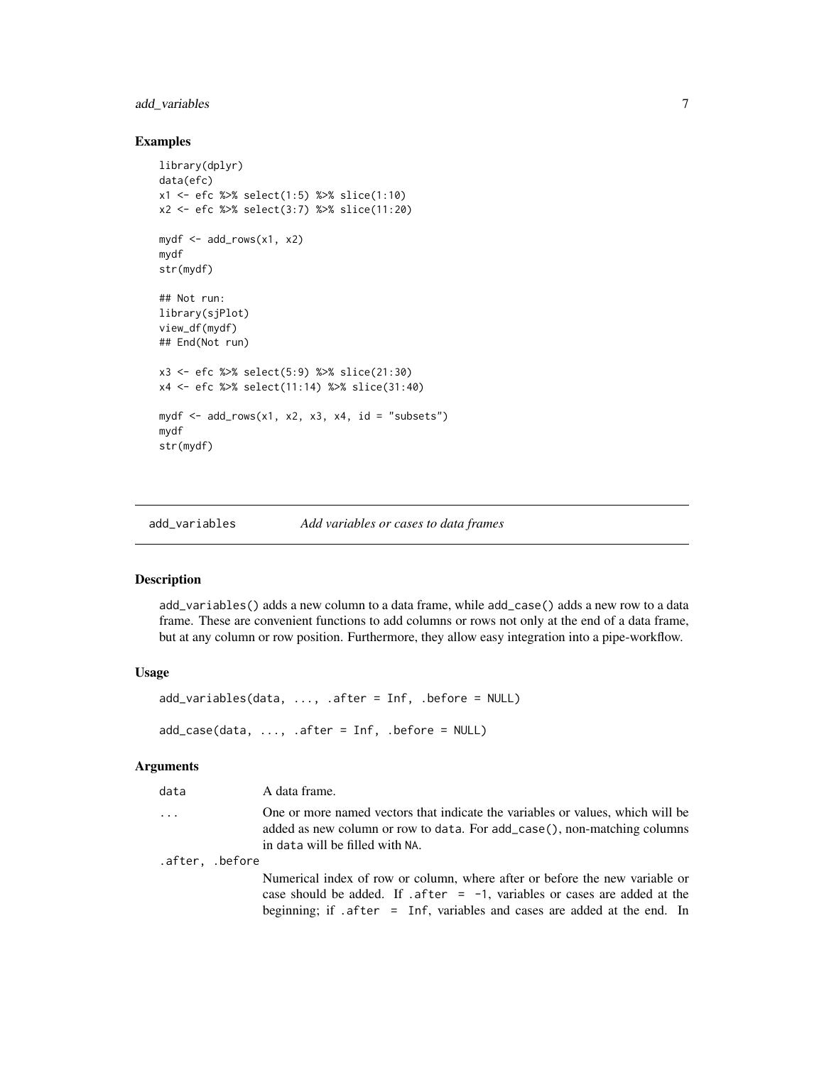## Examples

```
library(dplyr)
data(efc)
x1 <- efc %>% select(1:5) %>% slice(1:10)
x2 <- efc %>% select(3:7) %>% slice(11:20)

mydf <- add_rows(x1, x2)
mydf
str(mydf)

## Not run:
library(sjPlot)
view_df(mydf)
## End(Not run)

x3 <- efc %>% select(5:9) %>% slice(21:30)
x4 <- efc %>% select(11:14) %>% slice(31:40)

mydf <- add_rows(x1, x2, x3, x4, id = "subsets")
mydf
str(mydf)
```

---

# add_variables *Add variables or cases to data frames*

## Description

`add_variables()` adds a new column to a data frame, while `add_case()` adds a new row to a data frame. These are convenient functions to add columns or rows not only at the end of a data frame, but at any column or row position. Furthermore, they allow easy integration into a pipe-workflow.

## Usage

```
add_variables(data, ..., .after = Inf, .before = NULL)

add_case(data, ..., .after = Inf, .before = NULL)
```

## Arguments

| | |
|---|---|
| `data` | A data frame. |
| `...` | One or more named vectors that indicate the variables or values, which will be added as new column or row to `data`. For `add_case()`, non-matching columns in `data` will be filled with `NA`. |
| `.after, .before` | Numerical index of row or column, where after or before the new variable or case should be added. If `.after = -1`, variables or cases are added at the beginning; if `.after = Inf`, variables and cases are added at the end. In |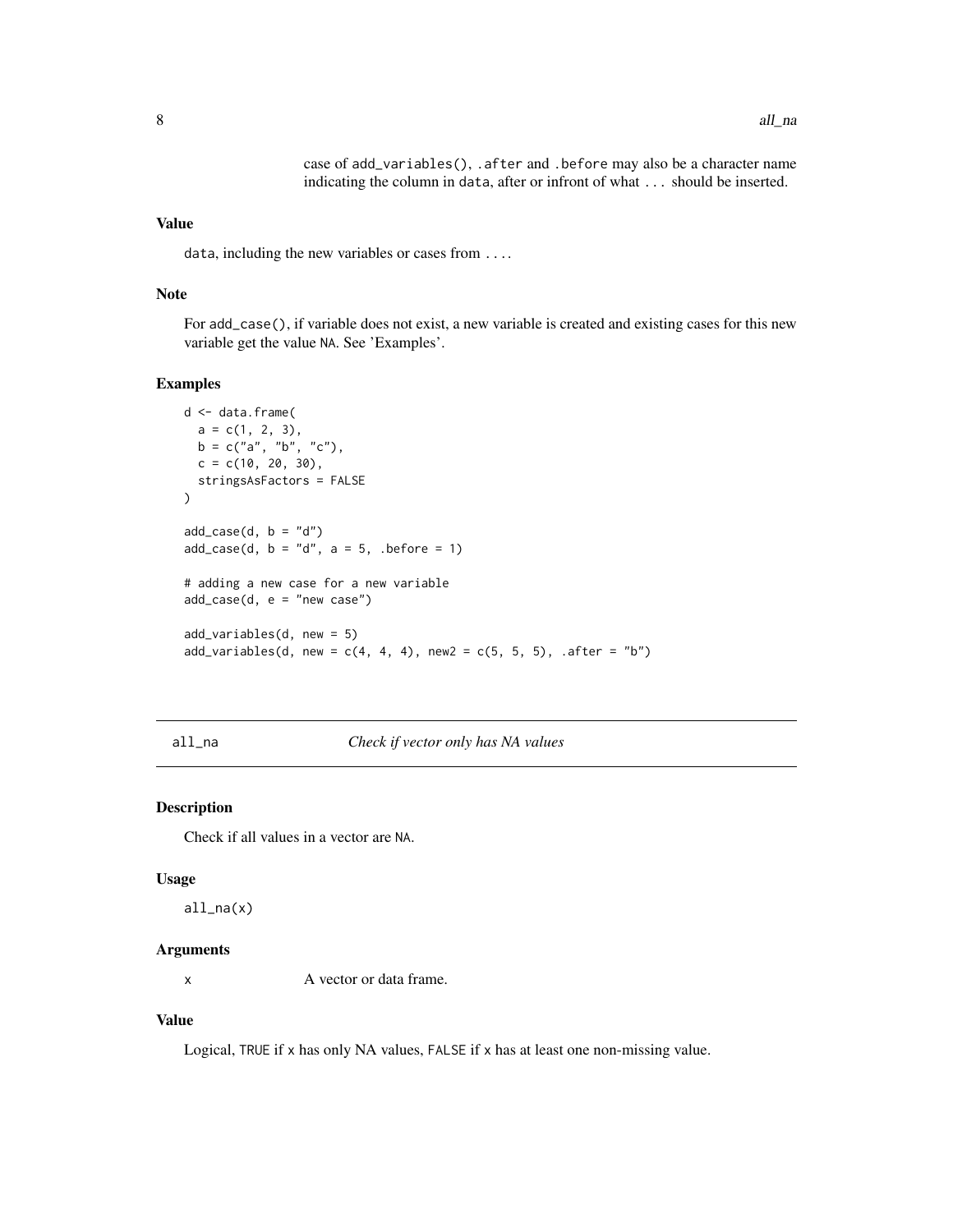case of add_variables(), .after and .before may also be a character name indicating the column in data, after or infront of what ... should be inserted.

### Value

data, including the new variables or cases from ....

### Note

For add_case(), if variable does not exist, a new variable is created and existing cases for this new variable get the value NA. See 'Examples'.

### Examples

```
d <- data.frame(
  a = c(1, 2, 3),
  b = c("a", "b", "c"),
  c = c(10, 20, 30),
  stringsAsFactors = FALSE
)

add_case(d, b = "d")
add_case(d, b = "d", a = 5, .before = 1)

# adding a new case for a new variable
add_case(d, e = "new case")

add_variables(d, new = 5)
add_variables(d, new = c(4, 4, 4), new2 = c(5, 5, 5), .after = "b")
```

---

## all_na — *Check if vector only has NA values*

### Description

Check if all values in a vector are NA.

### Usage

```
all_na(x)
```

### Arguments

| | |
|---|---|
| x | A vector or data frame. |

### Value

Logical, TRUE if x has only NA values, FALSE if x has at least one non-missing value.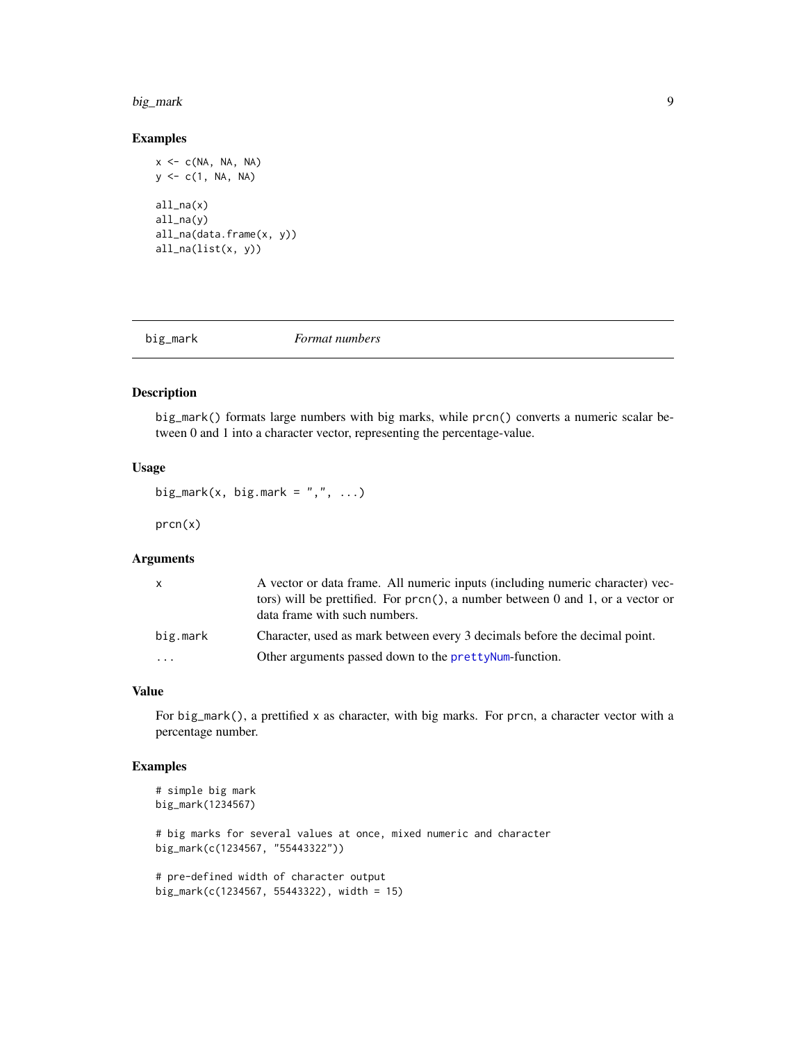## Examples

```
x <- c(NA, NA, NA)
y <- c(1, NA, NA)

all_na(x)
all_na(y)
all_na(data.frame(x, y))
all_na(list(x, y))
```

---

# big_mark — *Format numbers*

---

## Description

big_mark() formats large numbers with big marks, while prcn() converts a numeric scalar between 0 and 1 into a character vector, representing the percentage-value.

## Usage

```
big_mark(x, big.mark = ",", ...)

prcn(x)
```

## Arguments

| | |
|---|---|
| x | A vector or data frame. All numeric inputs (including numeric character) vectors) will be prettified. For prcn(), a number between 0 and 1, or a vector or data frame with such numbers. |
| big.mark | Character, used as mark between every 3 decimals before the decimal point. |
| ... | Other arguments passed down to the prettyNum-function. |

## Value

For big_mark(), a prettified x as character, with big marks. For prcn, a character vector with a percentage number.

## Examples

```
# simple big mark
big_mark(1234567)

# big marks for several values at once, mixed numeric and character
big_mark(c(1234567, "55443322"))

# pre-defined width of character output
big_mark(c(1234567, 55443322), width = 15)
```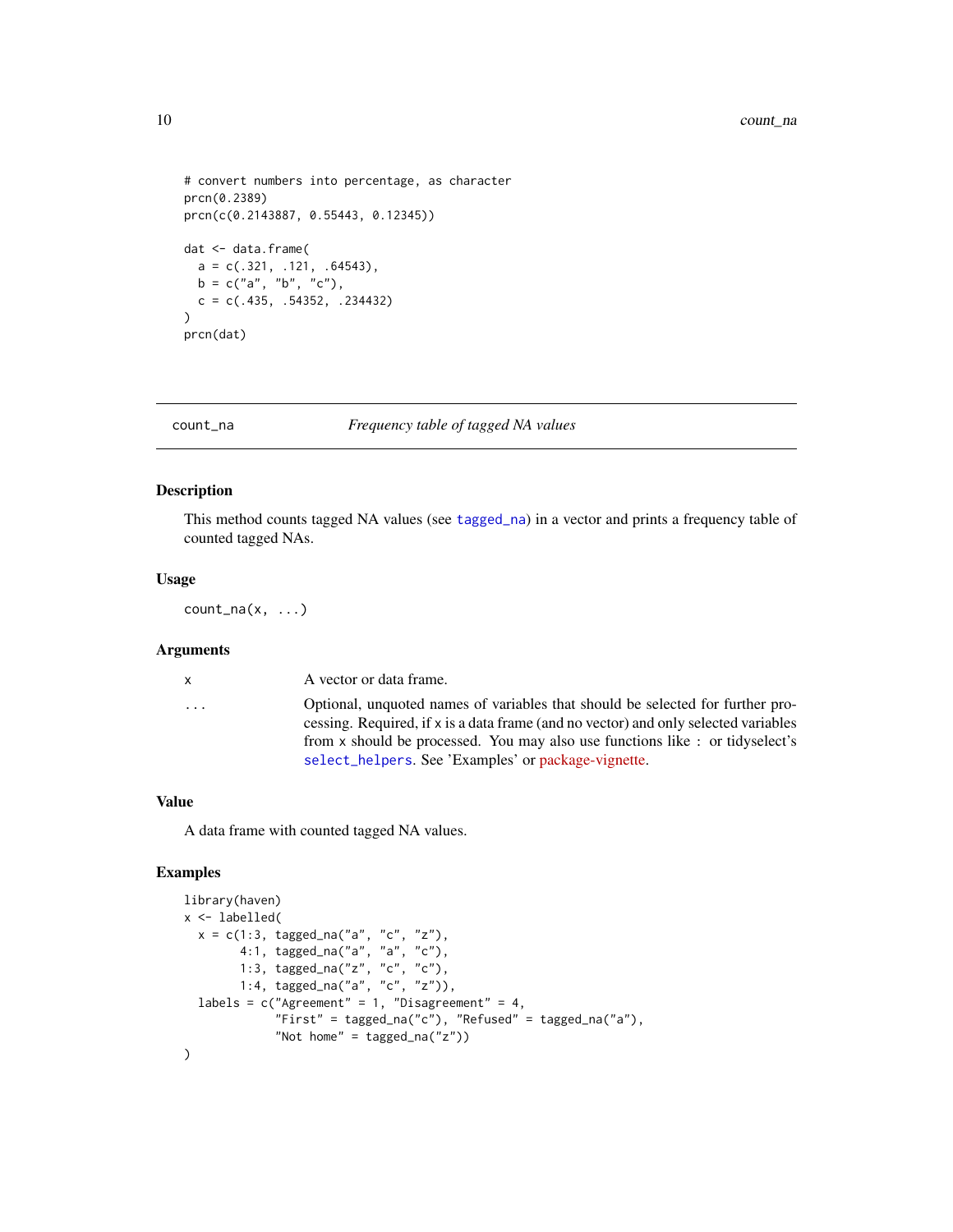```
# convert numbers into percentage, as character
prcn(0.2389)
prcn(c(0.2143887, 0.55443, 0.12345))

dat <- data.frame(
  a = c(.321, .121, .64543),
  b = c("a", "b", "c"),
  c = c(.435, .54352, .234432)
)
prcn(dat)
```

## count_na — *Frequency table of tagged NA values*

### Description

This method counts tagged NA values (see `tagged_na`) in a vector and prints a frequency table of counted tagged NAs.

### Usage

```
count_na(x, ...)
```

### Arguments

| | |
|---|---|
| `x` | A vector or data frame. |
| `...` | Optional, unquoted names of variables that should be selected for further processing. Required, if `x` is a data frame (and no vector) and only selected variables from `x` should be processed. You may also use functions like `:` or tidyselect's `select_helpers`. See 'Examples' or package-vignette. |

### Value

A data frame with counted tagged NA values.

### Examples

```
library(haven)
x <- labelled(
  x = c(1:3, tagged_na("a", "c", "z"),
        4:1, tagged_na("a", "a", "c"),
        1:3, tagged_na("z", "c", "c"),
        1:4, tagged_na("a", "c", "z")),
  labels = c("Agreement" = 1, "Disagreement" = 4,
             "First" = tagged_na("c"), "Refused" = tagged_na("a"),
             "Not home" = tagged_na("z"))
)
```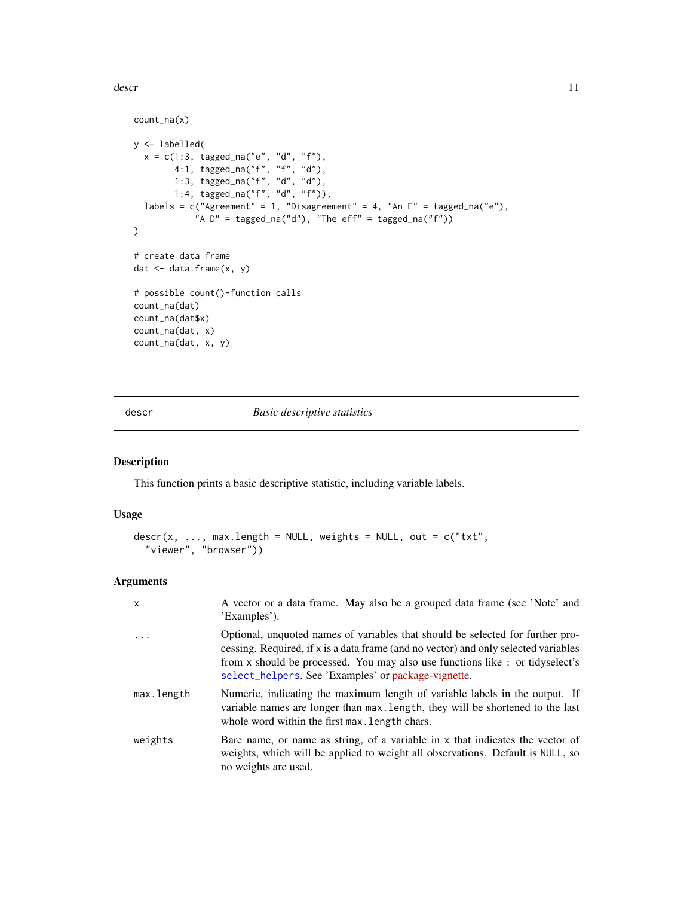```
count_na(x)

y <- labelled(
  x = c(1:3, tagged_na("e", "d", "f"),
        4:1, tagged_na("f", "f", "d"),
        1:3, tagged_na("f", "d", "d"),
        1:4, tagged_na("f", "d", "f")),
  labels = c("Agreement" = 1, "Disagreement" = 4, "An E" = tagged_na("e"),
             "A D" = tagged_na("d"), "The eff" = tagged_na("f"))
)

# create data frame
dat <- data.frame(x, y)

# possible count()-function calls
count_na(dat)
count_na(dat$x)
count_na(dat, x)
count_na(dat, x, y)
```

## descr — *Basic descriptive statistics*

### Description

This function prints a basic descriptive statistic, including variable labels.

### Usage

```
descr(x, ..., max.length = NULL, weights = NULL, out = c("txt",
  "viewer", "browser"))
```

### Arguments

| | |
|---|---|
| `x` | A vector or a data frame. May also be a grouped data frame (see 'Note' and 'Examples'). |
| `...` | Optional, unquoted names of variables that should be selected for further processing. Required, if `x` is a data frame (and no vector) and only selected variables from `x` should be processed. You may also use functions like `:` or tidyselect's `select_helpers`. See 'Examples' or package-vignette. |
| `max.length` | Numeric, indicating the maximum length of variable labels in the output. If variable names are longer than `max.length`, they will be shortened to the last whole word within the first `max.length` chars. |
| `weights` | Bare name, or name as string, of a variable in `x` that indicates the vector of weights, which will be applied to weight all observations. Default is `NULL`, so no weights are used. |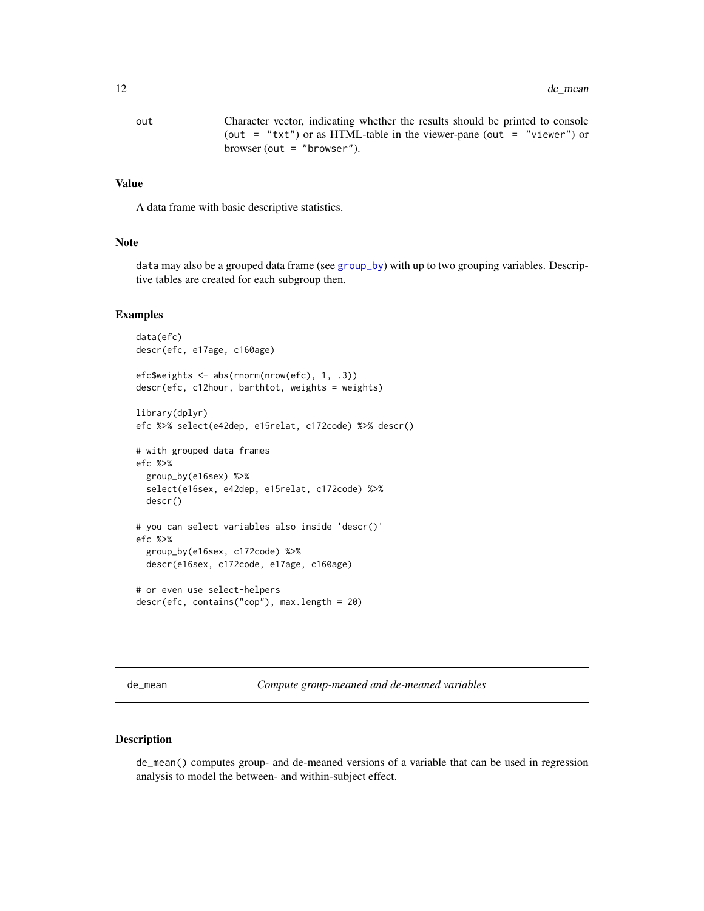| | |
|---|---|
| out | Character vector, indicating whether the results should be printed to console (`out = "txt"`) or as HTML-table in the viewer-pane (`out = "viewer"`) or browser (`out = "browser"`). |

### Value

A data frame with basic descriptive statistics.

### Note

`data` may also be a grouped data frame (see group_by) with up to two grouping variables. Descriptive tables are created for each subgroup then.

### Examples

```
data(efc)
descr(efc, e17age, c160age)

efc$weights <- abs(rnorm(nrow(efc), 1, .3))
descr(efc, c12hour, barthtot, weights = weights)

library(dplyr)
efc %>% select(e42dep, e15relat, c172code) %>% descr()

# with grouped data frames
efc %>%
  group_by(e16sex) %>%
  select(e16sex, e42dep, e15relat, c172code) %>%
  descr()

# you can select variables also inside 'descr()'
efc %>%
  group_by(e16sex, c172code) %>%
  descr(e16sex, c172code, e17age, c160age)

# or even use select-helpers
descr(efc, contains("cop"), max.length = 20)
```

---

## de_mean — *Compute group-meaned and de-meaned variables*

### Description

`de_mean()` computes group- and de-meaned versions of a variable that can be used in regression analysis to model the between- and within-subject effect.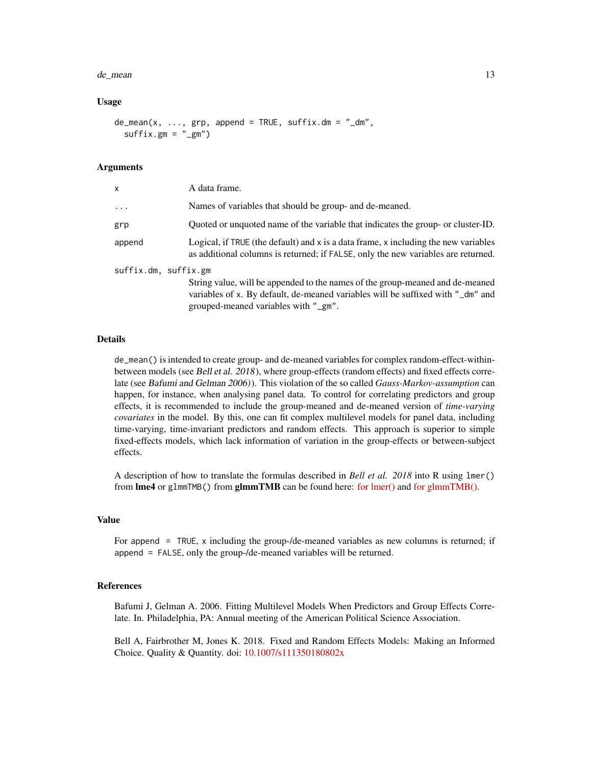### Usage

```
de_mean(x, ..., grp, append = TRUE, suffix.dm = "_dm",
  suffix.gm = "_gm")
```

### Arguments

| | |
|---|---|
| x | A data frame. |
| ... | Names of variables that should be group- and de-meaned. |
| grp | Quoted or unquoted name of the variable that indicates the group- or cluster-ID. |
| append | Logical, if TRUE (the default) and x is a data frame, x including the new variables as additional columns is returned; if FALSE, only the new variables are returned. |
| suffix.dm, suffix.gm | String value, will be appended to the names of the group-meaned and de-meaned variables of x. By default, de-meaned variables will be suffixed with "_dm" and grouped-meaned variables with "_gm". |

### Details

de_mean() is intended to create group- and de-meaned variables for complex random-effect-within-between models (see *Bell et al. 2018*), where group-effects (random effects) and fixed effects correlate (see *Bafumi and Gelman 2006)*). This violation of the so called *Gauss-Markov-assumption* can happen, for instance, when analysing panel data. To control for correlating predictors and group effects, it is recommended to include the group-meaned and de-meaned version of *time-varying covariates* in the model. By this, one can fit complex multilevel models for panel data, including time-varying, time-invariant predictors and random effects. This approach is superior to simple fixed-effects models, which lack information of variation in the group-effects or between-subject effects.

A description of how to translate the formulas described in *Bell et al. 2018* into R using lmer() from **lme4** or glmmTMB() from **glmmTMB** can be found here: for lmer() and for glmmTMB().

### Value

For append = TRUE, x including the group-/de-meaned variables as new columns is returned; if append = FALSE, only the group-/de-meaned variables will be returned.

### References

Bafumi J, Gelman A. 2006. Fitting Multilevel Models When Predictors and Group Effects Correlate. In. Philadelphia, PA: Annual meeting of the American Political Science Association.

Bell A, Fairbrother M, Jones K. 2018. Fixed and Random Effects Models: Making an Informed Choice. Quality & Quantity. doi: 10.1007/s111350180802x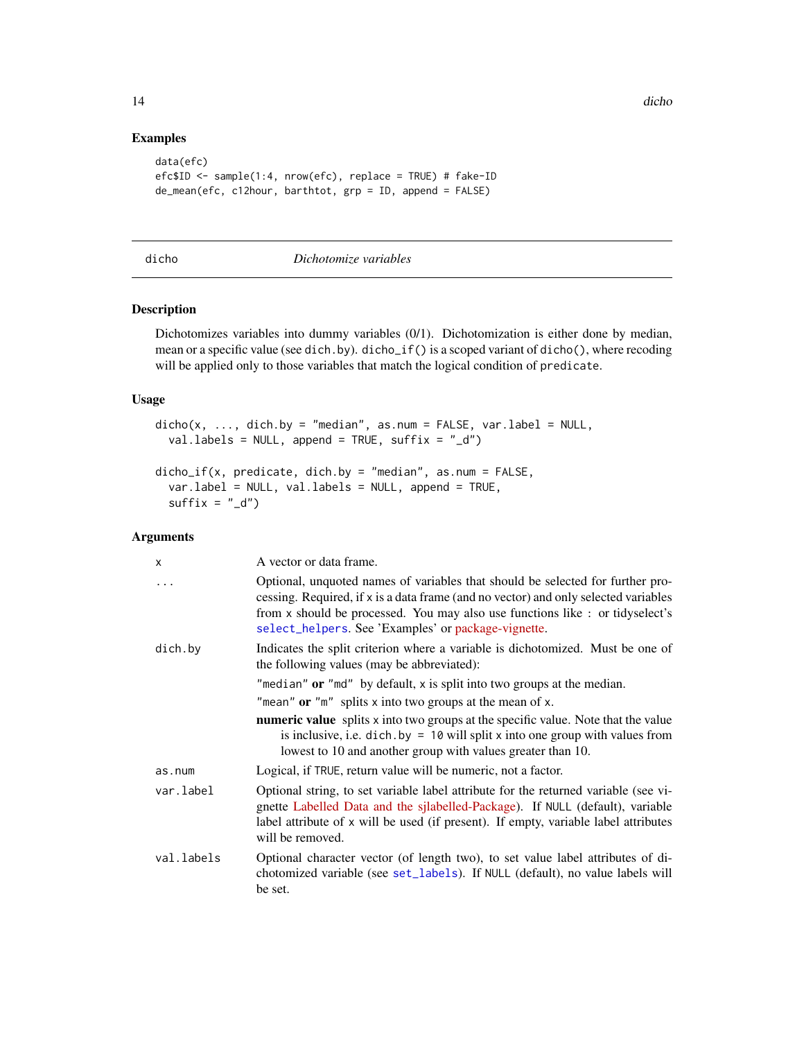## Examples

```
data(efc)
efc$ID <- sample(1:4, nrow(efc), replace = TRUE) # fake-ID
de_mean(efc, c12hour, barthtot, grp = ID, append = FALSE)
```

---

# dicho — *Dichotomize variables*

---

## Description

Dichotomizes variables into dummy variables (0/1). Dichotomization is either done by median, mean or a specific value (see `dich.by`). `dicho_if()` is a scoped variant of `dicho()`, where recoding will be applied only to those variables that match the logical condition of `predicate`.

## Usage

```
dicho(x, ..., dich.by = "median", as.num = FALSE, var.label = NULL,
  val.labels = NULL, append = TRUE, suffix = "_d")

dicho_if(x, predicate, dich.by = "median", as.num = FALSE,
  var.label = NULL, val.labels = NULL, append = TRUE,
  suffix = "_d")
```

## Arguments

| | |
|---|---|
| `x` | A vector or data frame. |
| `...` | Optional, unquoted names of variables that should be selected for further processing. Required, if `x` is a data frame (and no vector) and only selected variables from `x` should be processed. You may also use functions like `:` or tidyselect's `select_helpers`. See 'Examples' or package-vignette. |
| `dich.by` | Indicates the split criterion where a variable is dichotomized. Must be one of the following values (may be abbreviated):<br>`"median"` **or** `"md"` by default, `x` is split into two groups at the median.<br>`"mean"` **or** `"m"` splits `x` into two groups at the mean of `x`.<br>**numeric value** splits `x` into two groups at the specific value. Note that the value is inclusive, i.e. `dich.by = 10` will split `x` into one group with values from lowest to 10 and another group with values greater than 10. |
| `as.num` | Logical, if `TRUE`, return value will be numeric, not a factor. |
| `var.label` | Optional string, to set variable label attribute for the returned variable (see vignette Labelled Data and the sjlabelled-Package). If `NULL` (default), variable label attribute of `x` will be used (if present). If empty, variable label attributes will be removed. |
| `val.labels` | Optional character vector (of length two), to set value label attributes of dichotomized variable (see `set_labels`). If `NULL` (default), no value labels will be set. |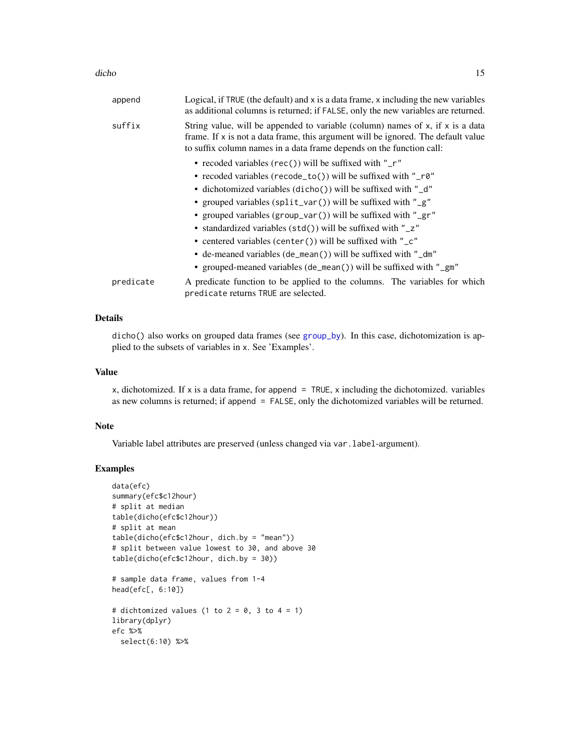| | |
|---|---|
| append | Logical, if TRUE (the default) and x is a data frame, x including the new variables as additional columns is returned; if FALSE, only the new variables are returned. |
| suffix | String value, will be appended to variable (column) names of x, if x is a data frame. If x is not a data frame, this argument will be ignored. The default value to suffix column names in a data frame depends on the function call:<br>• recoded variables (rec()) will be suffixed with "_r"<br>• recoded variables (recode_to()) will be suffixed with "_r0"<br>• dichotomized variables (dicho()) will be suffixed with "_d"<br>• grouped variables (split_var()) will be suffixed with "_g"<br>• grouped variables (group_var()) will be suffixed with "_gr"<br>• standardized variables (std()) will be suffixed with "_z"<br>• centered variables (center()) will be suffixed with "_c"<br>• de-meaned variables (de_mean()) will be suffixed with "_dm"<br>• grouped-meaned variables (de_mean()) will be suffixed with "_gm" |
| predicate | A predicate function to be applied to the columns. The variables for which predicate returns TRUE are selected. |

### Details

dicho() also works on grouped data frames (see group_by). In this case, dichotomization is applied to the subsets of variables in x. See 'Examples'.

### Value

x, dichotomized. If x is a data frame, for append = TRUE, x including the dichotomized. variables as new columns is returned; if append = FALSE, only the dichotomized variables will be returned.

### Note

Variable label attributes are preserved (unless changed via var.label-argument).

### Examples

```
data(efc)
summary(efc$c12hour)
# split at median
table(dicho(efc$c12hour))
# split at mean
table(dicho(efc$c12hour, dich.by = "mean"))
# split between value lowest to 30, and above 30
table(dicho(efc$c12hour, dich.by = 30))

# sample data frame, values from 1-4
head(efc[, 6:10])

# dichtomized values (1 to 2 = 0, 3 to 4 = 1)
library(dplyr)
efc %>%
  select(6:10) %>%
```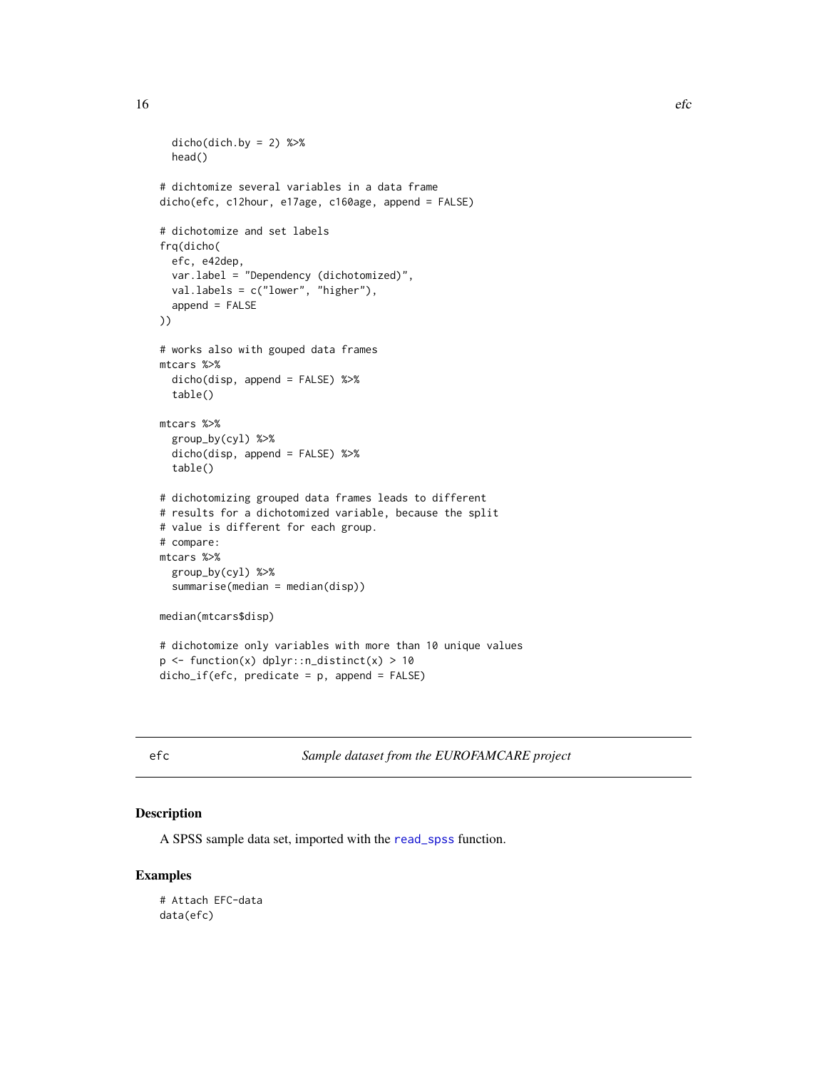```
  dicho(dich.by = 2) %>%
  head()

# dichtomize several variables in a data frame
dicho(efc, c12hour, e17age, c160age, append = FALSE)

# dichotomize and set labels
frq(dicho(
  efc, e42dep,
  var.label = "Dependency (dichotomized)",
  val.labels = c("lower", "higher"),
  append = FALSE
))

# works also with gouped data frames
mtcars %>%
  dicho(disp, append = FALSE) %>%
  table()

mtcars %>%
  group_by(cyl) %>%
  dicho(disp, append = FALSE) %>%
  table()

# dichotomizing grouped data frames leads to different
# results for a dichotomized variable, because the split
# value is different for each group.
# compare:
mtcars %>%
  group_by(cyl) %>%
  summarise(median = median(disp))

median(mtcars$disp)

# dichotomize only variables with more than 10 unique values
p <- function(x) dplyr::n_distinct(x) > 10
dicho_if(efc, predicate = p, append = FALSE)
```

---

## efc — *Sample dataset from the EUROFAMCARE project*

### Description

A SPSS sample data set, imported with the read_spss function.

### Examples

```
# Attach EFC-data
data(efc)
```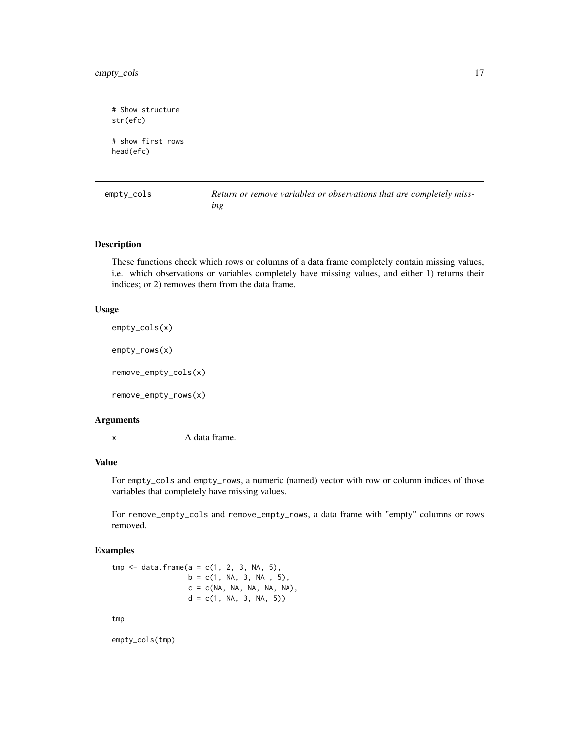```
# Show structure
str(efc)

# show first rows
head(efc)
```

---

## empty_cols — *Return or remove variables or observations that are completely missing*

### Description

These functions check which rows or columns of a data frame completely contain missing values, i.e. which observations or variables completely have missing values, and either 1) returns their indices; or 2) removes them from the data frame.

### Usage

```
empty_cols(x)

empty_rows(x)

remove_empty_cols(x)

remove_empty_rows(x)
```

### Arguments

| | |
|---|---|
| x | A data frame. |

### Value

For `empty_cols` and `empty_rows`, a numeric (named) vector with row or column indices of those variables that completely have missing values.

For `remove_empty_cols` and `remove_empty_rows`, a data frame with "empty" columns or rows removed.

### Examples

```
tmp <- data.frame(a = c(1, 2, 3, NA, 5),
                  b = c(1, NA, 3, NA , 5),
                  c = c(NA, NA, NA, NA, NA),
                  d = c(1, NA, 3, NA, 5))

tmp

empty_cols(tmp)
```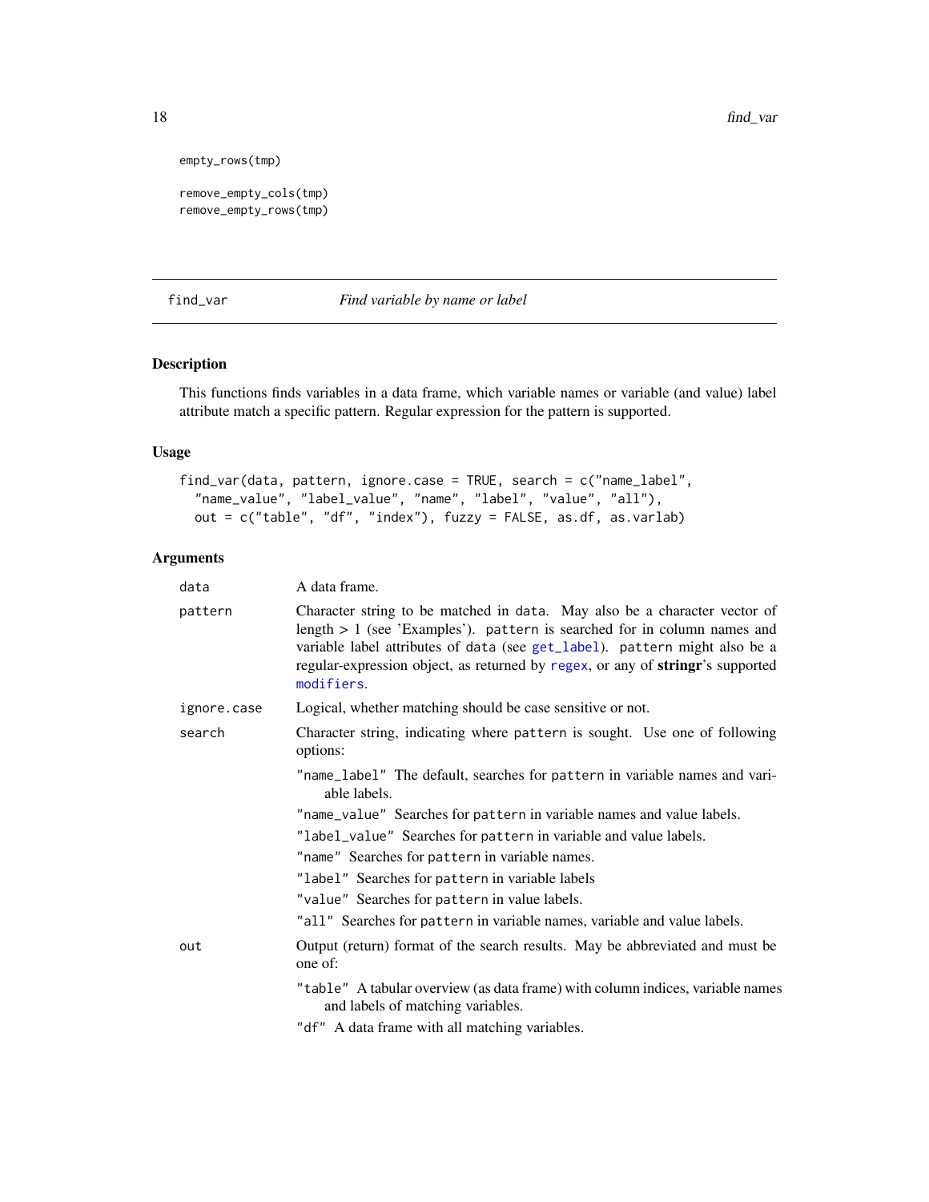```
empty_rows(tmp)

remove_empty_cols(tmp)
remove_empty_rows(tmp)
```

## find_var — *Find variable by name or label*

### Description

This functions finds variables in a data frame, which variable names or variable (and value) label attribute match a specific pattern. Regular expression for the pattern is supported.

### Usage

```
find_var(data, pattern, ignore.case = TRUE, search = c("name_label",
  "name_value", "label_value", "name", "label", "value", "all"),
  out = c("table", "df", "index"), fuzzy = FALSE, as.df, as.varlab)
```

### Arguments

`data` — A data frame.

`pattern` — Character string to be matched in `data`. May also be a character vector of length > 1 (see 'Examples'). `pattern` is searched for in column names and variable label attributes of `data` (see `get_label`). `pattern` might also be a regular-expression object, as returned by `regex`, or any of **stringr**'s supported `modifiers`.

`ignore.case` — Logical, whether matching should be case sensitive or not.

`search` — Character string, indicating where `pattern` is sought. Use one of following options:

- `"name_label"` The default, searches for `pattern` in variable names and variable labels.
- `"name_value"` Searches for `pattern` in variable names and value labels.
- `"label_value"` Searches for `pattern` in variable and value labels.
- `"name"` Searches for `pattern` in variable names.
- `"label"` Searches for `pattern` in variable labels
- `"value"` Searches for `pattern` in value labels.
- `"all"` Searches for `pattern` in variable names, variable and value labels.

`out` — Output (return) format of the search results. May be abbreviated and must be one of:

- `"table"` A tabular overview (as data frame) with column indices, variable names and labels of matching variables.
- `"df"` A data frame with all matching variables.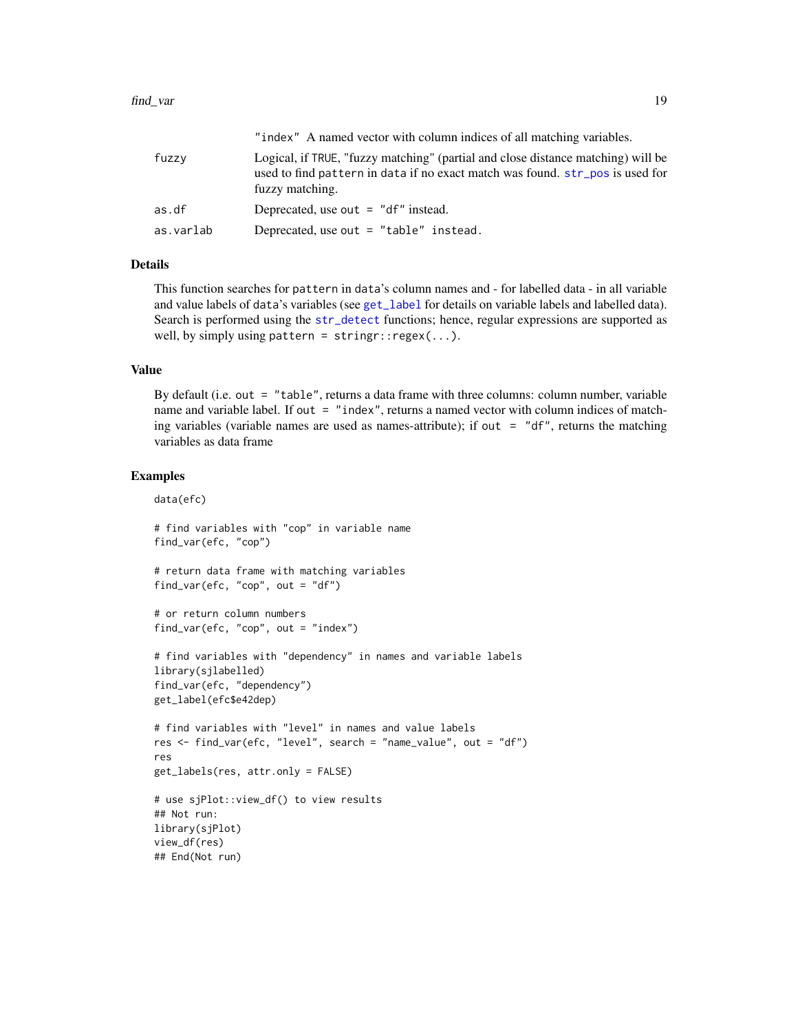| | |
|---|---|
| | "index" A named vector with column indices of all matching variables. |
| fuzzy | Logical, if TRUE, "fuzzy matching" (partial and close distance matching) will be used to find pattern in data if no exact match was found. str_pos is used for fuzzy matching. |
| as.df | Deprecated, use out = "df" instead. |
| as.varlab | Deprecated, use out = "table" instead. |

## Details

This function searches for pattern in data's column names and - for labelled data - in all variable and value labels of data's variables (see get_label for details on variable labels and labelled data). Search is performed using the str_detect functions; hence, regular expressions are supported as well, by simply using pattern = stringr::regex(...).

## Value

By default (i.e. out = "table", returns a data frame with three columns: column number, variable name and variable label. If out = "index", returns a named vector with column indices of matching variables (variable names are used as names-attribute); if out = "df", returns the matching variables as data frame

## Examples

```
data(efc)

# find variables with "cop" in variable name
find_var(efc, "cop")

# return data frame with matching variables
find_var(efc, "cop", out = "df")

# or return column numbers
find_var(efc, "cop", out = "index")

# find variables with "dependency" in names and variable labels
library(sjlabelled)
find_var(efc, "dependency")
get_label(efc$e42dep)

# find variables with "level" in names and value labels
res <- find_var(efc, "level", search = "name_value", out = "df")
res
get_labels(res, attr.only = FALSE)

# use sjPlot::view_df() to view results
## Not run:
library(sjPlot)
view_df(res)
## End(Not run)
```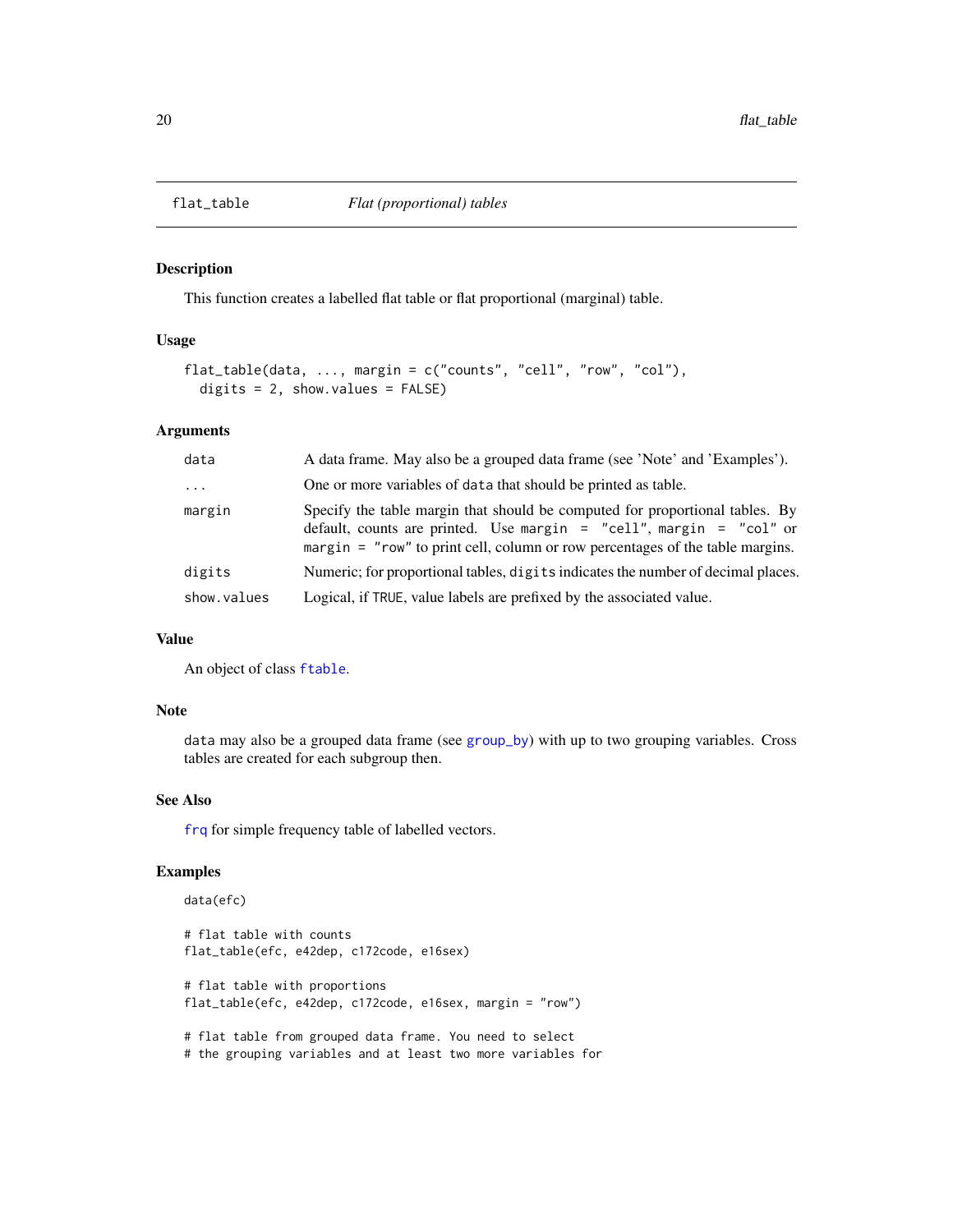## flat_table *Flat (proportional) tables*

### Description

This function creates a labelled flat table or flat proportional (marginal) table.

### Usage

```
flat_table(data, ..., margin = c("counts", "cell", "row", "col"),
  digits = 2, show.values = FALSE)
```

### Arguments

| | |
|---|---|
| data | A data frame. May also be a grouped data frame (see 'Note' and 'Examples'). |
| ... | One or more variables of `data` that should be printed as table. |
| margin | Specify the table margin that should be computed for proportional tables. By default, counts are printed. Use `margin = "cell"`, `margin = "col"` or `margin = "row"` to print cell, column or row percentages of the table margins. |
| digits | Numeric; for proportional tables, `digits` indicates the number of decimal places. |
| show.values | Logical, if `TRUE`, value labels are prefixed by the associated value. |

### Value

An object of class `ftable`.

### Note

`data` may also be a grouped data frame (see `group_by`) with up to two grouping variables. Cross tables are created for each subgroup then.

### See Also

`frq` for simple frequency table of labelled vectors.

### Examples

```
data(efc)

# flat table with counts
flat_table(efc, e42dep, c172code, e16sex)

# flat table with proportions
flat_table(efc, e42dep, c172code, e16sex, margin = "row")

# flat table from grouped data frame. You need to select
# the grouping variables and at least two more variables for
```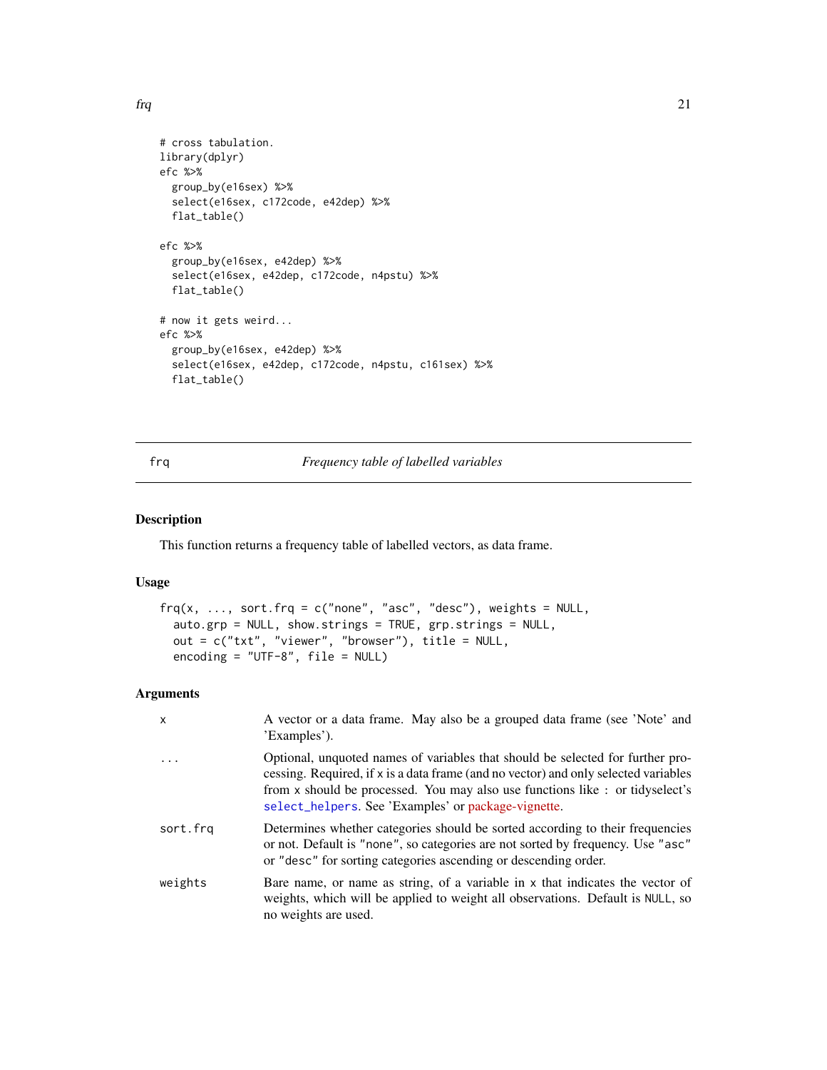```
# cross tabulation.
library(dplyr)
efc %>%
  group_by(e16sex) %>%
  select(e16sex, c172code, e42dep) %>%
  flat_table()

efc %>%
  group_by(e16sex, e42dep) %>%
  select(e16sex, e42dep, c172code, n4pstu) %>%
  flat_table()

# now it gets weird...
efc %>%
  group_by(e16sex, e42dep) %>%
  select(e16sex, e42dep, c172code, n4pstu, c161sex) %>%
  flat_table()
```

---

frq — *Frequency table of labelled variables*

---

## Description

This function returns a frequency table of labelled vectors, as data frame.

## Usage

```
frq(x, ..., sort.frq = c("none", "asc", "desc"), weights = NULL,
  auto.grp = NULL, show.strings = TRUE, grp.strings = NULL,
  out = c("txt", "viewer", "browser"), title = NULL,
  encoding = "UTF-8", file = NULL)
```

## Arguments

| | |
|---|---|
| `x` | A vector or a data frame. May also be a grouped data frame (see 'Note' and 'Examples'). |
| `...` | Optional, unquoted names of variables that should be selected for further processing. Required, if `x` is a data frame (and no vector) and only selected variables from `x` should be processed. You may also use functions like `:` or tidyselect's `select_helpers`. See 'Examples' or package-vignette. |
| `sort.frq` | Determines whether categories should be sorted according to their frequencies or not. Default is `"none"`, so categories are not sorted by frequency. Use `"asc"` or `"desc"` for sorting categories ascending or descending order. |
| `weights` | Bare name, or name as string, of a variable in `x` that indicates the vector of weights, which will be applied to weight all observations. Default is `NULL`, so no weights are used. |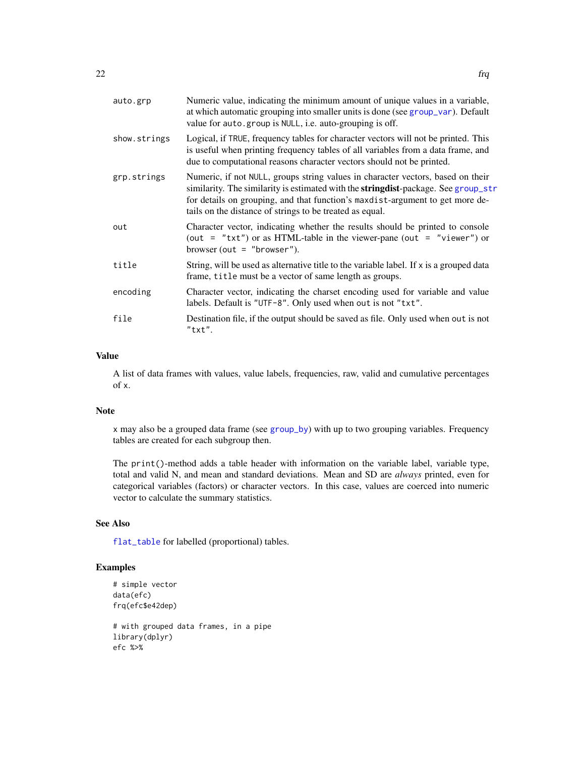| | |
|---|---|
| `auto.grp` | Numeric value, indicating the minimum amount of unique values in a variable, at which automatic grouping into smaller units is done (see `group_var`). Default value for `auto.group` is `NULL`, i.e. auto-grouping is off. |
| `show.strings` | Logical, if `TRUE`, frequency tables for character vectors will not be printed. This is useful when printing frequency tables of all variables from a data frame, and due to computational reasons character vectors should not be printed. |
| `grp.strings` | Numeric, if not `NULL`, groups string values in character vectors, based on their similarity. The similarity is estimated with the **stringdist**-package. See `group_str` for details on grouping, and that function's `maxdist`-argument to get more details on the distance of strings to be treated as equal. |
| `out` | Character vector, indicating whether the results should be printed to console (`out = "txt"`) or as HTML-table in the viewer-pane (`out = "viewer"`) or browser (`out = "browser"`). |
| `title` | String, will be used as alternative title to the variable label. If `x` is a grouped data frame, `title` must be a vector of same length as groups. |
| `encoding` | Character vector, indicating the charset encoding used for variable and value labels. Default is `"UTF-8"`. Only used when `out` is not `"txt"`. |
| `file` | Destination file, if the output should be saved as file. Only used when `out` is not `"txt"`. |

## Value

A list of data frames with values, value labels, frequencies, raw, valid and cumulative percentages of `x`.

## Note

`x` may also be a grouped data frame (see `group_by`) with up to two grouping variables. Frequency tables are created for each subgroup then.

The `print()`-method adds a table header with information on the variable label, variable type, total and valid N, and mean and standard deviations. Mean and SD are *always* printed, even for categorical variables (factors) or character vectors. In this case, values are coerced into numeric vector to calculate the summary statistics.

## See Also

`flat_table` for labelled (proportional) tables.

## Examples

```
# simple vector
data(efc)
frq(efc$e42dep)

# with grouped data frames, in a pipe
library(dplyr)
efc %>%
```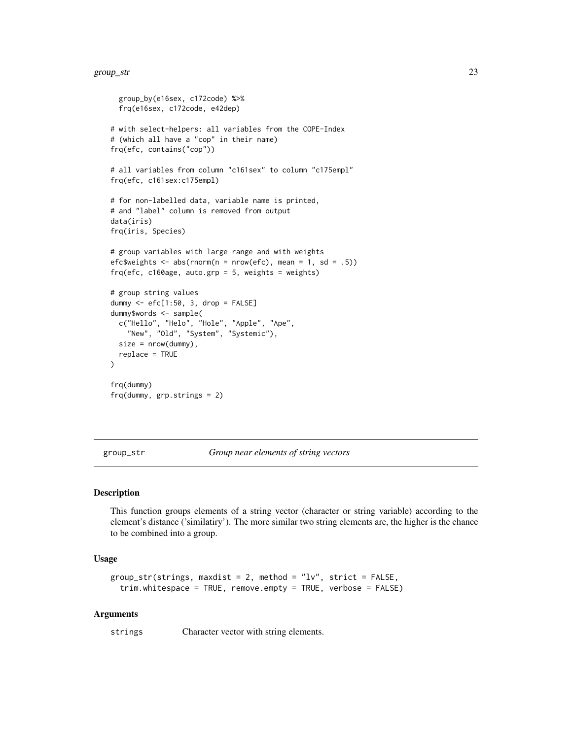```
  group_by(e16sex, c172code) %>%
  frq(e16sex, c172code, e42dep)

# with select-helpers: all variables from the COPE-Index
# (which all have a "cop" in their name)
frq(efc, contains("cop"))

# all variables from column "c161sex" to column "c175empl"
frq(efc, c161sex:c175empl)

# for non-labelled data, variable name is printed,
# and "label" column is removed from output
data(iris)
frq(iris, Species)

# group variables with large range and with weights
efc$weights <- abs(rnorm(n = nrow(efc), mean = 1, sd = .5))
frq(efc, c160age, auto.grp = 5, weights = weights)

# group string values
dummy <- efc[1:50, 3, drop = FALSE]
dummy$words <- sample(
  c("Hello", "Helo", "Hole", "Apple", "Ape",
    "New", "Old", "System", "Systemic"),
  size = nrow(dummy),
  replace = TRUE
)

frq(dummy)
frq(dummy, grp.strings = 2)
```

---

## group_str — *Group near elements of string vectors*

### Description

This function groups elements of a string vector (character or string variable) according to the element's distance ('similatiry'). The more similar two string elements are, the higher is the chance to be combined into a group.

### Usage

```
group_str(strings, maxdist = 2, method = "lv", strict = FALSE,
  trim.whitespace = TRUE, remove.empty = TRUE, verbose = FALSE)
```

### Arguments

strings    Character vector with string elements.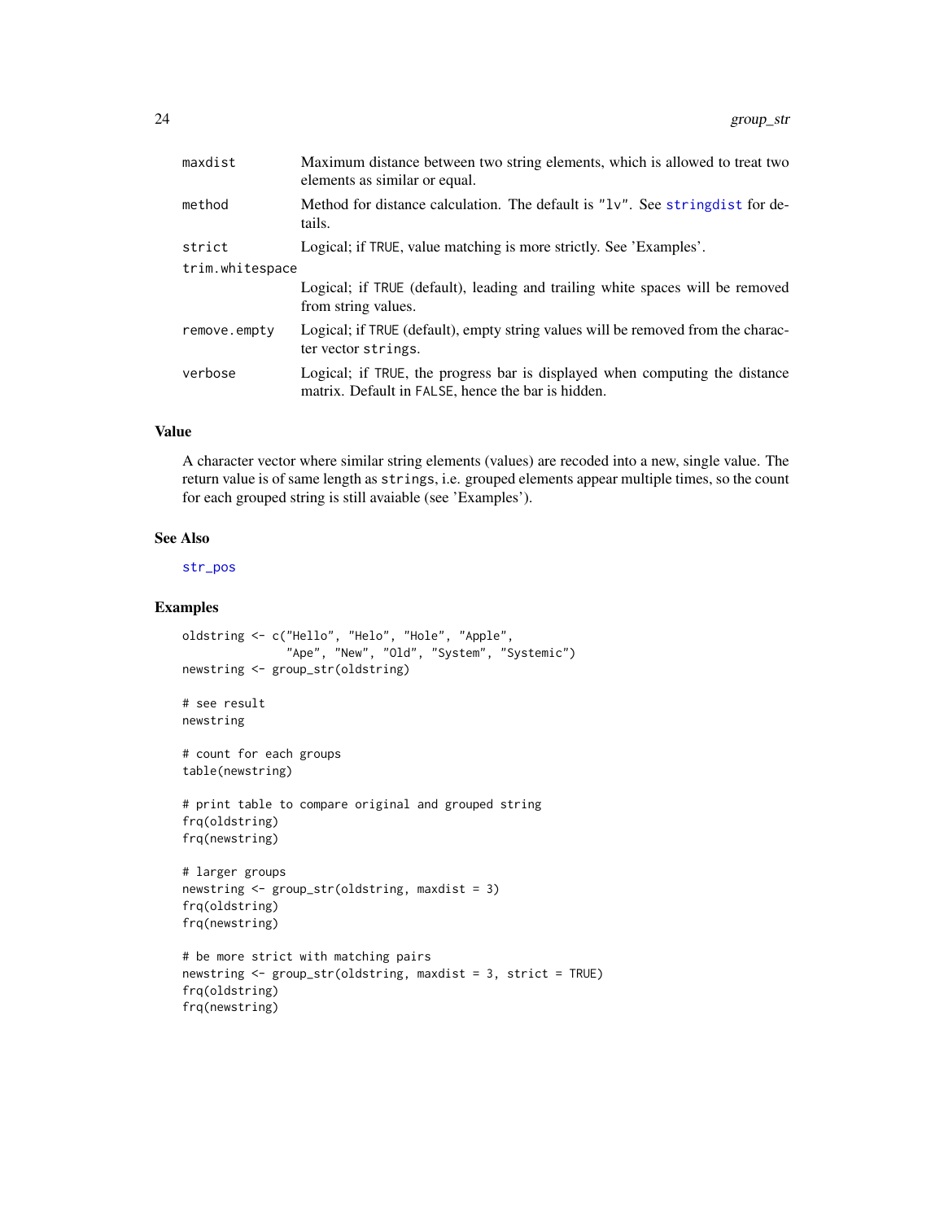| | |
|---|---|
| maxdist | Maximum distance between two string elements, which is allowed to treat two elements as similar or equal. |
| method | Method for distance calculation. The default is "lv". See stringdist for details. |
| strict | Logical; if TRUE, value matching is more strictly. See 'Examples'. |
| trim.whitespace | Logical; if TRUE (default), leading and trailing white spaces will be removed from string values. |
| remove.empty | Logical; if TRUE (default), empty string values will be removed from the character vector strings. |
| verbose | Logical; if TRUE, the progress bar is displayed when computing the distance matrix. Default in FALSE, hence the bar is hidden. |

### Value

A character vector where similar string elements (values) are recoded into a new, single value. The return value is of same length as strings, i.e. grouped elements appear multiple times, so the count for each grouped string is still avaiable (see 'Examples').

### See Also

str_pos

### Examples

```
oldstring <- c("Hello", "Helo", "Hole", "Apple",
               "Ape", "New", "Old", "System", "Systemic")
newstring <- group_str(oldstring)

# see result
newstring

# count for each groups
table(newstring)

# print table to compare original and grouped string
frq(oldstring)
frq(newstring)

# larger groups
newstring <- group_str(oldstring, maxdist = 3)
frq(oldstring)
frq(newstring)

# be more strict with matching pairs
newstring <- group_str(oldstring, maxdist = 3, strict = TRUE)
frq(oldstring)
frq(newstring)
```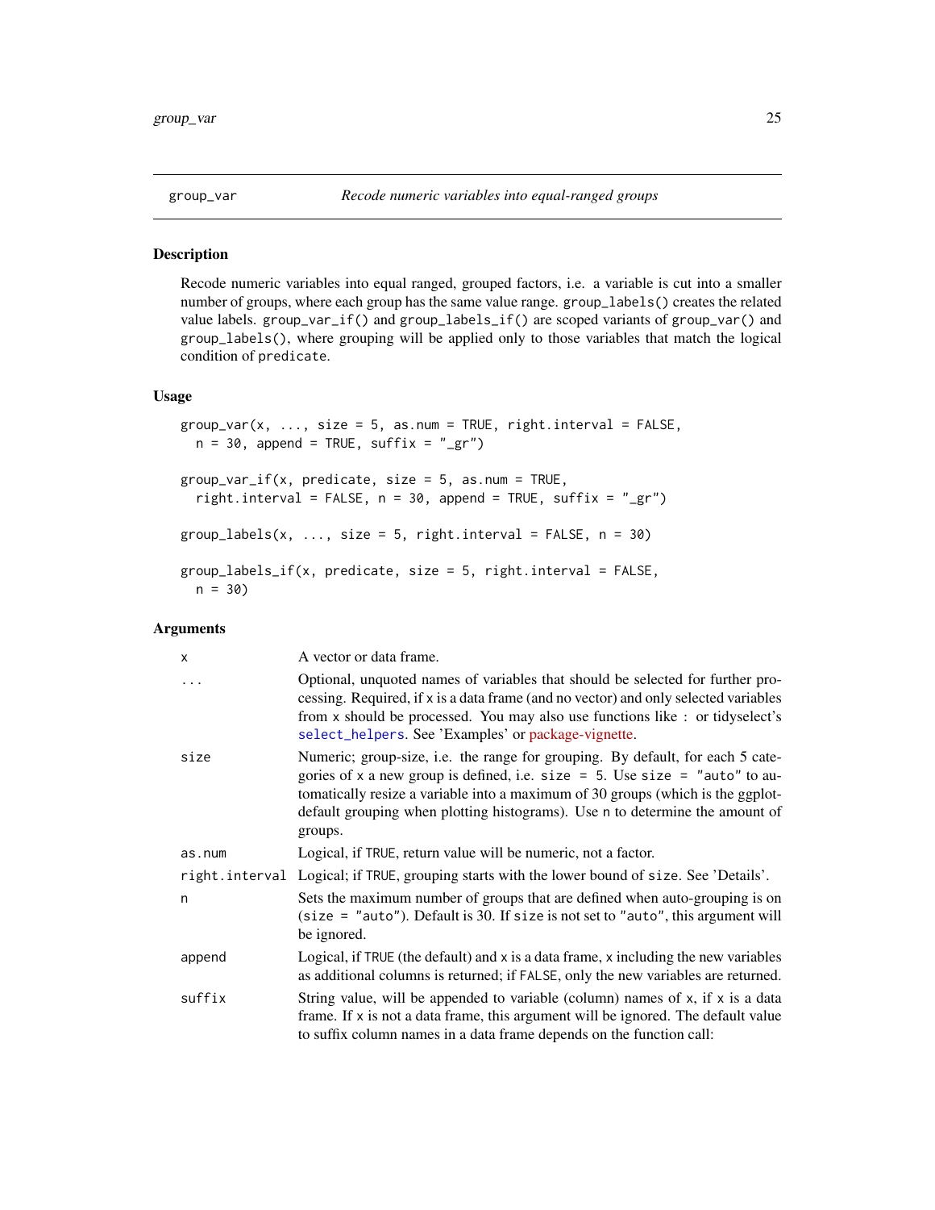## group_var — *Recode numeric variables into equal-ranged groups*

### Description

Recode numeric variables into equal ranged, grouped factors, i.e. a variable is cut into a smaller number of groups, where each group has the same value range. `group_labels()` creates the related value labels. `group_var_if()` and `group_labels_if()` are scoped variants of `group_var()` and `group_labels()`, where grouping will be applied only to those variables that match the logical condition of `predicate`.

### Usage

```
group_var(x, ..., size = 5, as.num = TRUE, right.interval = FALSE,
  n = 30, append = TRUE, suffix = "_gr")

group_var_if(x, predicate, size = 5, as.num = TRUE,
  right.interval = FALSE, n = 30, append = TRUE, suffix = "_gr")

group_labels(x, ..., size = 5, right.interval = FALSE, n = 30)

group_labels_if(x, predicate, size = 5, right.interval = FALSE,
  n = 30)
```

### Arguments

| | |
|---|---|
| `x` | A vector or data frame. |
| `...` | Optional, unquoted names of variables that should be selected for further processing. Required, if `x` is a data frame (and no vector) and only selected variables from `x` should be processed. You may also use functions like `:` or tidyselect's `select_helpers`. See 'Examples' or package-vignette. |
| `size` | Numeric; group-size, i.e. the range for grouping. By default, for each 5 categories of `x` a new group is defined, i.e. `size = 5`. Use `size = "auto"` to automatically resize a variable into a maximum of 30 groups (which is the ggplot-default grouping when plotting histograms). Use `n` to determine the amount of groups. |
| `as.num` | Logical, if `TRUE`, return value will be numeric, not a factor. |
| `right.interval` | Logical; if `TRUE`, grouping starts with the lower bound of `size`. See 'Details'. |
| `n` | Sets the maximum number of groups that are defined when auto-grouping is on (`size = "auto"`). Default is 30. If `size` is not set to `"auto"`, this argument will be ignored. |
| `append` | Logical, if `TRUE` (the default) and `x` is a data frame, `x` including the new variables as additional columns is returned; if `FALSE`, only the new variables are returned. |
| `suffix` | String value, will be appended to variable (column) names of `x`, if `x` is a data frame. If `x` is not a data frame, this argument will be ignored. The default value to suffix column names in a data frame depends on the function call: |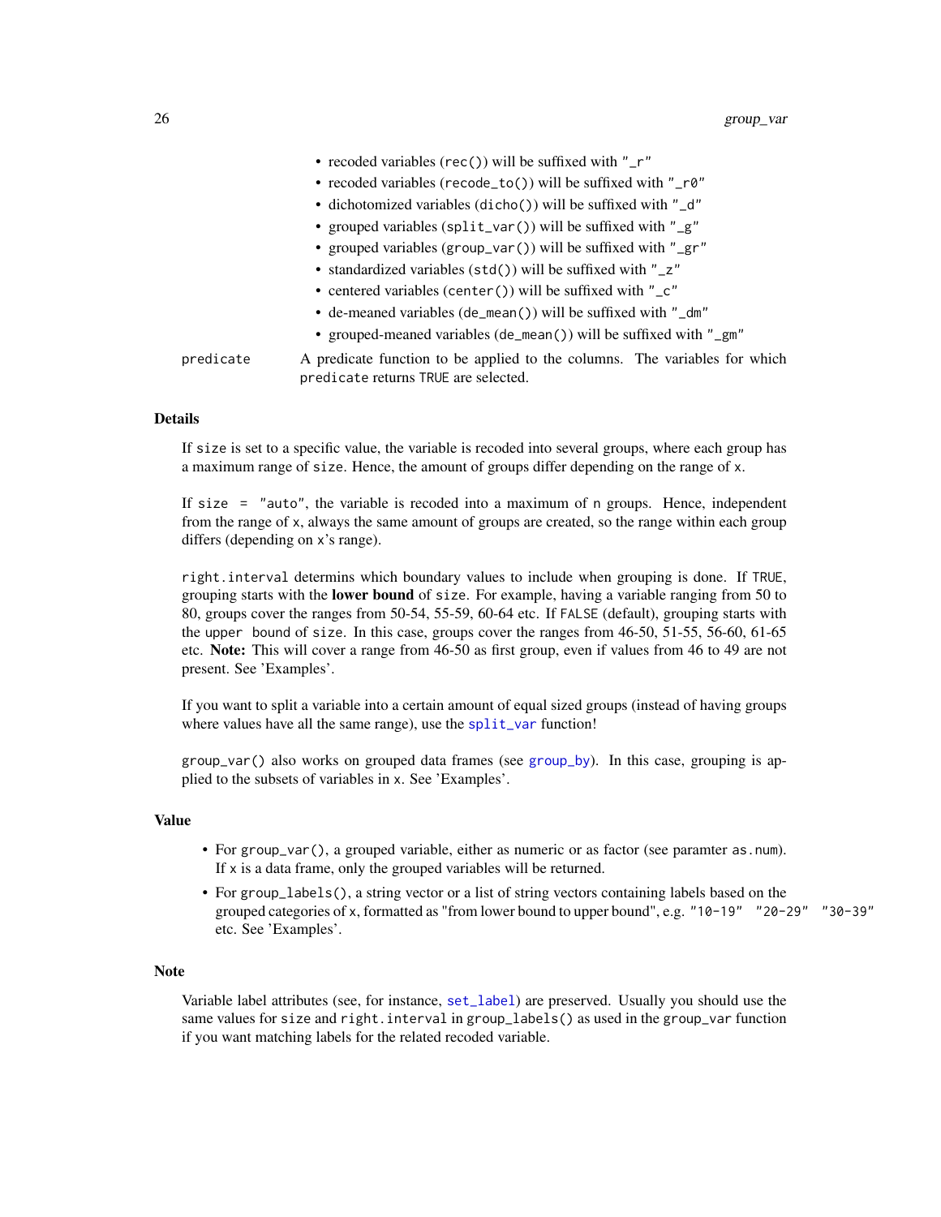- recoded variables (`rec()`) will be suffixed with `"_r"`
- recoded variables (`recode_to()`) will be suffixed with `"_r0"`
- dichotomized variables (`dicho()`) will be suffixed with `"_d"`
- grouped variables (`split_var()`) will be suffixed with `"_g"`
- grouped variables (`group_var()`) will be suffixed with `"_gr"`
- standardized variables (`std()`) will be suffixed with `"_z"`
- centered variables (`center()`) will be suffixed with `"_c"`
- de-meaned variables (`de_mean()`) will be suffixed with `"_dm"`
- grouped-meaned variables (`de_mean()`) will be suffixed with `"_gm"`

`predicate` A predicate function to be applied to the columns. The variables for which `predicate` returns `TRUE` are selected.

## Details

If `size` is set to a specific value, the variable is recoded into several groups, where each group has a maximum range of `size`. Hence, the amount of groups differ depending on the range of `x`.

If `size = "auto"`, the variable is recoded into a maximum of `n` groups. Hence, independent from the range of `x`, always the same amount of groups are created, so the range within each group differs (depending on `x`'s range).

`right.interval` determins which boundary values to include when grouping is done. If `TRUE`, grouping starts with the **lower bound** of `size`. For example, having a variable ranging from 50 to 80, groups cover the ranges from 50-54, 55-59, 60-64 etc. If `FALSE` (default), grouping starts with the `upper bound` of `size`. In this case, groups cover the ranges from 46-50, 51-55, 56-60, 61-65 etc. **Note:** This will cover a range from 46-50 as first group, even if values from 46 to 49 are not present. See 'Examples'.

If you want to split a variable into a certain amount of equal sized groups (instead of having groups where values have all the same range), use the `split_var` function!

`group_var()` also works on grouped data frames (see `group_by`). In this case, grouping is applied to the subsets of variables in `x`. See 'Examples'.

## Value

- For `group_var()`, a grouped variable, either as numeric or as factor (see paramter `as.num`). If `x` is a data frame, only the grouped variables will be returned.
- For `group_labels()`, a string vector or a list of string vectors containing labels based on the grouped categories of `x`, formatted as "from lower bound to upper bound", e.g. `"10-19" "20-29" "30-39"` etc. See 'Examples'.

## Note

Variable label attributes (see, for instance, `set_label`) are preserved. Usually you should use the same values for `size` and `right.interval` in `group_labels()` as used in the `group_var` function if you want matching labels for the related recoded variable.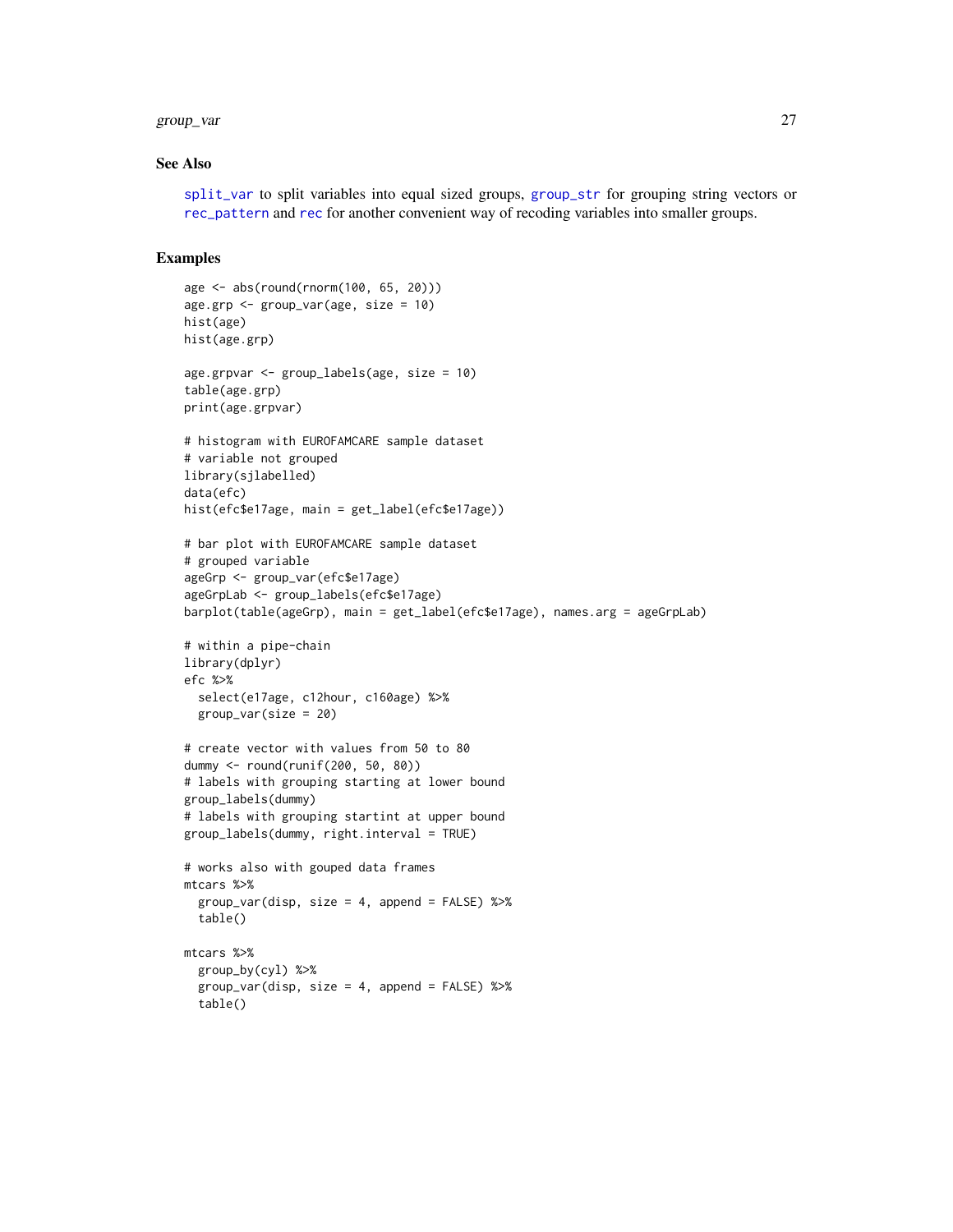## See Also

split_var to split variables into equal sized groups, group_str for grouping string vectors or rec_pattern and rec for another convenient way of recoding variables into smaller groups.

## Examples

```
age <- abs(round(rnorm(100, 65, 20)))
age.grp <- group_var(age, size = 10)
hist(age)
hist(age.grp)

age.grpvar <- group_labels(age, size = 10)
table(age.grp)
print(age.grpvar)

# histogram with EUROFAMCARE sample dataset
# variable not grouped
library(sjlabelled)
data(efc)
hist(efc$e17age, main = get_label(efc$e17age))

# bar plot with EUROFAMCARE sample dataset
# grouped variable
ageGrp <- group_var(efc$e17age)
ageGrpLab <- group_labels(efc$e17age)
barplot(table(ageGrp), main = get_label(efc$e17age), names.arg = ageGrpLab)

# within a pipe-chain
library(dplyr)
efc %>%
  select(e17age, c12hour, c160age) %>%
  group_var(size = 20)

# create vector with values from 50 to 80
dummy <- round(runif(200, 50, 80))
# labels with grouping starting at lower bound
group_labels(dummy)
# labels with grouping startint at upper bound
group_labels(dummy, right.interval = TRUE)

# works also with gouped data frames
mtcars %>%
  group_var(disp, size = 4, append = FALSE) %>%
  table()

mtcars %>%
  group_by(cyl) %>%
  group_var(disp, size = 4, append = FALSE) %>%
  table()
```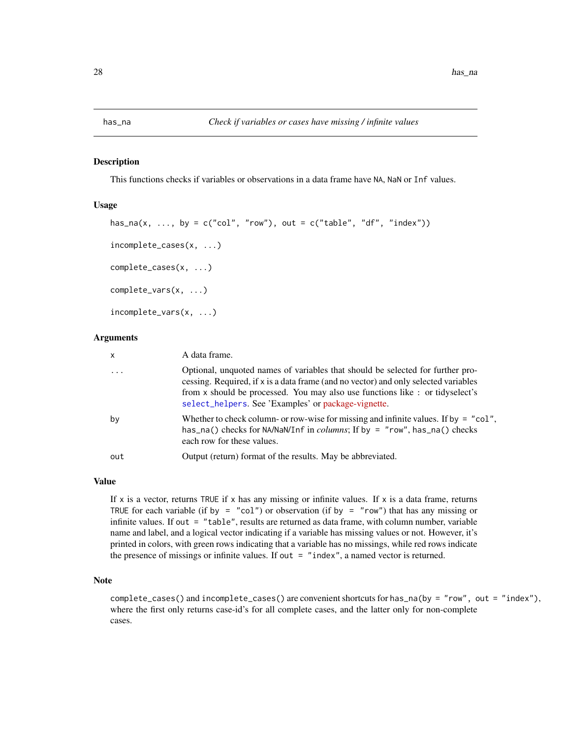## has_na — *Check if variables or cases have missing / infinite values*

### Description

This functions checks if variables or observations in a data frame have `NA`, `NaN` or `Inf` values.

### Usage

```
has_na(x, ..., by = c("col", "row"), out = c("table", "df", "index"))

incomplete_cases(x, ...)

complete_cases(x, ...)

complete_vars(x, ...)

incomplete_vars(x, ...)
```

### Arguments

| | |
|---|---|
| `x` | A data frame. |
| `...` | Optional, unquoted names of variables that should be selected for further processing. Required, if `x` is a data frame (and no vector) and only selected variables from `x` should be processed. You may also use functions like `:` or tidyselect's `select_helpers`. See 'Examples' or package-vignette. |
| `by` | Whether to check column- or row-wise for missing and infinite values. If `by = "col"`, `has_na()` checks for `NA`/`NaN`/`Inf` in *columns*; If `by = "row"`, `has_na()` checks each row for these values. |
| `out` | Output (return) format of the results. May be abbreviated. |

### Value

If `x` is a vector, returns `TRUE` if `x` has any missing or infinite values. If `x` is a data frame, returns `TRUE` for each variable (if `by = "col"`) or observation (if `by = "row"`) that has any missing or infinite values. If `out = "table"`, results are returned as data frame, with column number, variable name and label, and a logical vector indicating if a variable has missing values or not. However, it's printed in colors, with green rows indicating that a variable has no missings, while red rows indicate the presence of missings or infinite values. If `out = "index"`, a named vector is returned.

### Note

`complete_cases()` and `incomplete_cases()` are convenient shortcuts for `has_na(by = "row", out = "index")`, where the first only returns case-id's for all complete cases, and the latter only for non-complete cases.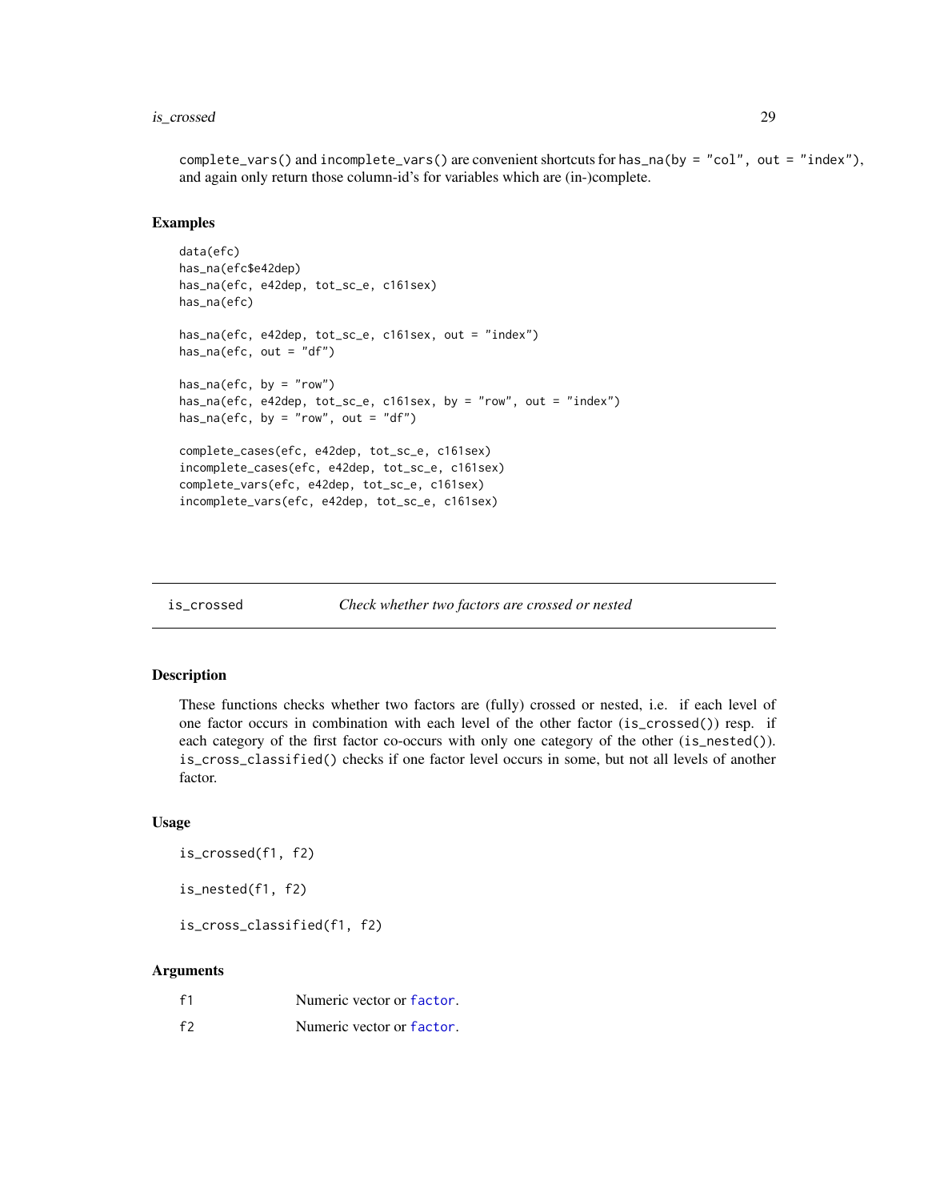complete_vars() and incomplete_vars() are convenient shortcuts for has_na(by = "col", out = "index"), and again only return those column-id's for variables which are (in-)complete.

## Examples

```
data(efc)
has_na(efc$e42dep)
has_na(efc, e42dep, tot_sc_e, c161sex)
has_na(efc)

has_na(efc, e42dep, tot_sc_e, c161sex, out = "index")
has_na(efc, out = "df")

has_na(efc, by = "row")
has_na(efc, e42dep, tot_sc_e, c161sex, by = "row", out = "index")
has_na(efc, by = "row", out = "df")

complete_cases(efc, e42dep, tot_sc_e, c161sex)
incomplete_cases(efc, e42dep, tot_sc_e, c161sex)
complete_vars(efc, e42dep, tot_sc_e, c161sex)
incomplete_vars(efc, e42dep, tot_sc_e, c161sex)
```

---

# is_crossed — *Check whether two factors are crossed or nested*

## Description

These functions checks whether two factors are (fully) crossed or nested, i.e. if each level of one factor occurs in combination with each level of the other factor (is_crossed()) resp. if each category of the first factor co-occurs with only one category of the other (is_nested()). is_cross_classified() checks if one factor level occurs in some, but not all levels of another factor.

## Usage

```
is_crossed(f1, f2)

is_nested(f1, f2)

is_cross_classified(f1, f2)
```

## Arguments

| | |
|---|---|
| f1 | Numeric vector or factor. |
| f2 | Numeric vector or factor. |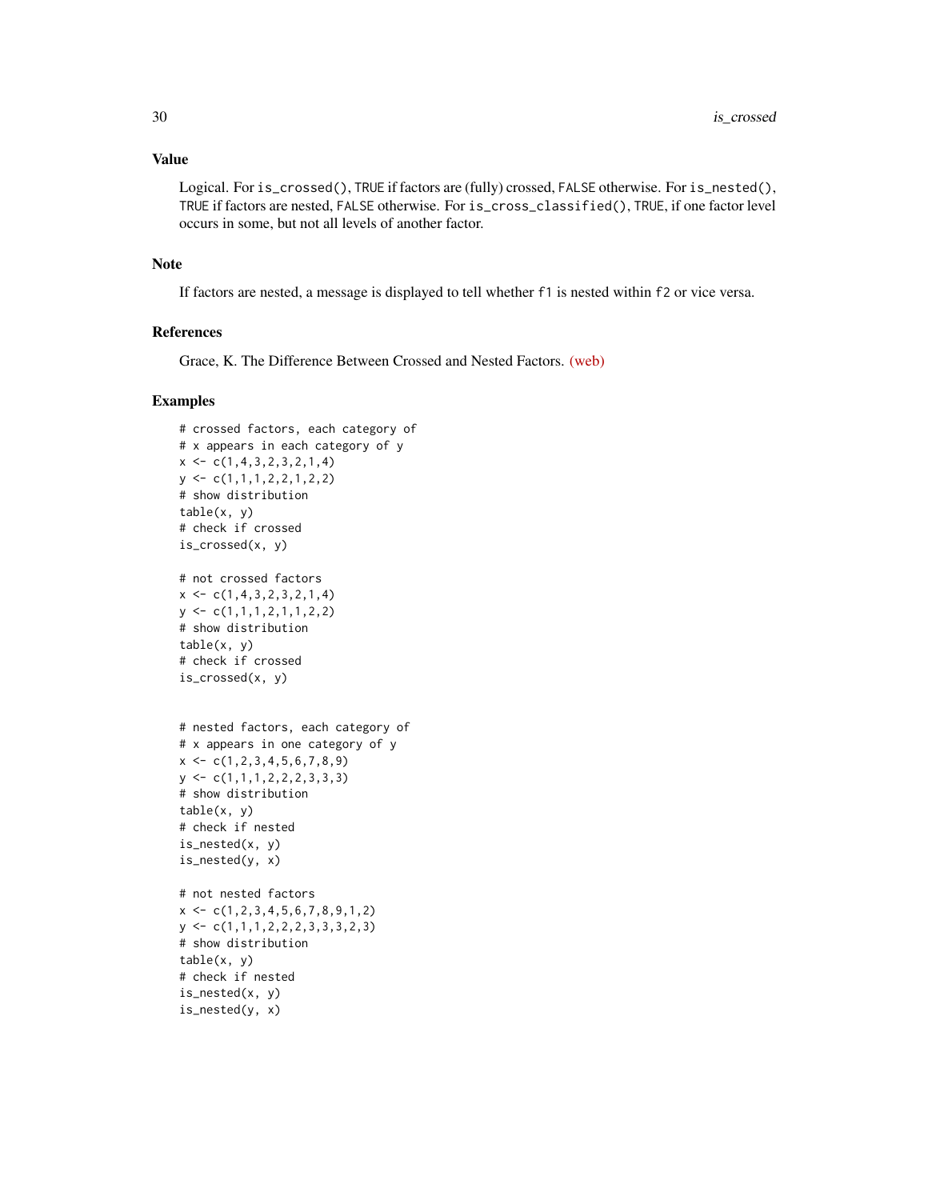## Value

Logical. For `is_crossed()`, `TRUE` if factors are (fully) crossed, `FALSE` otherwise. For `is_nested()`, `TRUE` if factors are nested, `FALSE` otherwise. For `is_cross_classified()`, `TRUE`, if one factor level occurs in some, but not all levels of another factor.

## Note

If factors are nested, a message is displayed to tell whether `f1` is nested within `f2` or vice versa.

## References

Grace, K. The Difference Between Crossed and Nested Factors. (web)

## Examples

```
# crossed factors, each category of
# x appears in each category of y
x <- c(1,4,3,2,3,2,1,4)
y <- c(1,1,1,2,2,1,2,2)
# show distribution
table(x, y)
# check if crossed
is_crossed(x, y)

# not crossed factors
x <- c(1,4,3,2,3,2,1,4)
y <- c(1,1,1,2,1,1,2,2)
# show distribution
table(x, y)
# check if crossed
is_crossed(x, y)


# nested factors, each category of
# x appears in one category of y
x <- c(1,2,3,4,5,6,7,8,9)
y <- c(1,1,1,2,2,2,3,3,3)
# show distribution
table(x, y)
# check if nested
is_nested(x, y)
is_nested(y, x)

# not nested factors
x <- c(1,2,3,4,5,6,7,8,9,1,2)
y <- c(1,1,1,2,2,2,3,3,3,2,3)
# show distribution
table(x, y)
# check if nested
is_nested(x, y)
is_nested(y, x)
```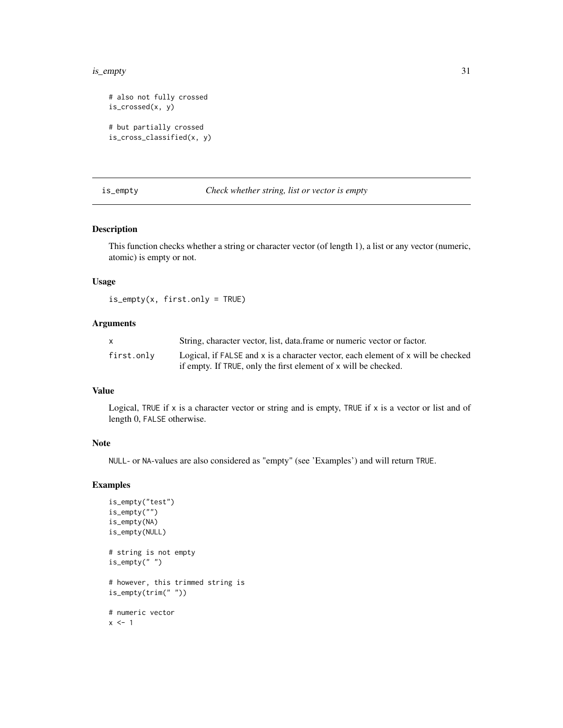```
# also not fully crossed
is_crossed(x, y)

# but partially crossed
is_cross_classified(x, y)
```

## is_empty — *Check whether string, list or vector is empty*

### Description

This function checks whether a string or character vector (of length 1), a list or any vector (numeric, atomic) is empty or not.

### Usage

```
is_empty(x, first.only = TRUE)
```

### Arguments

| | |
|---|---|
| x | String, character vector, list, data.frame or numeric vector or factor. |
| first.only | Logical, if FALSE and x is a character vector, each element of x will be checked if empty. If TRUE, only the first element of x will be checked. |

### Value

Logical, TRUE if x is a character vector or string and is empty, TRUE if x is a vector or list and of length 0, FALSE otherwise.

### Note

NULL- or NA-values are also considered as "empty" (see 'Examples') and will return TRUE.

### Examples

```
is_empty("test")
is_empty("")
is_empty(NA)
is_empty(NULL)

# string is not empty
is_empty(" ")

# however, this trimmed string is
is_empty(trim(" "))

# numeric vector
x <- 1
```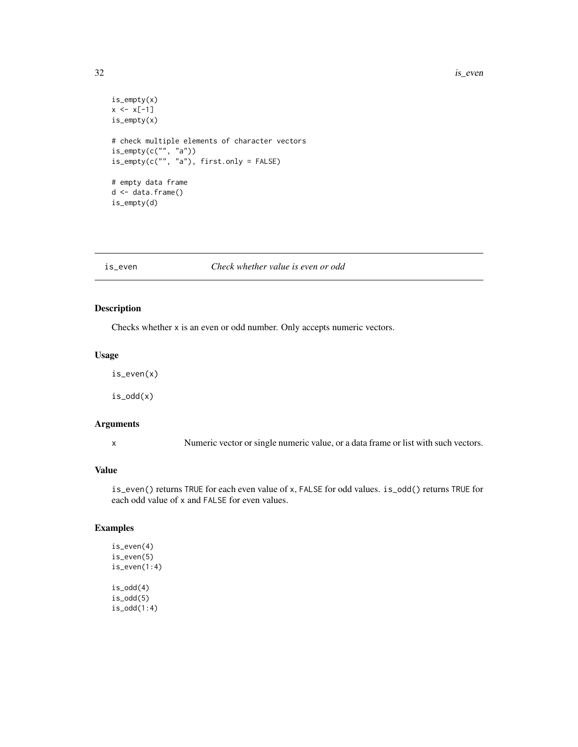```
is_empty(x)
x <- x[-1]
is_empty(x)

# check multiple elements of character vectors
is_empty(c("", "a"))
is_empty(c("", "a"), first.only = FALSE)

# empty data frame
d <- data.frame()
is_empty(d)
```

## is_even *Check whether value is even or odd*

### Description

Checks whether x is an even or odd number. Only accepts numeric vectors.

### Usage

```
is_even(x)

is_odd(x)
```

### Arguments

| | |
|---|---|
| x | Numeric vector or single numeric value, or a data frame or list with such vectors. |

### Value

is_even() returns TRUE for each even value of x, FALSE for odd values. is_odd() returns TRUE for each odd value of x and FALSE for even values.

### Examples

```
is_even(4)
is_even(5)
is_even(1:4)

is_odd(4)
is_odd(5)
is_odd(1:4)
```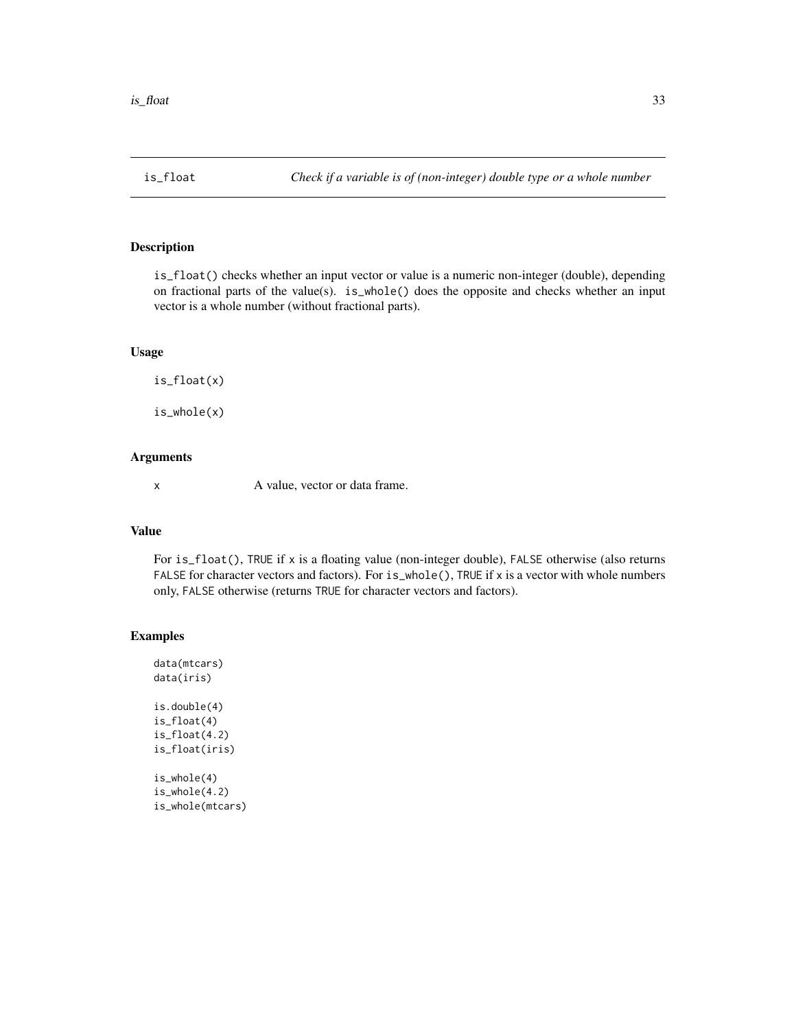## is_float — *Check if a variable is of (non-integer) double type or a whole number*

### Description

`is_float()` checks whether an input vector or value is a numeric non-integer (double), depending on fractional parts of the value(s). `is_whole()` does the opposite and checks whether an input vector is a whole number (without fractional parts).

### Usage

```
is_float(x)

is_whole(x)
```

### Arguments

| | |
|---|---|
| `x` | A value, vector or data frame. |

### Value

For `is_float()`, `TRUE` if `x` is a floating value (non-integer double), `FALSE` otherwise (also returns `FALSE` for character vectors and factors). For `is_whole()`, `TRUE` if `x` is a vector with whole numbers only, `FALSE` otherwise (returns `TRUE` for character vectors and factors).

### Examples

```
data(mtcars)
data(iris)

is.double(4)
is_float(4)
is_float(4.2)
is_float(iris)

is_whole(4)
is_whole(4.2)
is_whole(mtcars)
```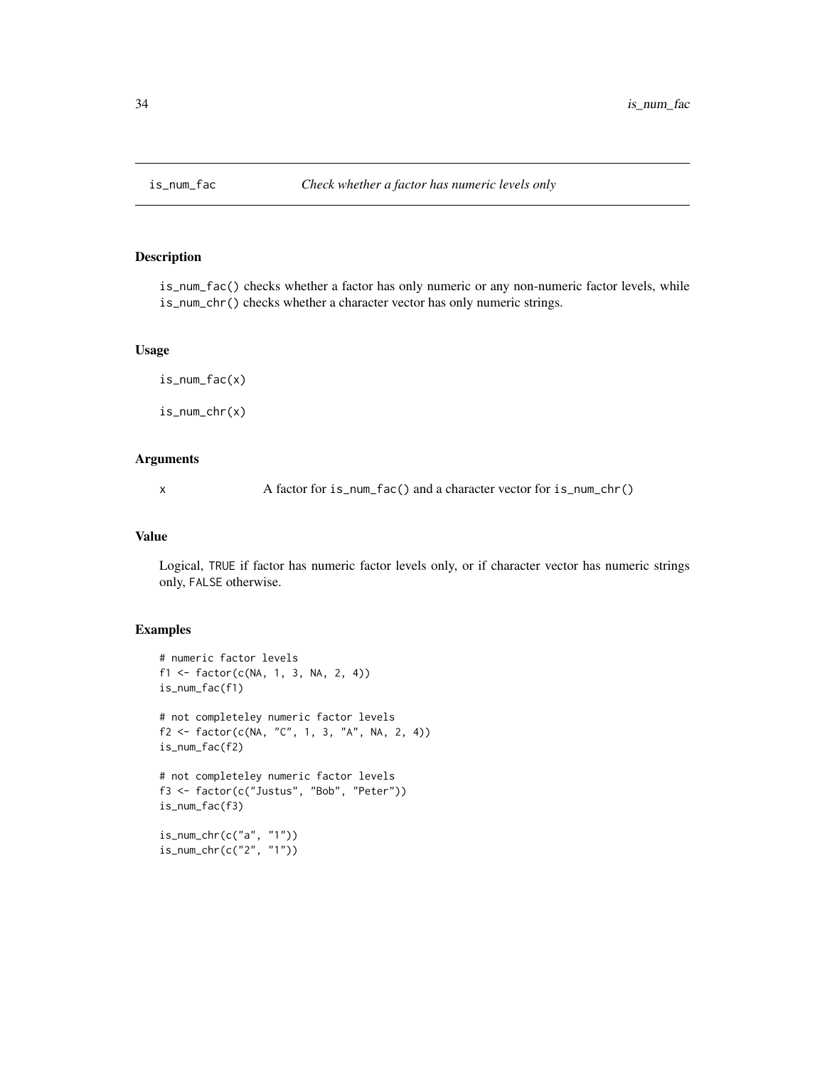# is_num_fac

*Check whether a factor has numeric levels only*

## Description

`is_num_fac()` checks whether a factor has only numeric or any non-numeric factor levels, while `is_num_chr()` checks whether a character vector has only numeric strings.

## Usage

```
is_num_fac(x)

is_num_chr(x)
```

## Arguments

| | |
|---|---|
| x | A factor for `is_num_fac()` and a character vector for `is_num_chr()` |

## Value

Logical, `TRUE` if factor has numeric factor levels only, or if character vector has numeric strings only, `FALSE` otherwise.

## Examples

```
# numeric factor levels
f1 <- factor(c(NA, 1, 3, NA, 2, 4))
is_num_fac(f1)

# not completeley numeric factor levels
f2 <- factor(c(NA, "C", 1, 3, "A", NA, 2, 4))
is_num_fac(f2)

# not completeley numeric factor levels
f3 <- factor(c("Justus", "Bob", "Peter"))
is_num_fac(f3)

is_num_chr(c("a", "1"))
is_num_chr(c("2", "1"))
```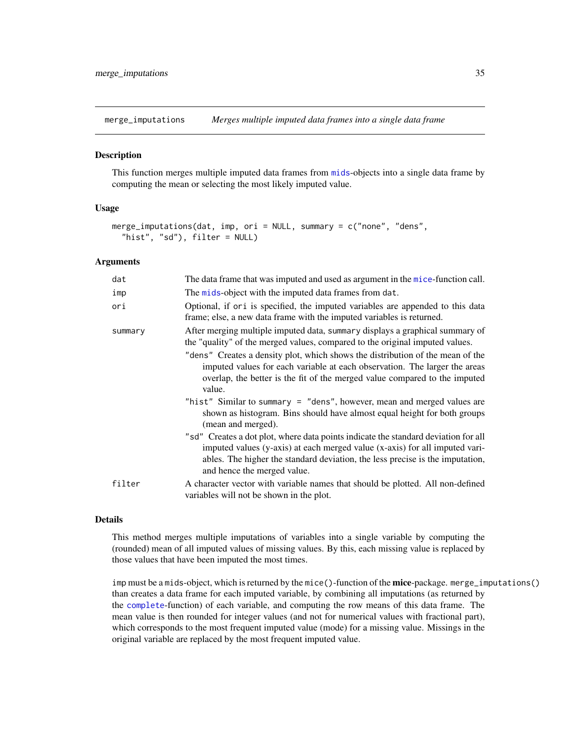# merge_imputations — *Merges multiple imputed data frames into a single data frame*

## Description

This function merges multiple imputed data frames from mids-objects into a single data frame by computing the mean or selecting the most likely imputed value.

## Usage

```
merge_imputations(dat, imp, ori = NULL, summary = c("none", "dens",
  "hist", "sd"), filter = NULL)
```

## Arguments

- `dat` — The data frame that was imputed and used as argument in the mice-function call.
- `imp` — The mids-object with the imputed data frames from `dat`.
- `ori` — Optional, if `ori` is specified, the imputed variables are appended to this data frame; else, a new data frame with the imputed variables is returned.
- `summary` — After merging multiple imputed data, `summary` displays a graphical summary of the "quality" of the merged values, compared to the original imputed values.
  - `"dens"` Creates a density plot, which shows the distribution of the mean of the imputed values for each variable at each observation. The larger the areas overlap, the better is the fit of the merged value compared to the imputed value.
  - `"hist"` Similar to `summary = "dens"`, however, mean and merged values are shown as histogram. Bins should have almost equal height for both groups (mean and merged).
  - `"sd"` Creates a dot plot, where data points indicate the standard deviation for all imputed values (y-axis) at each merged value (x-axis) for all imputed variables. The higher the standard deviation, the less precise is the imputation, and hence the merged value.
- `filter` — A character vector with variable names that should be plotted. All non-defined variables will not be shown in the plot.

## Details

This method merges multiple imputations of variables into a single variable by computing the (rounded) mean of all imputed values of missing values. By this, each missing value is replaced by those values that have been imputed the most times.

`imp` must be a `mids`-object, which is returned by the `mice()`-function of the **mice**-package. `merge_imputations()` than creates a data frame for each imputed variable, by combining all imputations (as returned by the complete-function) of each variable, and computing the row means of this data frame. The mean value is then rounded for integer values (and not for numerical values with fractional part), which corresponds to the most frequent imputed value (mode) for a missing value. Missings in the original variable are replaced by the most frequent imputed value.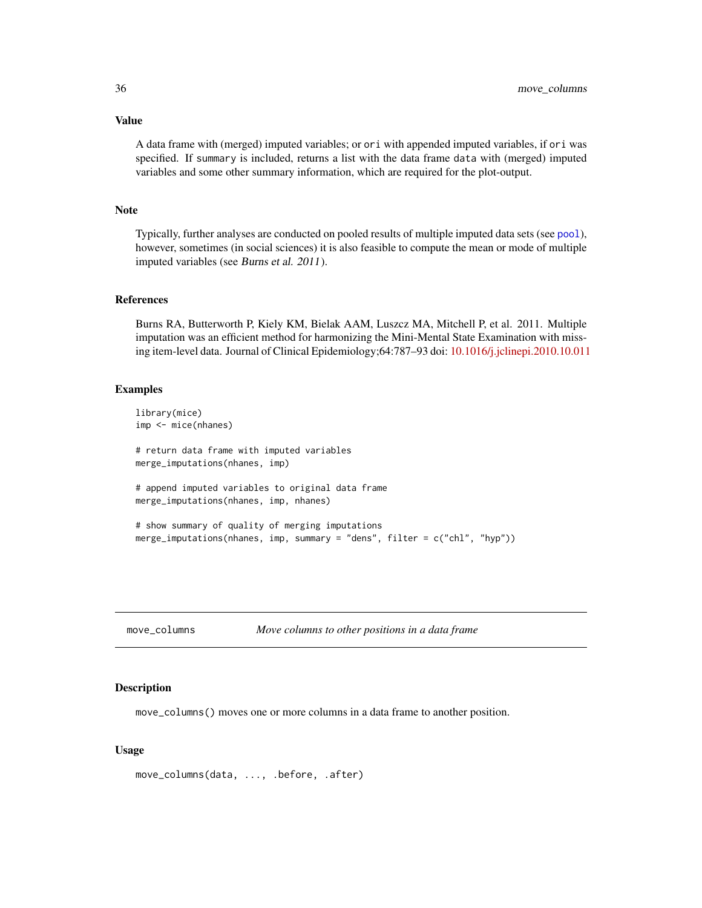## Value

A data frame with (merged) imputed variables; or `ori` with appended imputed variables, if `ori` was specified. If `summary` is included, returns a list with the data frame `data` with (merged) imputed variables and some other summary information, which are required for the plot-output.

## Note

Typically, further analyses are conducted on pooled results of multiple imputed data sets (see `pool`), however, sometimes (in social sciences) it is also feasible to compute the mean or mode of multiple imputed variables (see Burns et al. 2011).

## References

Burns RA, Butterworth P, Kiely KM, Bielak AAM, Luszcz MA, Mitchell P, et al. 2011. Multiple imputation was an efficient method for harmonizing the Mini-Mental State Examination with missing item-level data. Journal of Clinical Epidemiology;64:787–93 doi: 10.1016/j.jclinepi.2010.10.011

## Examples

```
library(mice)
imp <- mice(nhanes)

# return data frame with imputed variables
merge_imputations(nhanes, imp)

# append imputed variables to original data frame
merge_imputations(nhanes, imp, nhanes)

# show summary of quality of merging imputations
merge_imputations(nhanes, imp, summary = "dens", filter = c("chl", "hyp"))
```

---

# move_columns — *Move columns to other positions in a data frame*

## Description

`move_columns()` moves one or more columns in a data frame to another position.

## Usage

```
move_columns(data, ..., .before, .after)
```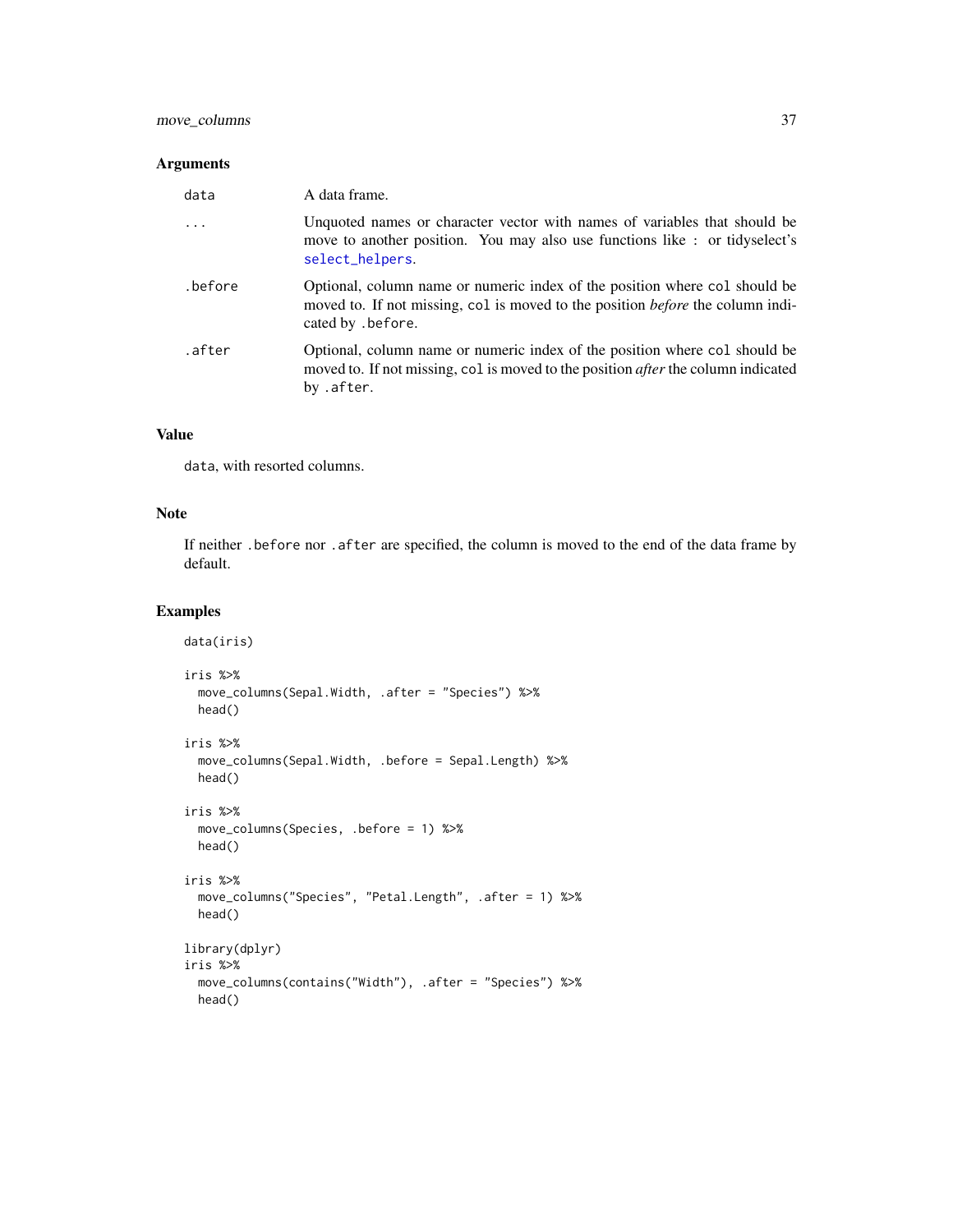## Arguments

| | |
|---|---|
| `data` | A data frame. |
| `...` | Unquoted names or character vector with names of variables that should be move to another position. You may also use functions like `:` or tidyselect's `select_helpers`. |
| `.before` | Optional, column name or numeric index of the position where `col` should be moved to. If not missing, `col` is moved to the position *before* the column indicated by `.before`. |
| `.after` | Optional, column name or numeric index of the position where `col` should be moved to. If not missing, `col` is moved to the position *after* the column indicated by `.after`. |

## Value

`data`, with resorted columns.

## Note

If neither `.before` nor `.after` are specified, the column is moved to the end of the data frame by default.

## Examples

```
data(iris)

iris %>%
  move_columns(Sepal.Width, .after = "Species") %>%
  head()

iris %>%
  move_columns(Sepal.Width, .before = Sepal.Length) %>%
  head()

iris %>%
  move_columns(Species, .before = 1) %>%
  head()

iris %>%
  move_columns("Species", "Petal.Length", .after = 1) %>%
  head()

library(dplyr)
iris %>%
  move_columns(contains("Width"), .after = "Species") %>%
  head()
```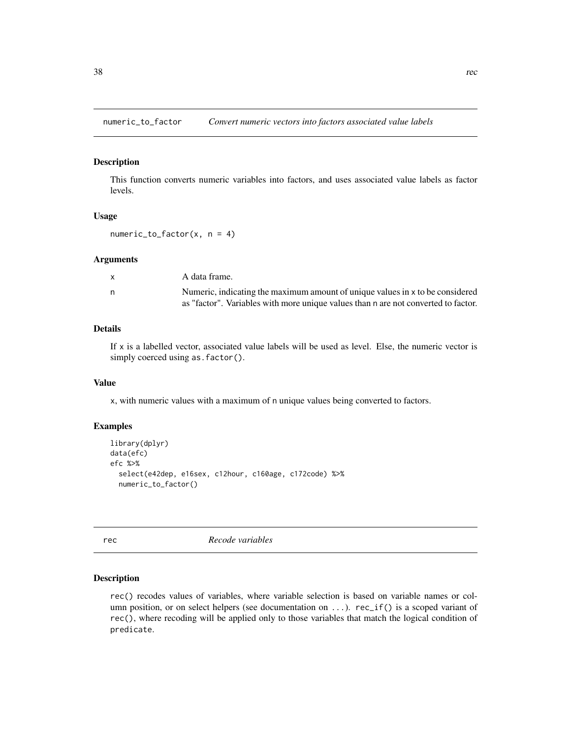## numeric_to_factor — *Convert numeric vectors into factors associated value labels*

### Description

This function converts numeric variables into factors, and uses associated value labels as factor levels.

### Usage

```
numeric_to_factor(x, n = 4)
```

### Arguments

| | |
|---|---|
| x | A data frame. |
| n | Numeric, indicating the maximum amount of unique values in x to be considered as "factor". Variables with more unique values than n are not converted to factor. |

### Details

If x is a labelled vector, associated value labels will be used as level. Else, the numeric vector is simply coerced using `as.factor()`.

### Value

x, with numeric values with a maximum of n unique values being converted to factors.

### Examples

```
library(dplyr)
data(efc)
efc %>%
  select(e42dep, e16sex, c12hour, c160age, c172code) %>%
  numeric_to_factor()
```

## rec — *Recode variables*

### Description

`rec()` recodes values of variables, where variable selection is based on variable names or column position, or on select helpers (see documentation on `...`). `rec_if()` is a scoped variant of `rec()`, where recoding will be applied only to those variables that match the logical condition of `predicate`.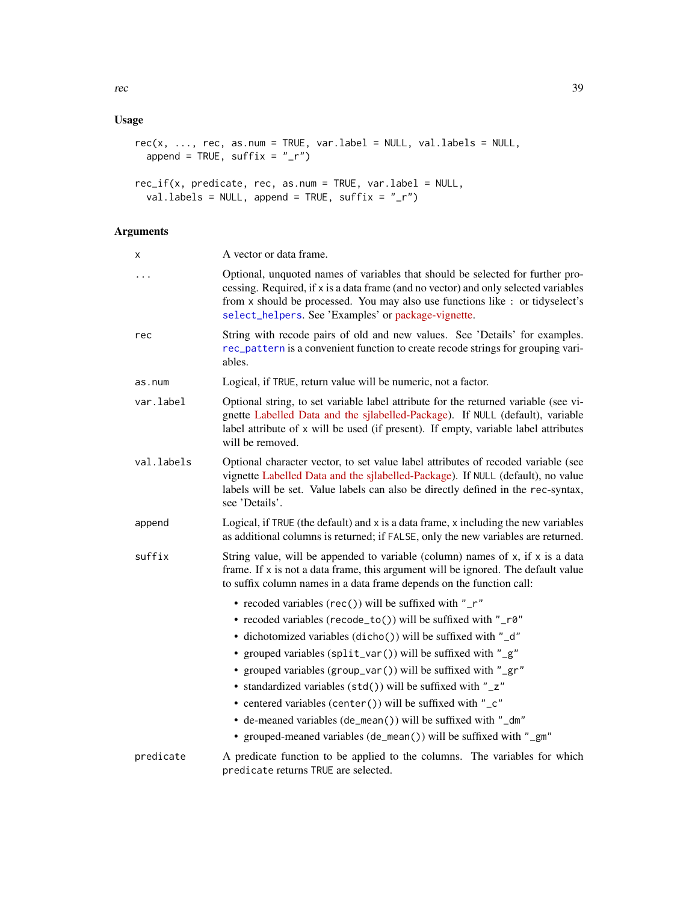## Usage

```
rec(x, ..., rec, as.num = TRUE, var.label = NULL, val.labels = NULL,
  append = TRUE, suffix = "_r")

rec_if(x, predicate, rec, as.num = TRUE, var.label = NULL,
  val.labels = NULL, append = TRUE, suffix = "_r")
```

## Arguments

| | |
|---|---|
| `x` | A vector or data frame. |
| `...` | Optional, unquoted names of variables that should be selected for further processing. Required, if `x` is a data frame (and no vector) and only selected variables from `x` should be processed. You may also use functions like `:` or tidyselect's `select_helpers`. See 'Examples' or package-vignette. |
| `rec` | String with recode pairs of old and new values. See 'Details' for examples. `rec_pattern` is a convenient function to create recode strings for grouping variables. |
| `as.num` | Logical, if `TRUE`, return value will be numeric, not a factor. |
| `var.label` | Optional string, to set variable label attribute for the returned variable (see vignette Labelled Data and the sjlabelled-Package). If `NULL` (default), variable label attribute of `x` will be used (if present). If empty, variable label attributes will be removed. |
| `val.labels` | Optional character vector, to set value label attributes of recoded variable (see vignette Labelled Data and the sjlabelled-Package). If `NULL` (default), no value labels will be set. Value labels can also be directly defined in the `rec`-syntax, see 'Details'. |
| `append` | Logical, if `TRUE` (the default) and `x` is a data frame, `x` including the new variables as additional columns is returned; if `FALSE`, only the new variables are returned. |
| `suffix` | String value, will be appended to variable (column) names of `x`, if `x` is a data frame. If `x` is not a data frame, this argument will be ignored. The default value to suffix column names in a data frame depends on the function call:<br>• recoded variables (`rec()`) will be suffixed with `"_r"`<br>• recoded variables (`recode_to()`) will be suffixed with `"_r0"`<br>• dichotomized variables (`dicho()`) will be suffixed with `"_d"`<br>• grouped variables (`split_var()`) will be suffixed with `"_g"`<br>• grouped variables (`group_var()`) will be suffixed with `"_gr"`<br>• standardized variables (`std()`) will be suffixed with `"_z"`<br>• centered variables (`center()`) will be suffixed with `"_c"`<br>• de-meaned variables (`de_mean()`) will be suffixed with `"_dm"`<br>• grouped-meaned variables (`de_mean()`) will be suffixed with `"_gm"` |
| `predicate` | A predicate function to be applied to the columns. The variables for which `predicate` returns `TRUE` are selected. |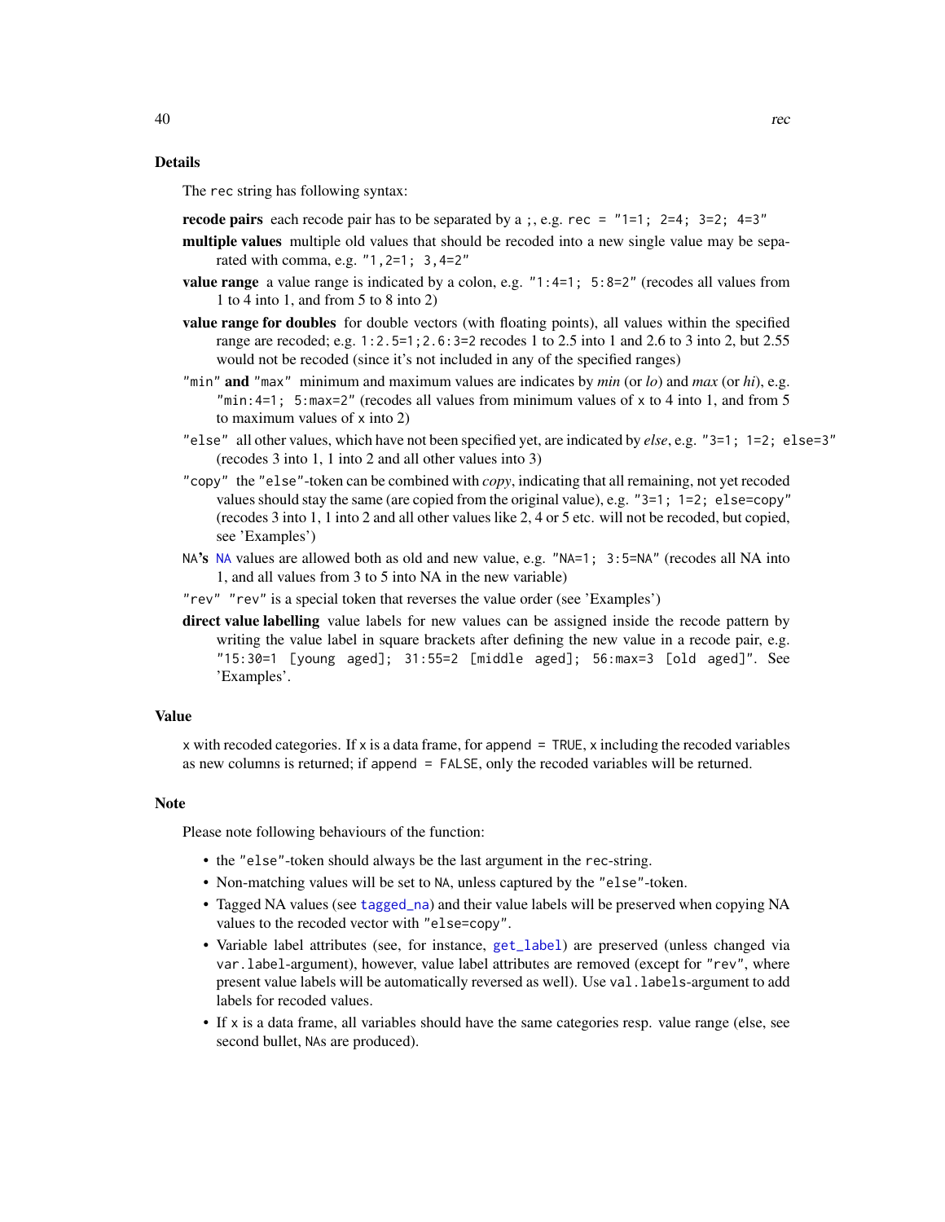## Details

The `rec` string has following syntax:

**recode pairs** each recode pair has to be separated by a `;`, e.g. `rec = "1=1; 2=4; 3=2; 4=3"`

**multiple values** multiple old values that should be recoded into a new single value may be separated with comma, e.g. `"1,2=1; 3,4=2"`

**value range** a value range is indicated by a colon, e.g. `"1:4=1; 5:8=2"` (recodes all values from 1 to 4 into 1, and from 5 to 8 into 2)

**value range for doubles** for double vectors (with floating points), all values within the specified range are recoded; e.g. `1:2.5=1;2.6:3=2` recodes 1 to 2.5 into 1 and 2.6 to 3 into 2, but 2.55 would not be recoded (since it's not included in any of the specified ranges)

**`"min"` and `"max"`** minimum and maximum values are indicates by *min* (or *lo*) and *max* (or *hi*), e.g. `"min:4=1; 5:max=2"` (recodes all values from minimum values of `x` to 4 into 1, and from 5 to maximum values of `x` into 2)

**`"else"`** all other values, which have not been specified yet, are indicated by *else*, e.g. `"3=1; 1=2; else=3"` (recodes 3 into 1, 1 into 2 and all other values into 3)

**`"copy"`** the `"else"`-token can be combined with *copy*, indicating that all remaining, not yet recoded values should stay the same (are copied from the original value), e.g. `"3=1; 1=2; else=copy"` (recodes 3 into 1, 1 into 2 and all other values like 2, 4 or 5 etc. will not be recoded, but copied, see 'Examples')

**`NA`'s** `NA` values are allowed both as old and new value, e.g. `"NA=1; 3:5=NA"` (recodes all NA into 1, and all values from 3 to 5 into NA in the new variable)

**`"rev"`** `"rev"` is a special token that reverses the value order (see 'Examples')

**direct value labelling** value labels for new values can be assigned inside the recode pattern by writing the value label in square brackets after defining the new value in a recode pair, e.g. `"15:30=1 [young aged]; 31:55=2 [middle aged]; 56:max=3 [old aged]"`. See 'Examples'.

## Value

`x` with recoded categories. If `x` is a data frame, for `append = TRUE`, `x` including the recoded variables as new columns is returned; if `append = FALSE`, only the recoded variables will be returned.

## Note

Please note following behaviours of the function:

- the `"else"`-token should always be the last argument in the `rec`-string.
- Non-matching values will be set to `NA`, unless captured by the `"else"`-token.
- Tagged NA values (see `tagged_na`) and their value labels will be preserved when copying NA values to the recoded vector with `"else=copy"`.
- Variable label attributes (see, for instance, `get_label`) are preserved (unless changed via `var.label`-argument), however, value label attributes are removed (except for `"rev"`, where present value labels will be automatically reversed as well). Use `val.labels`-argument to add labels for recoded values.
- If `x` is a data frame, all variables should have the same categories resp. value range (else, see second bullet, `NA`s are produced).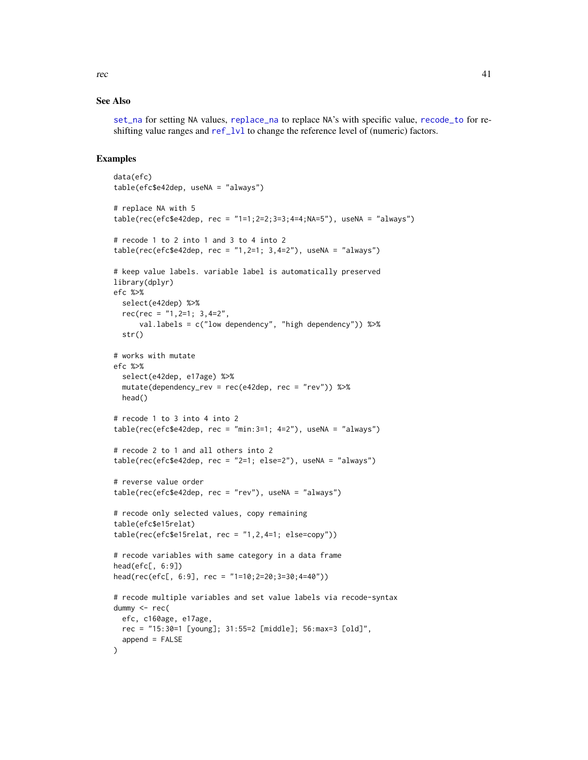## See Also

`set_na` for setting NA values, `replace_na` to replace NA's with specific value, `recode_to` for re-shifting value ranges and `ref_lvl` to change the reference level of (numeric) factors.

## Examples

```
data(efc)
table(efc$e42dep, useNA = "always")

# replace NA with 5
table(rec(efc$e42dep, rec = "1=1;2=2;3=3;4=4;NA=5"), useNA = "always")

# recode 1 to 2 into 1 and 3 to 4 into 2
table(rec(efc$e42dep, rec = "1,2=1; 3,4=2"), useNA = "always")

# keep value labels. variable label is automatically preserved
library(dplyr)
efc %>%
  select(e42dep) %>%
  rec(rec = "1,2=1; 3,4=2",
      val.labels = c("low dependency", "high dependency")) %>%
  str()

# works with mutate
efc %>%
  select(e42dep, e17age) %>%
  mutate(dependency_rev = rec(e42dep, rec = "rev")) %>%
  head()

# recode 1 to 3 into 4 into 2
table(rec(efc$e42dep, rec = "min:3=1; 4=2"), useNA = "always")

# recode 2 to 1 and all others into 2
table(rec(efc$e42dep, rec = "2=1; else=2"), useNA = "always")

# reverse value order
table(rec(efc$e42dep, rec = "rev"), useNA = "always")

# recode only selected values, copy remaining
table(efc$e15relat)
table(rec(efc$e15relat, rec = "1,2,4=1; else=copy"))

# recode variables with same category in a data frame
head(efc[, 6:9])
head(rec(efc[, 6:9], rec = "1=10;2=20;3=30;4=40"))

# recode multiple variables and set value labels via recode-syntax
dummy <- rec(
  efc, c160age, e17age,
  rec = "15:30=1 [young]; 31:55=2 [middle]; 56:max=3 [old]",
  append = FALSE
)
```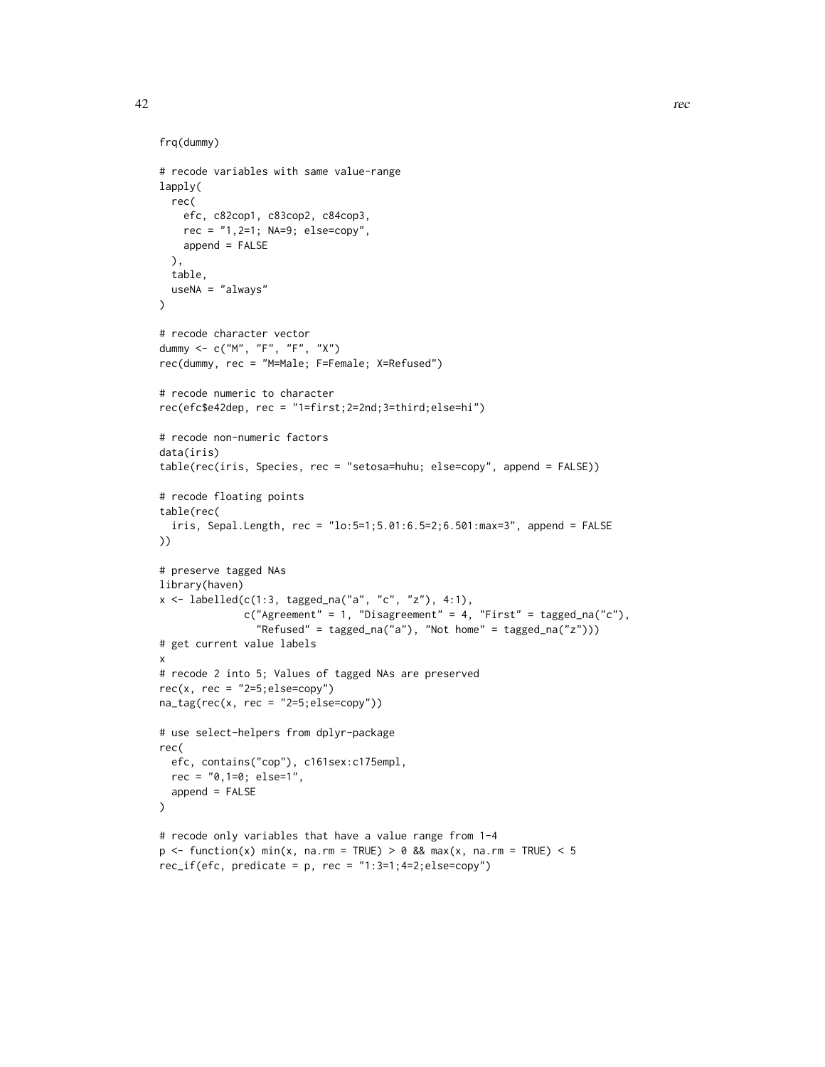```
frq(dummy)

# recode variables with same value-range
lapply(
  rec(
    efc, c82cop1, c83cop2, c84cop3,
    rec = "1,2=1; NA=9; else=copy",
    append = FALSE
  ),
  table,
  useNA = "always"
)

# recode character vector
dummy <- c("M", "F", "F", "X")
rec(dummy, rec = "M=Male; F=Female; X=Refused")

# recode numeric to character
rec(efc$e42dep, rec = "1=first;2=2nd;3=third;else=hi")

# recode non-numeric factors
data(iris)
table(rec(iris, Species, rec = "setosa=huhu; else=copy", append = FALSE))

# recode floating points
table(rec(
  iris, Sepal.Length, rec = "lo:5=1;5.01:6.5=2;6.501:max=3", append = FALSE
))

# preserve tagged NAs
library(haven)
x <- labelled(c(1:3, tagged_na("a", "c", "z"), 4:1),
              c("Agreement" = 1, "Disagreement" = 4, "First" = tagged_na("c"),
                "Refused" = tagged_na("a"), "Not home" = tagged_na("z")))
# get current value labels
x
# recode 2 into 5; Values of tagged NAs are preserved
rec(x, rec = "2=5;else=copy")
na_tag(rec(x, rec = "2=5;else=copy"))

# use select-helpers from dplyr-package
rec(
  efc, contains("cop"), c161sex:c175empl,
  rec = "0,1=0; else=1",
  append = FALSE
)

# recode only variables that have a value range from 1-4
p <- function(x) min(x, na.rm = TRUE) > 0 && max(x, na.rm = TRUE) < 5
rec_if(efc, predicate = p, rec = "1:3=1;4=2;else=copy")
```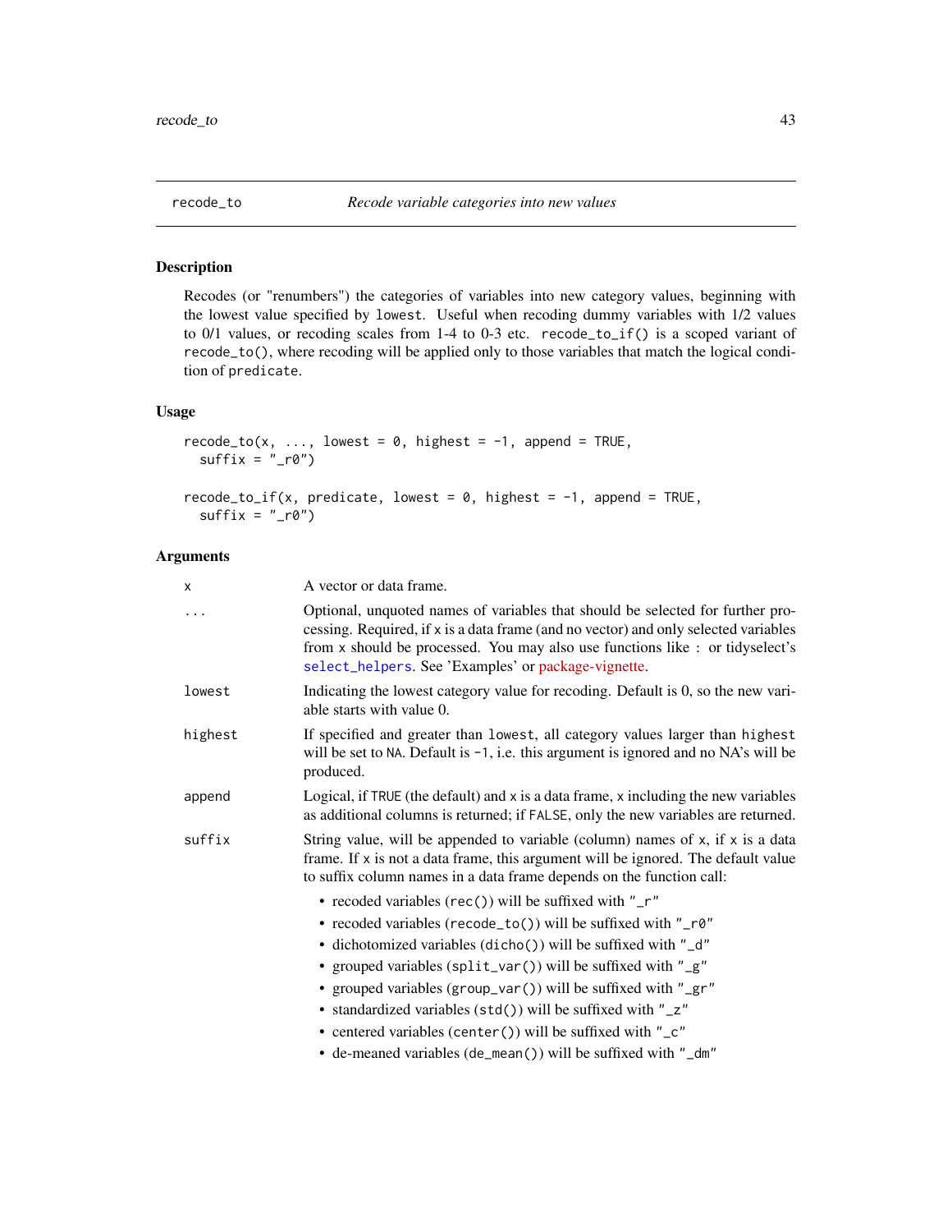# recode_to — *Recode variable categories into new values*

## Description

Recodes (or "renumbers") the categories of variables into new category values, beginning with the lowest value specified by `lowest`. Useful when recoding dummy variables with 1/2 values to 0/1 values, or recoding scales from 1-4 to 0-3 etc. `recode_to_if()` is a scoped variant of `recode_to()`, where recoding will be applied only to those variables that match the logical condition of `predicate`.

## Usage

```
recode_to(x, ..., lowest = 0, highest = -1, append = TRUE,
  suffix = "_r0")

recode_to_if(x, predicate, lowest = 0, highest = -1, append = TRUE,
  suffix = "_r0")
```

## Arguments

| Argument | Description |
|---|---|
| `x` | A vector or data frame. |
| `...` | Optional, unquoted names of variables that should be selected for further processing. Required, if `x` is a data frame (and no vector) and only selected variables from `x` should be processed. You may also use functions like `:` or tidyselect's `select_helpers`. See 'Examples' or package-vignette. |
| `lowest` | Indicating the lowest category value for recoding. Default is 0, so the new variable starts with value 0. |
| `highest` | If specified and greater than `lowest`, all category values larger than `highest` will be set to `NA`. Default is `-1`, i.e. this argument is ignored and no NA's will be produced. |
| `append` | Logical, if `TRUE` (the default) and `x` is a data frame, `x` including the new variables as additional columns is returned; if `FALSE`, only the new variables are returned. |
| `suffix` | String value, will be appended to variable (column) names of `x`, if `x` is a data frame. If `x` is not a data frame, this argument will be ignored. The default value to suffix column names in a data frame depends on the function call:<br>• recoded variables (`rec()`) will be suffixed with `"_r"`<br>• recoded variables (`recode_to()`) will be suffixed with `"_r0"`<br>• dichotomized variables (`dicho()`) will be suffixed with `"_d"`<br>• grouped variables (`split_var()`) will be suffixed with `"_g"`<br>• grouped variables (`group_var()`) will be suffixed with `"_gr"`<br>• standardized variables (`std()`) will be suffixed with `"_z"`<br>• centered variables (`center()`) will be suffixed with `"_c"`<br>• de-meaned variables (`de_mean()`) will be suffixed with `"_dm"` |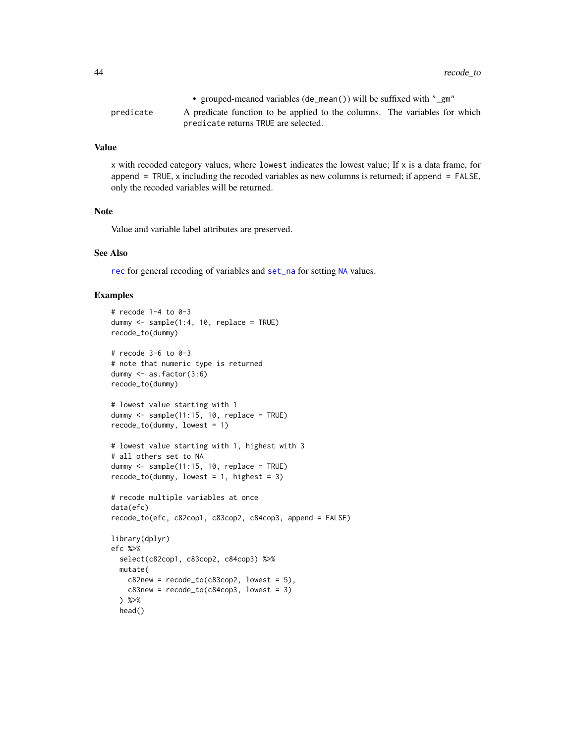|  |  |
|---|---|
|  | • grouped-meaned variables (de_mean()) will be suffixed with "_gm" |
| predicate | A predicate function to be applied to the columns. The variables for which predicate returns TRUE are selected. |

## Value

x with recoded category values, where lowest indicates the lowest value; If x is a data frame, for append = TRUE, x including the recoded variables as new columns is returned; if append = FALSE, only the recoded variables will be returned.

## Note

Value and variable label attributes are preserved.

## See Also

rec for general recoding of variables and set_na for setting NA values.

## Examples

```
# recode 1-4 to 0-3
dummy <- sample(1:4, 10, replace = TRUE)
recode_to(dummy)

# recode 3-6 to 0-3
# note that numeric type is returned
dummy <- as.factor(3:6)
recode_to(dummy)

# lowest value starting with 1
dummy <- sample(11:15, 10, replace = TRUE)
recode_to(dummy, lowest = 1)

# lowest value starting with 1, highest with 3
# all others set to NA
dummy <- sample(11:15, 10, replace = TRUE)
recode_to(dummy, lowest = 1, highest = 3)

# recode multiple variables at once
data(efc)
recode_to(efc, c82cop1, c83cop2, c84cop3, append = FALSE)

library(dplyr)
efc %>%
  select(c82cop1, c83cop2, c84cop3) %>%
  mutate(
    c82new = recode_to(c83cop2, lowest = 5),
    c83new = recode_to(c84cop3, lowest = 3)
  ) %>%
  head()
```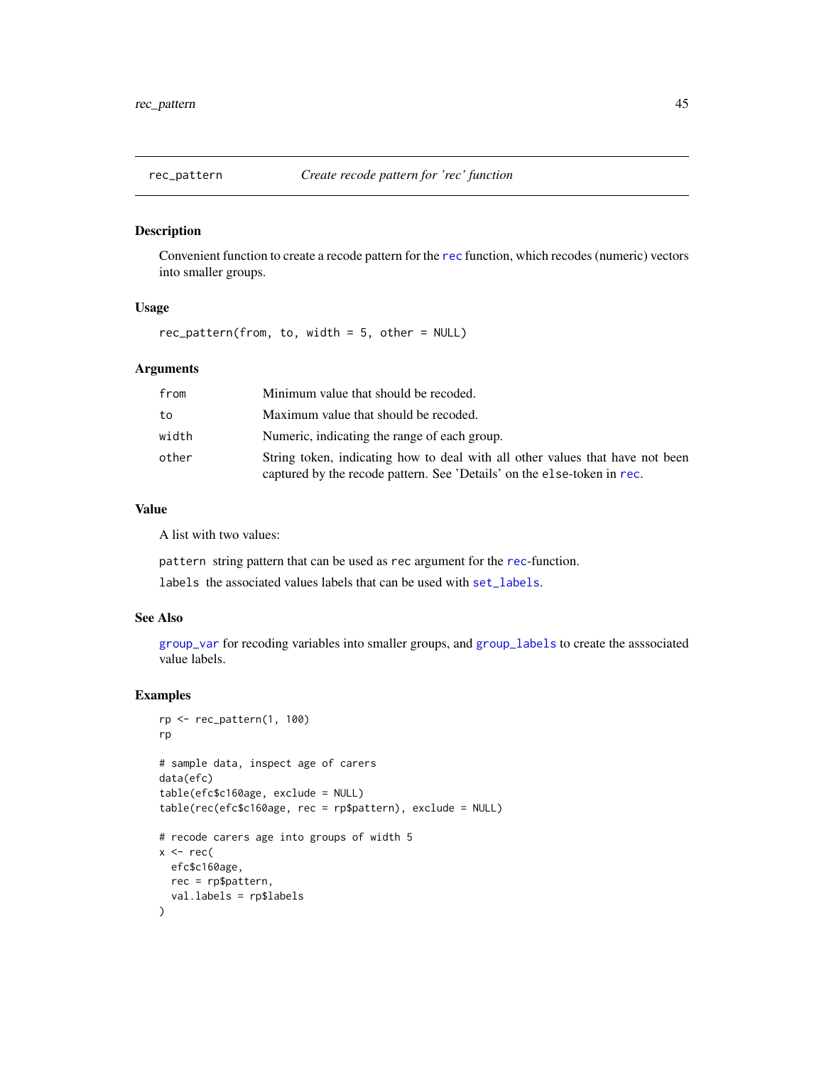## rec_pattern — *Create recode pattern for 'rec' function*

### Description

Convenient function to create a recode pattern for the rec function, which recodes (numeric) vectors into smaller groups.

### Usage

```
rec_pattern(from, to, width = 5, other = NULL)
```

### Arguments

| | |
|---|---|
| from | Minimum value that should be recoded. |
| to | Maximum value that should be recoded. |
| width | Numeric, indicating the range of each group. |
| other | String token, indicating how to deal with all other values that have not been captured by the recode pattern. See 'Details' on the else-token in rec. |

### Value

A list with two values:

`pattern` string pattern that can be used as `rec` argument for the rec-function.

`labels` the associated values labels that can be used with set_labels.

### See Also

group_var for recoding variables into smaller groups, and group_labels to create the asssociated value labels.

### Examples

```
rp <- rec_pattern(1, 100)
rp

# sample data, inspect age of carers
data(efc)
table(efc$c160age, exclude = NULL)
table(rec(efc$c160age, rec = rp$pattern), exclude = NULL)

# recode carers age into groups of width 5
x <- rec(
  efc$c160age,
  rec = rp$pattern,
  val.labels = rp$labels
)
```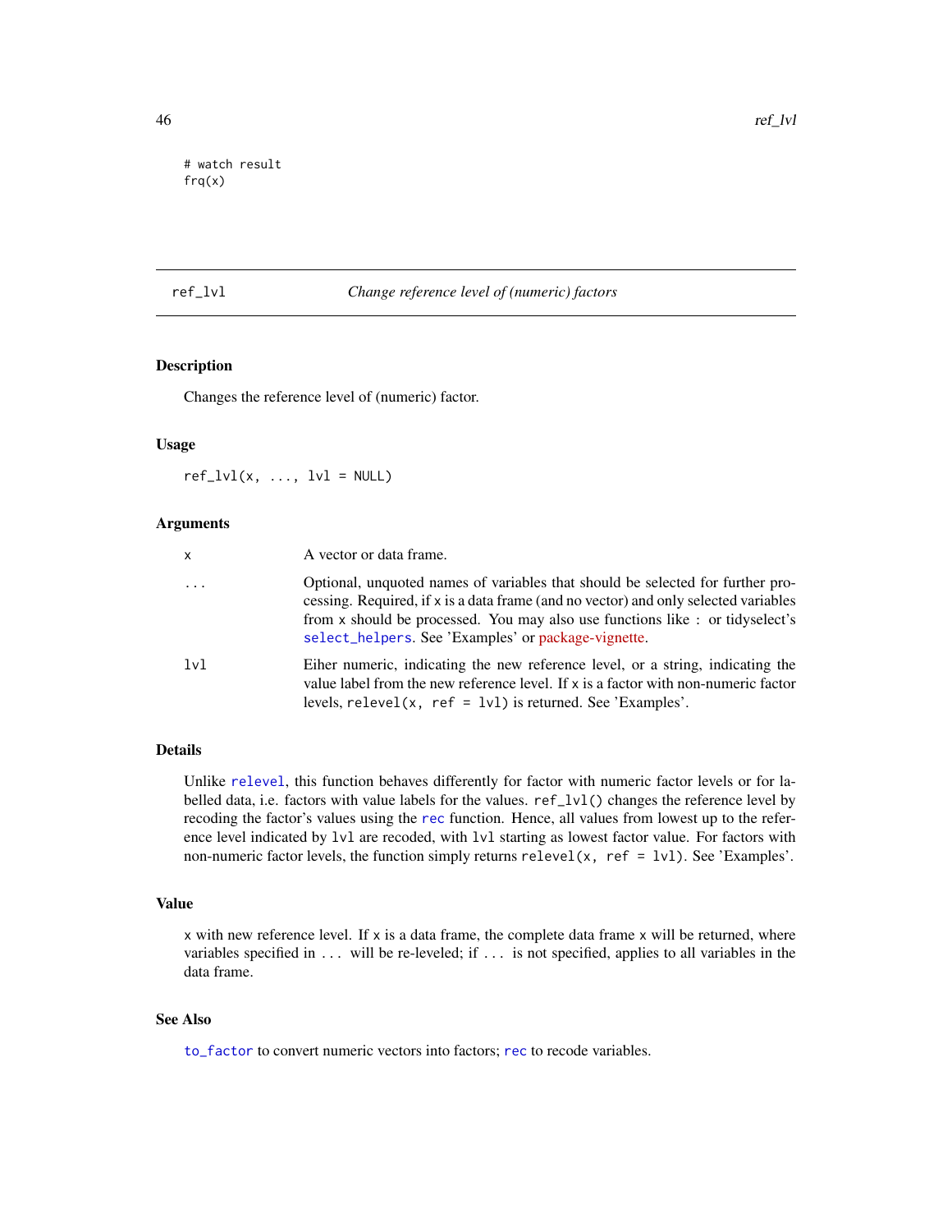```
# watch result
frq(x)
```

## ref_lvl — *Change reference level of (numeric) factors*

### Description

Changes the reference level of (numeric) factor.

### Usage

```
ref_lvl(x, ..., lvl = NULL)
```

### Arguments

| | |
|---|---|
| x | A vector or data frame. |
| ... | Optional, unquoted names of variables that should be selected for further processing. Required, if x is a data frame (and no vector) and only selected variables from x should be processed. You may also use functions like : or tidyselect's select_helpers. See 'Examples' or package-vignette. |
| lvl | Eiher numeric, indicating the new reference level, or a string, indicating the value label from the new reference level. If x is a factor with non-numeric factor levels, relevel(x, ref = lvl) is returned. See 'Examples'. |

### Details

Unlike relevel, this function behaves differently for factor with numeric factor levels or for labelled data, i.e. factors with value labels for the values. ref_lvl() changes the reference level by recoding the factor's values using the rec function. Hence, all values from lowest up to the reference level indicated by lvl are recoded, with lvl starting as lowest factor value. For factors with non-numeric factor levels, the function simply returns relevel(x, ref = lvl). See 'Examples'.

### Value

x with new reference level. If x is a data frame, the complete data frame x will be returned, where variables specified in ... will be re-leveled; if ... is not specified, applies to all variables in the data frame.

### See Also

to_factor to convert numeric vectors into factors; rec to recode variables.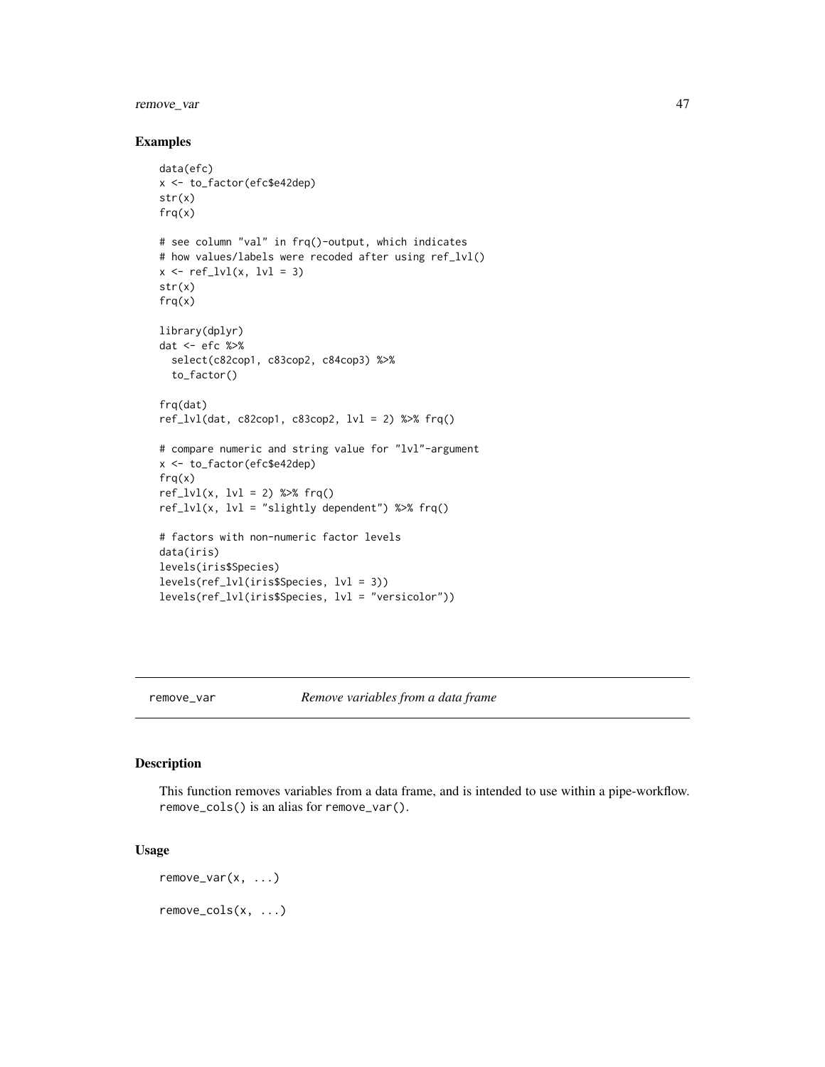### Examples

```
data(efc)
x <- to_factor(efc$e42dep)
str(x)
frq(x)

# see column "val" in frq()-output, which indicates
# how values/labels were recoded after using ref_lvl()
x <- ref_lvl(x, lvl = 3)
str(x)
frq(x)

library(dplyr)
dat <- efc %>%
  select(c82cop1, c83cop2, c84cop3) %>%
  to_factor()

frq(dat)
ref_lvl(dat, c82cop1, c83cop2, lvl = 2) %>% frq()

# compare numeric and string value for "lvl"-argument
x <- to_factor(efc$e42dep)
frq(x)
ref_lvl(x, lvl = 2) %>% frq()
ref_lvl(x, lvl = "slightly dependent") %>% frq()

# factors with non-numeric factor levels
data(iris)
levels(iris$Species)
levels(ref_lvl(iris$Species, lvl = 3))
levels(ref_lvl(iris$Species, lvl = "versicolor"))
```

---

## remove_var — *Remove variables from a data frame*

### Description

This function removes variables from a data frame, and is intended to use within a pipe-workflow. `remove_cols()` is an alias for `remove_var()`.

### Usage

```
remove_var(x, ...)

remove_cols(x, ...)
```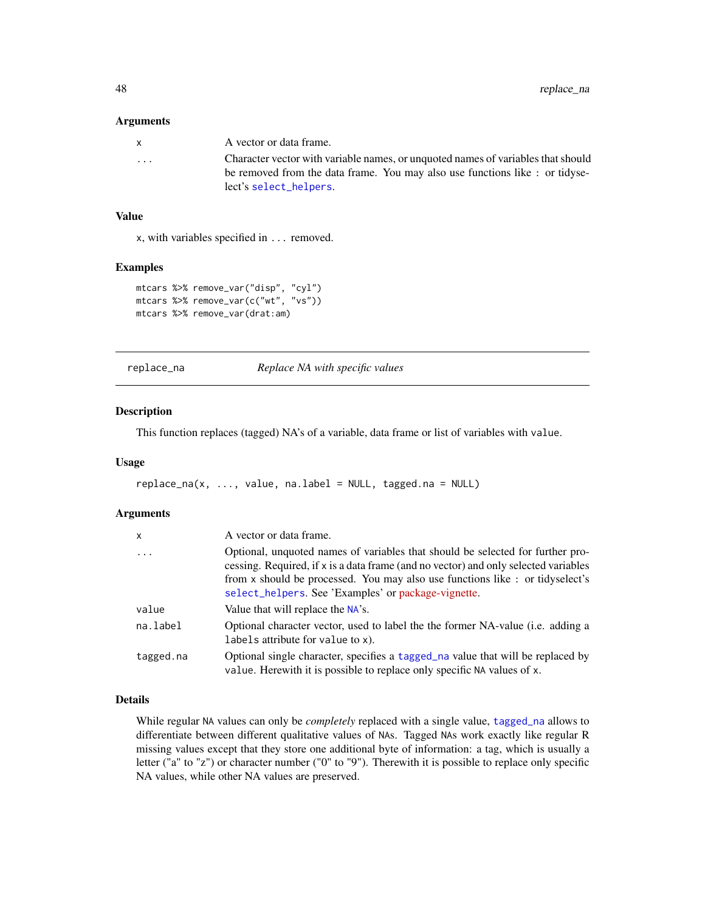### Arguments

| | |
|---|---|
| `x` | A vector or data frame. |
| `...` | Character vector with variable names, or unquoted names of variables that should be removed from the data frame. You may also use functions like `:` or tidyselect's `select_helpers`. |

### Value

`x`, with variables specified in `...` removed.

### Examples

```
mtcars %>% remove_var("disp", "cyl")
mtcars %>% remove_var(c("wt", "vs"))
mtcars %>% remove_var(drat:am)
```

---

## replace_na *Replace NA with specific values*

---

### Description

This function replaces (tagged) NA's of a variable, data frame or list of variables with `value`.

### Usage

```
replace_na(x, ..., value, na.label = NULL, tagged.na = NULL)
```

### Arguments

| | |
|---|---|
| `x` | A vector or data frame. |
| `...` | Optional, unquoted names of variables that should be selected for further processing. Required, if `x` is a data frame (and no vector) and only selected variables from `x` should be processed. You may also use functions like `:` or tidyselect's `select_helpers`. See 'Examples' or package-vignette. |
| `value` | Value that will replace the `NA`'s. |
| `na.label` | Optional character vector, used to label the the former NA-value (i.e. adding a `labels` attribute for `value` to `x`). |
| `tagged.na` | Optional single character, specifies a `tagged_na` value that will be replaced by `value`. Herewith it is possible to replace only specific `NA` values of `x`. |

### Details

While regular `NA` values can only be *completely* replaced with a single value, `tagged_na` allows to differentiate between different qualitative values of `NA`s. Tagged `NA`s work exactly like regular R missing values except that they store one additional byte of information: a tag, which is usually a letter ("a" to "z") or character number ("0" to "9"). Therewith it is possible to replace only specific NA values, while other NA values are preserved.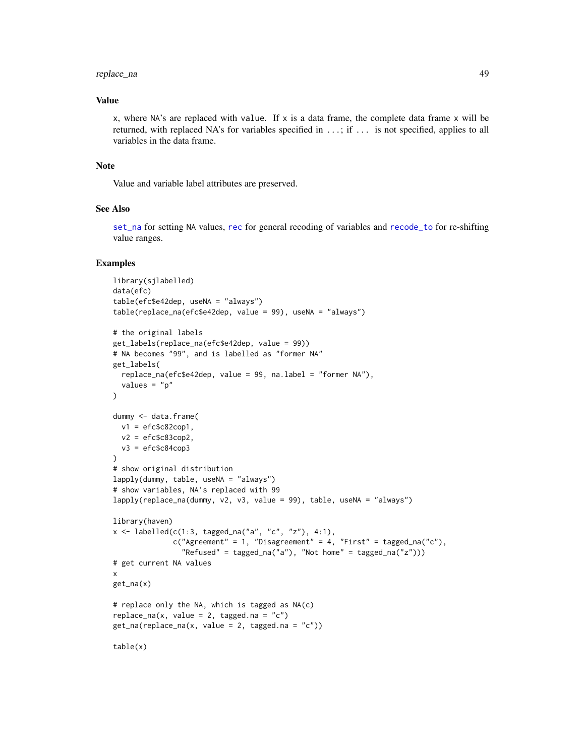## Value

x, where NA's are replaced with value. If x is a data frame, the complete data frame x will be returned, with replaced NA's for variables specified in ...; if ... is not specified, applies to all variables in the data frame.

## Note

Value and variable label attributes are preserved.

## See Also

set_na for setting NA values, rec for general recoding of variables and recode_to for re-shifting value ranges.

## Examples

```
library(sjlabelled)
data(efc)
table(efc$e42dep, useNA = "always")
table(replace_na(efc$e42dep, value = 99), useNA = "always")

# the original labels
get_labels(replace_na(efc$e42dep, value = 99))
# NA becomes "99", and is labelled as "former NA"
get_labels(
  replace_na(efc$e42dep, value = 99, na.label = "former NA"),
  values = "p"
)

dummy <- data.frame(
  v1 = efc$c82cop1,
  v2 = efc$c83cop2,
  v3 = efc$c84cop3
)
# show original distribution
lapply(dummy, table, useNA = "always")
# show variables, NA's replaced with 99
lapply(replace_na(dummy, v2, v3, value = 99), table, useNA = "always")

library(haven)
x <- labelled(c(1:3, tagged_na("a", "c", "z"), 4:1),
              c("Agreement" = 1, "Disagreement" = 4, "First" = tagged_na("c"),
                "Refused" = tagged_na("a"), "Not home" = tagged_na("z")))
# get current NA values
x
get_na(x)

# replace only the NA, which is tagged as NA(c)
replace_na(x, value = 2, tagged.na = "c")
get_na(replace_na(x, value = 2, tagged.na = "c"))

table(x)
```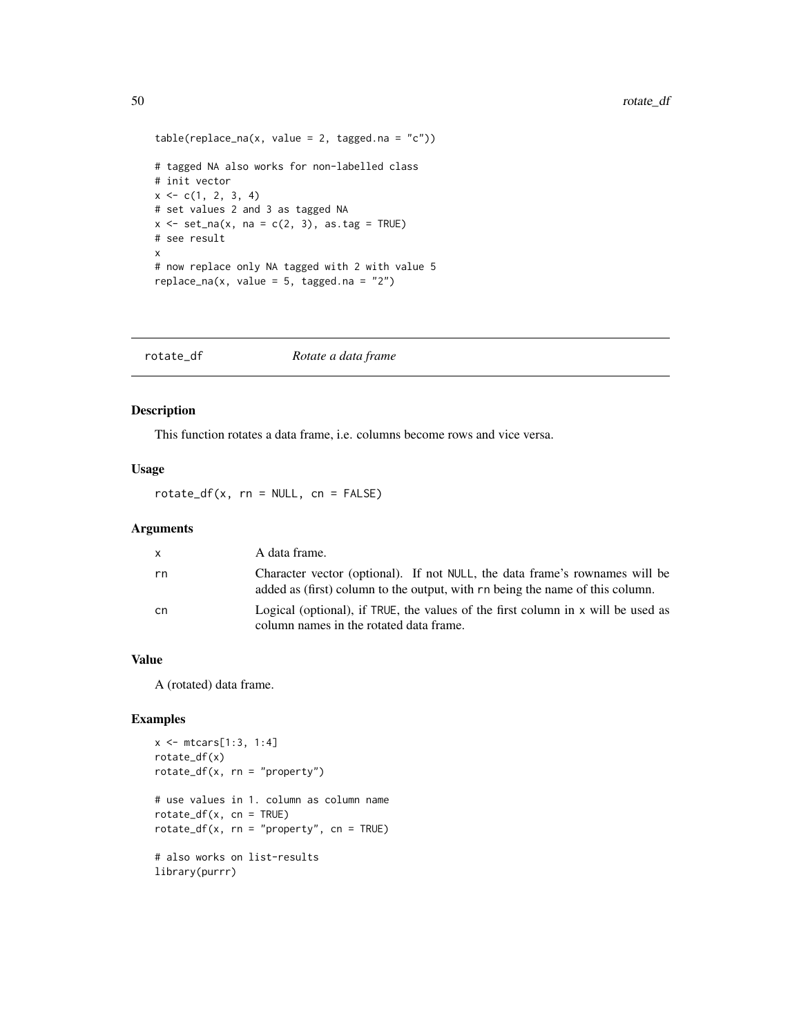```
table(replace_na(x, value = 2, tagged.na = "c"))

# tagged NA also works for non-labelled class
# init vector
x <- c(1, 2, 3, 4)
# set values 2 and 3 as tagged NA
x <- set_na(x, na = c(2, 3), as.tag = TRUE)
# see result
x
# now replace only NA tagged with 2 with value 5
replace_na(x, value = 5, tagged.na = "2")
```

---

## rotate_df — *Rotate a data frame*

---

### Description

This function rotates a data frame, i.e. columns become rows and vice versa.

### Usage

```
rotate_df(x, rn = NULL, cn = FALSE)
```

### Arguments

| | |
|---|---|
| x | A data frame. |
| rn | Character vector (optional). If not NULL, the data frame's rownames will be added as (first) column to the output, with rn being the name of this column. |
| cn | Logical (optional), if TRUE, the values of the first column in x will be used as column names in the rotated data frame. |

### Value

A (rotated) data frame.

### Examples

```
x <- mtcars[1:3, 1:4]
rotate_df(x)
rotate_df(x, rn = "property")

# use values in 1. column as column name
rotate_df(x, cn = TRUE)
rotate_df(x, rn = "property", cn = TRUE)

# also works on list-results
library(purrr)
```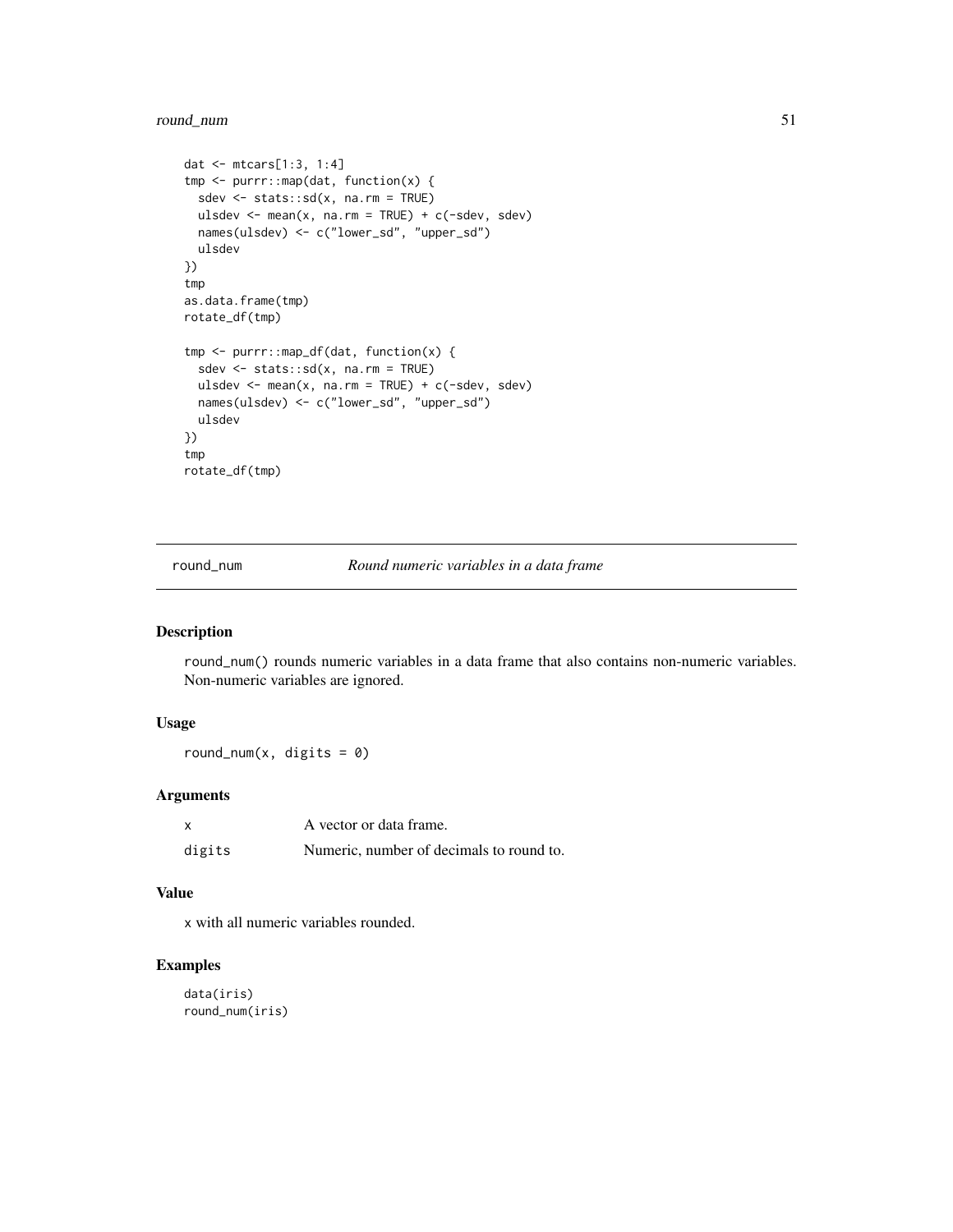```
dat <- mtcars[1:3, 1:4]
tmp <- purrr::map(dat, function(x) {
  sdev <- stats::sd(x, na.rm = TRUE)
  ulsdev <- mean(x, na.rm = TRUE) + c(-sdev, sdev)
  names(ulsdev) <- c("lower_sd", "upper_sd")
  ulsdev
})
tmp
as.data.frame(tmp)
rotate_df(tmp)

tmp <- purrr::map_df(dat, function(x) {
  sdev <- stats::sd(x, na.rm = TRUE)
  ulsdev <- mean(x, na.rm = TRUE) + c(-sdev, sdev)
  names(ulsdev) <- c("lower_sd", "upper_sd")
  ulsdev
})
tmp
rotate_df(tmp)
```

---

## round_num — *Round numeric variables in a data frame*

### Description

round_num() rounds numeric variables in a data frame that also contains non-numeric variables. Non-numeric variables are ignored.

### Usage

```
round_num(x, digits = 0)
```

### Arguments

| | |
|---|---|
| x | A vector or data frame. |
| digits | Numeric, number of decimals to round to. |

### Value

x with all numeric variables rounded.

### Examples

```
data(iris)
round_num(iris)
```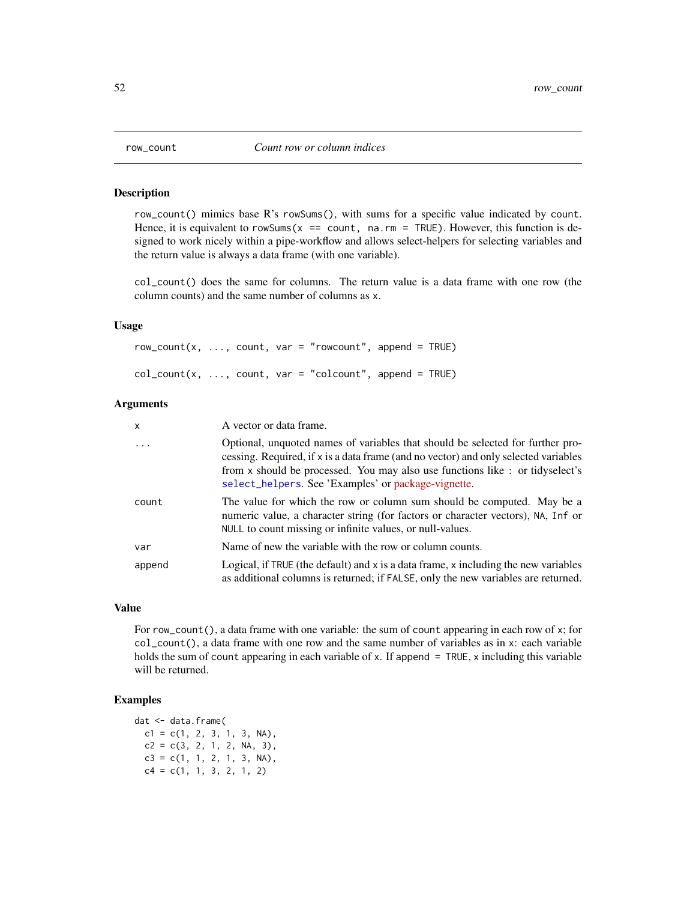## row_count — *Count row or column indices*

### Description

`row_count()` mimics base R's `rowSums()`, with sums for a specific value indicated by `count`. Hence, it is equivalent to `rowSums(x == count, na.rm = TRUE)`. However, this function is designed to work nicely within a pipe-workflow and allows select-helpers for selecting variables and the return value is always a data frame (with one variable).

`col_count()` does the same for columns. The return value is a data frame with one row (the column counts) and the same number of columns as `x`.

### Usage

```
row_count(x, ..., count, var = "rowcount", append = TRUE)

col_count(x, ..., count, var = "colcount", append = TRUE)
```

### Arguments

| | |
|---|---|
| `x` | A vector or data frame. |
| `...` | Optional, unquoted names of variables that should be selected for further processing. Required, if `x` is a data frame (and no vector) and only selected variables from `x` should be processed. You may also use functions like `:` or tidyselect's `select_helpers`. See 'Examples' or package-vignette. |
| `count` | The value for which the row or column sum should be computed. May be a numeric value, a character string (for factors or character vectors), `NA`, `Inf` or `NULL` to count missing or infinite values, or null-values. |
| `var` | Name of new the variable with the row or column counts. |
| `append` | Logical, if `TRUE` (the default) and `x` is a data frame, `x` including the new variables as additional columns is returned; if `FALSE`, only the new variables are returned. |

### Value

For `row_count()`, a data frame with one variable: the sum of `count` appearing in each row of `x`; for `col_count()`, a data frame with one row and the same number of variables as in `x`: each variable holds the sum of `count` appearing in each variable of `x`. If `append = TRUE`, `x` including this variable will be returned.

### Examples

```
dat <- data.frame(
  c1 = c(1, 2, 3, 1, 3, NA),
  c2 = c(3, 2, 1, 2, NA, 3),
  c3 = c(1, 1, 2, 1, 3, NA),
  c4 = c(1, 1, 3, 2, 1, 2)
```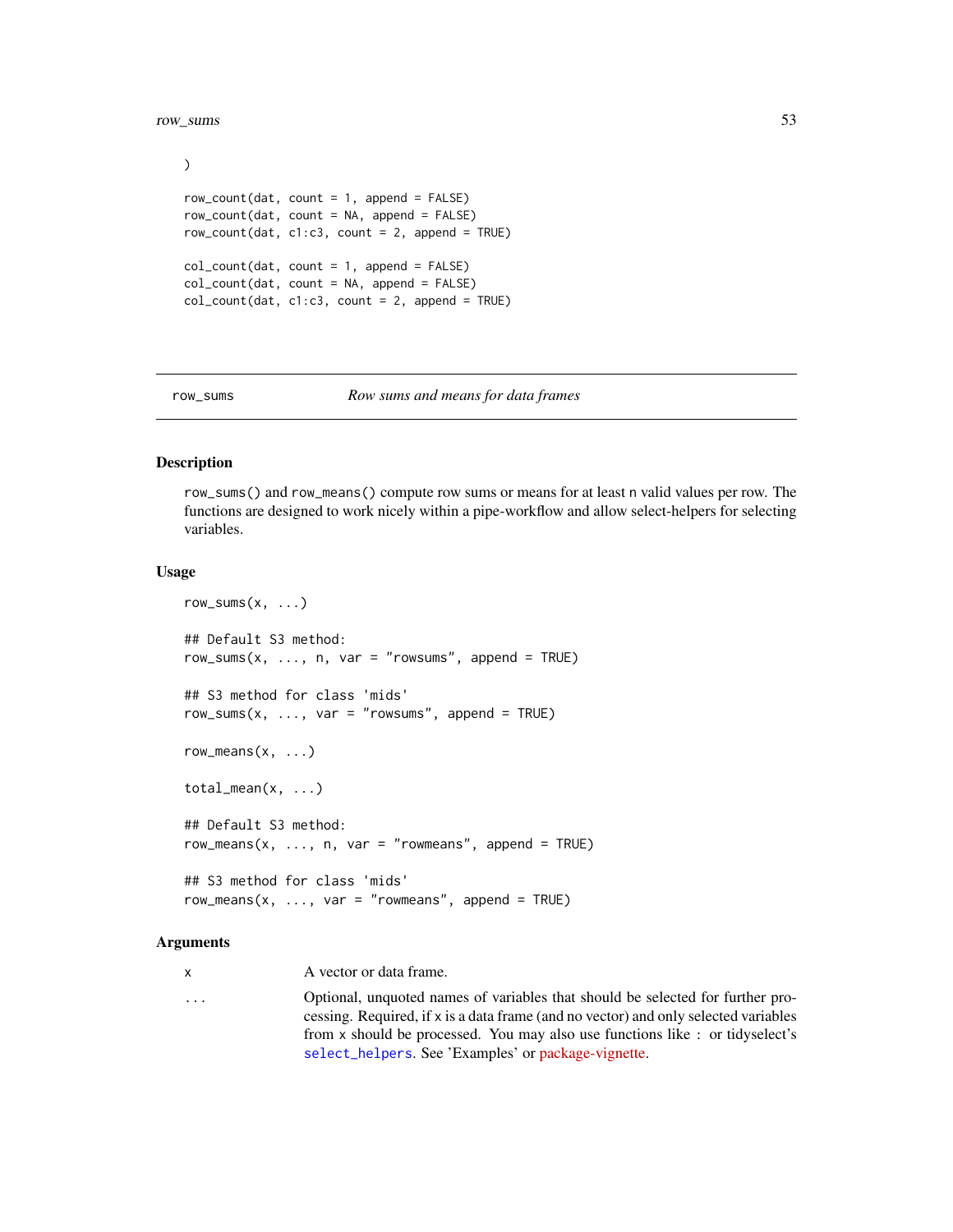```
)

row_count(dat, count = 1, append = FALSE)
row_count(dat, count = NA, append = FALSE)
row_count(dat, c1:c3, count = 2, append = TRUE)

col_count(dat, count = 1, append = FALSE)
col_count(dat, count = NA, append = FALSE)
col_count(dat, c1:c3, count = 2, append = TRUE)
```

---

`row_sums` *Row sums and means for data frames*

---

## Description

`row_sums()` and `row_means()` compute row sums or means for at least `n` valid values per row. The functions are designed to work nicely within a pipe-workflow and allow select-helpers for selecting variables.

## Usage

```
row_sums(x, ...)

## Default S3 method:
row_sums(x, ..., n, var = "rowsums", append = TRUE)

## S3 method for class 'mids'
row_sums(x, ..., var = "rowsums", append = TRUE)

row_means(x, ...)

total_mean(x, ...)

## Default S3 method:
row_means(x, ..., n, var = "rowmeans", append = TRUE)

## S3 method for class 'mids'
row_means(x, ..., var = "rowmeans", append = TRUE)
```

## Arguments

| | |
|---|---|
| `x` | A vector or data frame. |
| `...` | Optional, unquoted names of variables that should be selected for further processing. Required, if `x` is a data frame (and no vector) and only selected variables from `x` should be processed. You may also use functions like `:` or tidyselect's `select_helpers`. See 'Examples' or package-vignette. |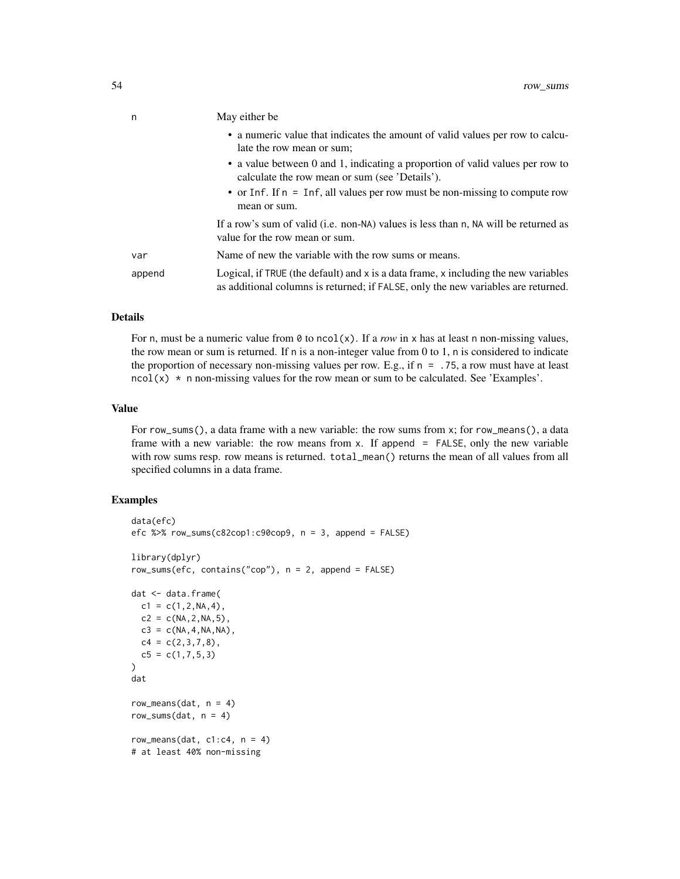| | |
|---|---|
| n | May either be<br>• a numeric value that indicates the amount of valid values per row to calculate the row mean or sum;<br>• a value between 0 and 1, indicating a proportion of valid values per row to calculate the row mean or sum (see 'Details').<br>• or `Inf`. If `n = Inf`, all values per row must be non-missing to compute row mean or sum.<br><br>If a row's sum of valid (i.e. non-`NA`) values is less than `n`, `NA` will be returned as value for the row mean or sum. |
| var | Name of new the variable with the row sums or means. |
| append | Logical, if `TRUE` (the default) and `x` is a data frame, `x` including the new variables as additional columns is returned; if `FALSE`, only the new variables are returned. |

## Details

For `n`, must be a numeric value from `0` to `ncol(x)`. If a *row* in `x` has at least `n` non-missing values, the row mean or sum is returned. If `n` is a non-integer value from 0 to 1, `n` is considered to indicate the proportion of necessary non-missing values per row. E.g., if `n = .75`, a row must have at least `ncol(x) * n` non-missing values for the row mean or sum to be calculated. See 'Examples'.

## Value

For `row_sums()`, a data frame with a new variable: the row sums from `x`; for `row_means()`, a data frame with a new variable: the row means from `x`. If `append = FALSE`, only the new variable with row sums resp. row means is returned. `total_mean()` returns the mean of all values from all specified columns in a data frame.

## Examples

```
data(efc)
efc %>% row_sums(c82cop1:c90cop9, n = 3, append = FALSE)

library(dplyr)
row_sums(efc, contains("cop"), n = 2, append = FALSE)

dat <- data.frame(
  c1 = c(1,2,NA,4),
  c2 = c(NA,2,NA,5),
  c3 = c(NA,4,NA,NA),
  c4 = c(2,3,7,8),
  c5 = c(1,7,5,3)
)
dat

row_means(dat, n = 4)
row_sums(dat, n = 4)

row_means(dat, c1:c4, n = 4)
# at least 40% non-missing
```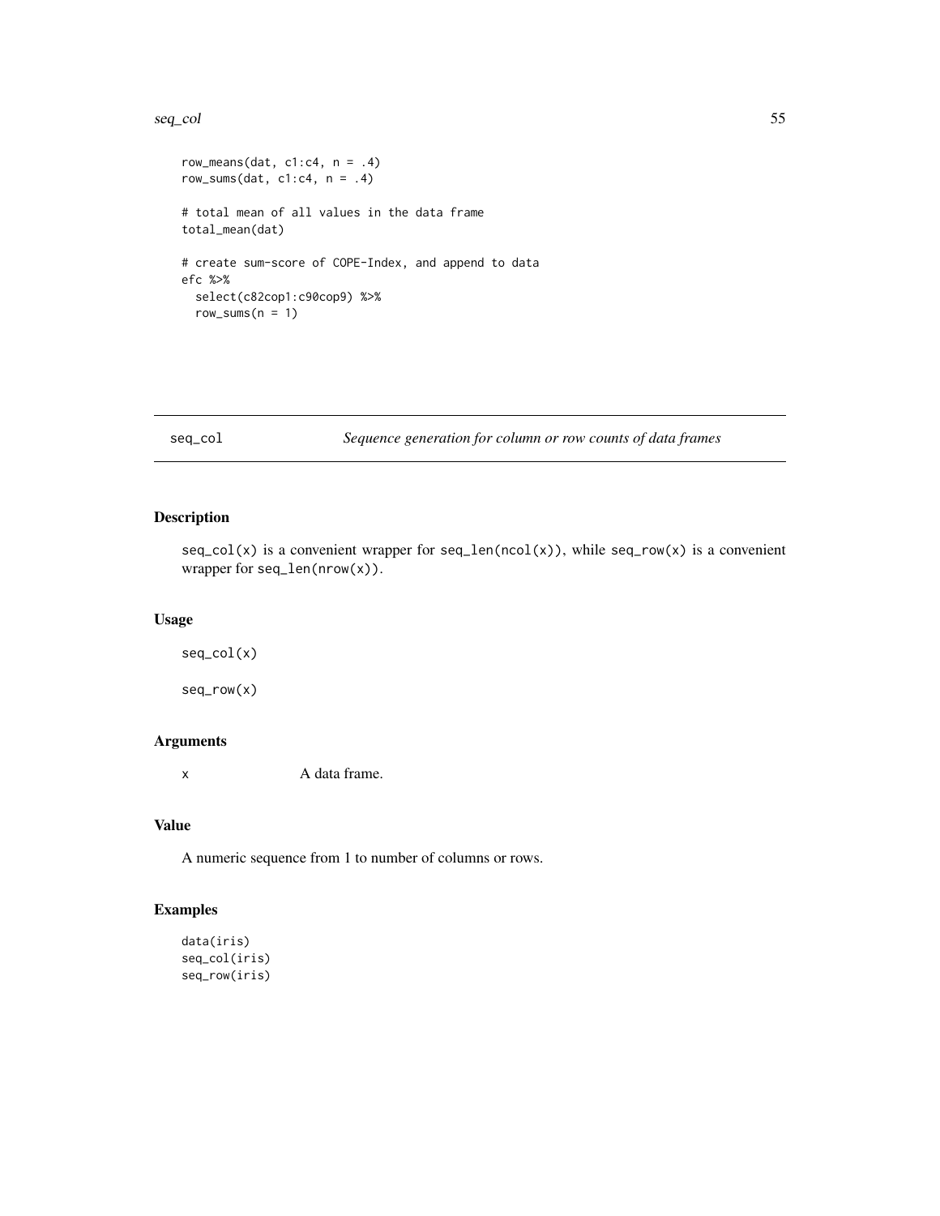```
row_means(dat, c1:c4, n = .4)
row_sums(dat, c1:c4, n = .4)

# total mean of all values in the data frame
total_mean(dat)

# create sum-score of COPE-Index, and append to data
efc %>%
  select(c82cop1:c90cop9) %>%
  row_sums(n = 1)
```

## seq_col — *Sequence generation for column or row counts of data frames*

### Description

`seq_col(x)` is a convenient wrapper for `seq_len(ncol(x))`, while `seq_row(x)` is a convenient wrapper for `seq_len(nrow(x))`.

### Usage

```
seq_col(x)

seq_row(x)
```

### Arguments

| | |
|---|---|
| x | A data frame. |

### Value

A numeric sequence from 1 to number of columns or rows.

### Examples

```
data(iris)
seq_col(iris)
seq_row(iris)
```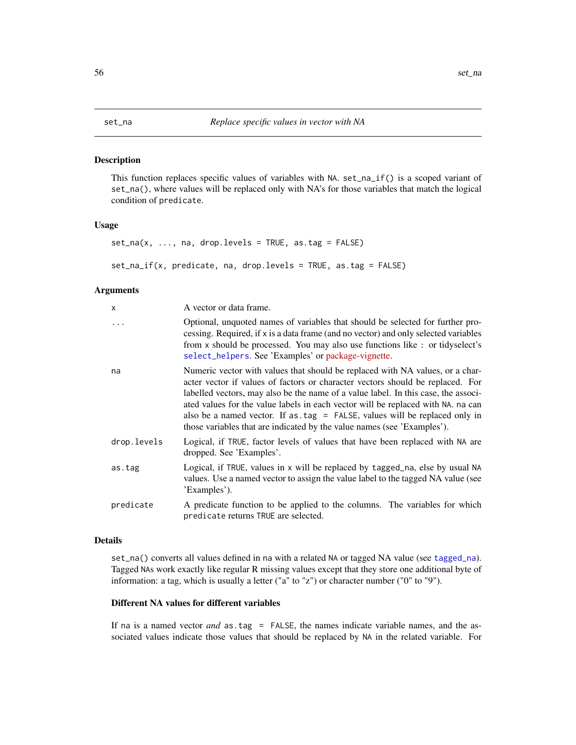# set_na *Replace specific values in vector with NA*

## Description

This function replaces specific values of variables with NA. `set_na_if()` is a scoped variant of `set_na()`, where values will be replaced only with NA's for those variables that match the logical condition of `predicate`.

## Usage

```
set_na(x, ..., na, drop.levels = TRUE, as.tag = FALSE)

set_na_if(x, predicate, na, drop.levels = TRUE, as.tag = FALSE)
```

## Arguments

| | |
|---|---|
| `x` | A vector or data frame. |
| `...` | Optional, unquoted names of variables that should be selected for further processing. Required, if `x` is a data frame (and no vector) and only selected variables from `x` should be processed. You may also use functions like `:` or tidyselect's `select_helpers`. See 'Examples' or package-vignette. |
| `na` | Numeric vector with values that should be replaced with NA values, or a character vector if values of factors or character vectors should be replaced. For labelled vectors, may also be the name of a value label. In this case, the associated values for the value labels in each vector will be replaced with NA. `na` can also be a named vector. If `as.tag = FALSE`, values will be replaced only in those variables that are indicated by the value names (see 'Examples'). |
| `drop.levels` | Logical, if TRUE, factor levels of values that have been replaced with NA are dropped. See 'Examples'. |
| `as.tag` | Logical, if TRUE, values in `x` will be replaced by `tagged_na`, else by usual NA values. Use a named vector to assign the value label to the tagged NA value (see 'Examples'). |
| `predicate` | A predicate function to be applied to the columns. The variables for which `predicate` returns TRUE are selected. |

## Details

`set_na()` converts all values defined in `na` with a related NA or tagged NA value (see `tagged_na`). Tagged NAs work exactly like regular R missing values except that they store one additional byte of information: a tag, which is usually a letter ("a" to "z") or character number ("0" to "9").

### Different NA values for different variables

If `na` is a named vector *and* `as.tag = FALSE`, the names indicate variable names, and the associated values indicate those values that should be replaced by NA in the related variable. For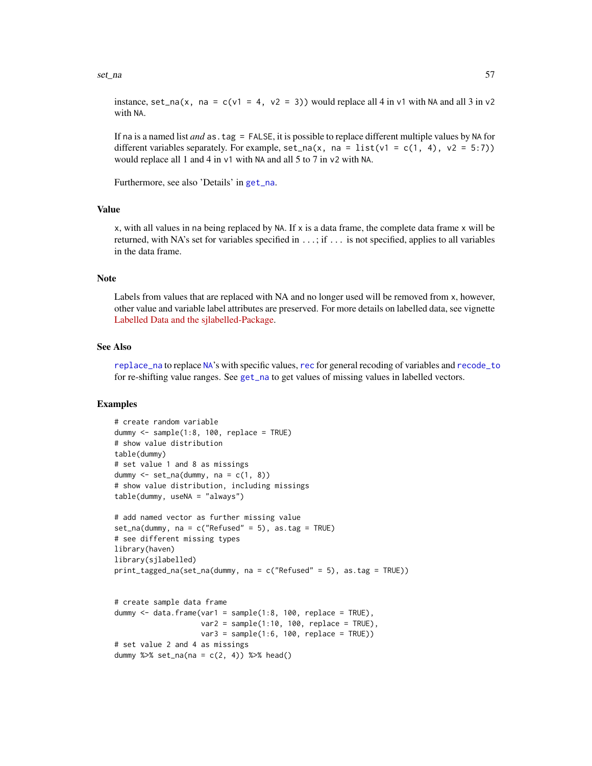instance, `set_na(x, na = c(v1 = 4, v2 = 3))` would replace all 4 in `v1` with `NA` and all 3 in `v2` with `NA`.

If `na` is a named list *and* `as.tag = FALSE`, it is possible to replace different multiple values by `NA` for different variables separately. For example, `set_na(x, na = list(v1 = c(1, 4), v2 = 5:7))` would replace all 1 and 4 in `v1` with `NA` and all 5 to 7 in `v2` with `NA`.

Furthermore, see also 'Details' in `get_na`.

## Value

`x`, with all values in `na` being replaced by `NA`. If `x` is a data frame, the complete data frame `x` will be returned, with NA's set for variables specified in `...`; if `...` is not specified, applies to all variables in the data frame.

## Note

Labels from values that are replaced with NA and no longer used will be removed from `x`, however, other value and variable label attributes are preserved. For more details on labelled data, see vignette Labelled Data and the sjlabelled-Package.

## See Also

`replace_na` to replace `NA`'s with specific values, `rec` for general recoding of variables and `recode_to` for re-shifting value ranges. See `get_na` to get values of missing values in labelled vectors.

## Examples

```
# create random variable
dummy <- sample(1:8, 100, replace = TRUE)
# show value distribution
table(dummy)
# set value 1 and 8 as missings
dummy <- set_na(dummy, na = c(1, 8))
# show value distribution, including missings
table(dummy, useNA = "always")

# add named vector as further missing value
set_na(dummy, na = c("Refused" = 5), as.tag = TRUE)
# see different missing types
library(haven)
library(sjlabelled)
print_tagged_na(set_na(dummy, na = c("Refused" = 5), as.tag = TRUE))


# create sample data frame
dummy <- data.frame(var1 = sample(1:8, 100, replace = TRUE),
                    var2 = sample(1:10, 100, replace = TRUE),
                    var3 = sample(1:6, 100, replace = TRUE))
# set value 2 and 4 as missings
dummy %>% set_na(na = c(2, 4)) %>% head()
```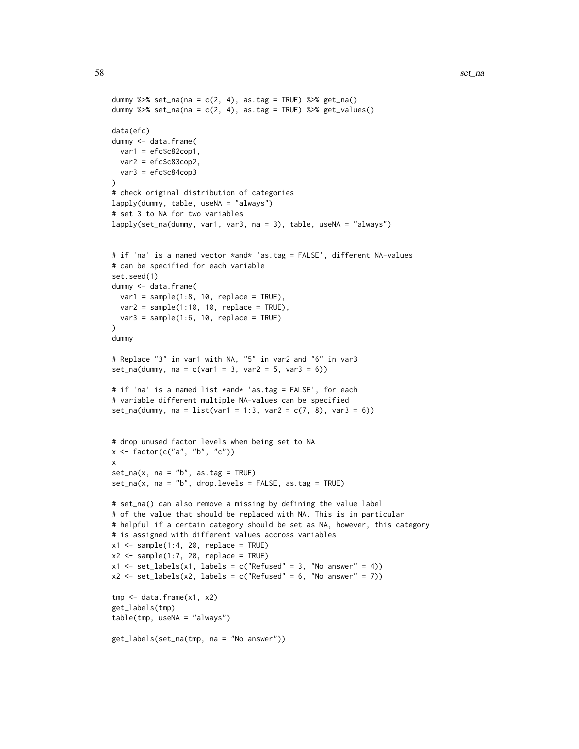```
dummy %>% set_na(na = c(2, 4), as.tag = TRUE) %>% get_na()
dummy %>% set_na(na = c(2, 4), as.tag = TRUE) %>% get_values()

data(efc)
dummy <- data.frame(
  var1 = efc$c82cop1,
  var2 = efc$c83cop2,
  var3 = efc$c84cop3
)
# check original distribution of categories
lapply(dummy, table, useNA = "always")
# set 3 to NA for two variables
lapply(set_na(dummy, var1, var3, na = 3), table, useNA = "always")


# if 'na' is a named vector *and* 'as.tag = FALSE', different NA-values
# can be specified for each variable
set.seed(1)
dummy <- data.frame(
  var1 = sample(1:8, 10, replace = TRUE),
  var2 = sample(1:10, 10, replace = TRUE),
  var3 = sample(1:6, 10, replace = TRUE)
)
dummy

# Replace "3" in var1 with NA, "5" in var2 and "6" in var3
set_na(dummy, na = c(var1 = 3, var2 = 5, var3 = 6))

# if 'na' is a named list *and* 'as.tag = FALSE', for each
# variable different multiple NA-values can be specified
set_na(dummy, na = list(var1 = 1:3, var2 = c(7, 8), var3 = 6))


# drop unused factor levels when being set to NA
x <- factor(c("a", "b", "c"))
x
set_na(x, na = "b", as.tag = TRUE)
set_na(x, na = "b", drop.levels = FALSE, as.tag = TRUE)

# set_na() can also remove a missing by defining the value label
# of the value that should be replaced with NA. This is in particular
# helpful if a certain category should be set as NA, however, this category
# is assigned with different values accross variables
x1 <- sample(1:4, 20, replace = TRUE)
x2 <- sample(1:7, 20, replace = TRUE)
x1 <- set_labels(x1, labels = c("Refused" = 3, "No answer" = 4))
x2 <- set_labels(x2, labels = c("Refused" = 6, "No answer" = 7))

tmp <- data.frame(x1, x2)
get_labels(tmp)
table(tmp, useNA = "always")

get_labels(set_na(tmp, na = "No answer"))
```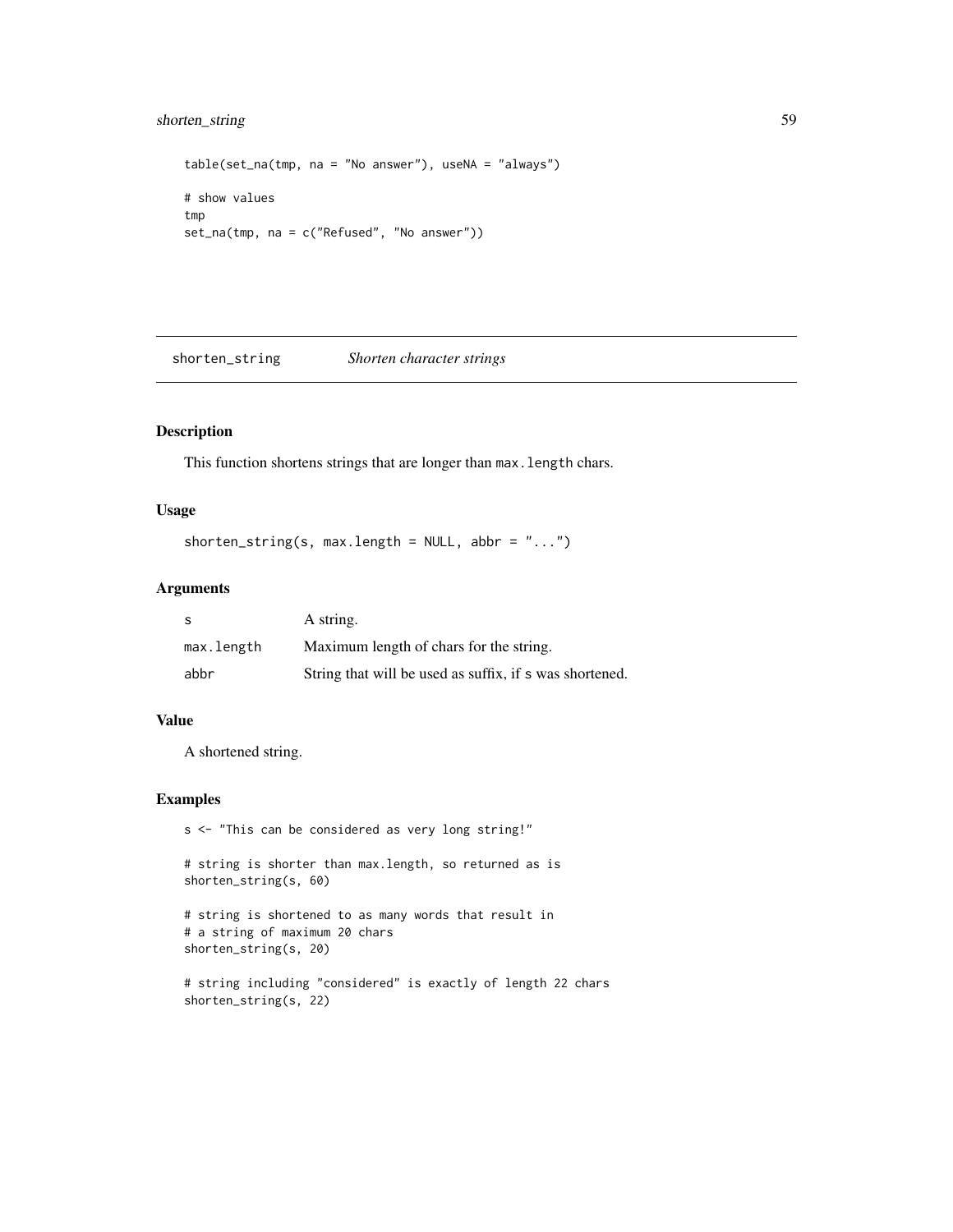```
table(set_na(tmp, na = "No answer"), useNA = "always")

# show values
tmp
set_na(tmp, na = c("Refused", "No answer"))
```

## shorten_string *Shorten character strings*

### Description

This function shortens strings that are longer than `max.length` chars.

### Usage

```
shorten_string(s, max.length = NULL, abbr = "...")
```

### Arguments

| | |
|---|---|
| s | A string. |
| max.length | Maximum length of chars for the string. |
| abbr | String that will be used as suffix, if s was shortened. |

### Value

A shortened string.

### Examples

```
s <- "This can be considered as very long string!"

# string is shorter than max.length, so returned as is
shorten_string(s, 60)

# string is shortened to as many words that result in
# a string of maximum 20 chars
shorten_string(s, 20)

# string including "considered" is exactly of length 22 chars
shorten_string(s, 22)
```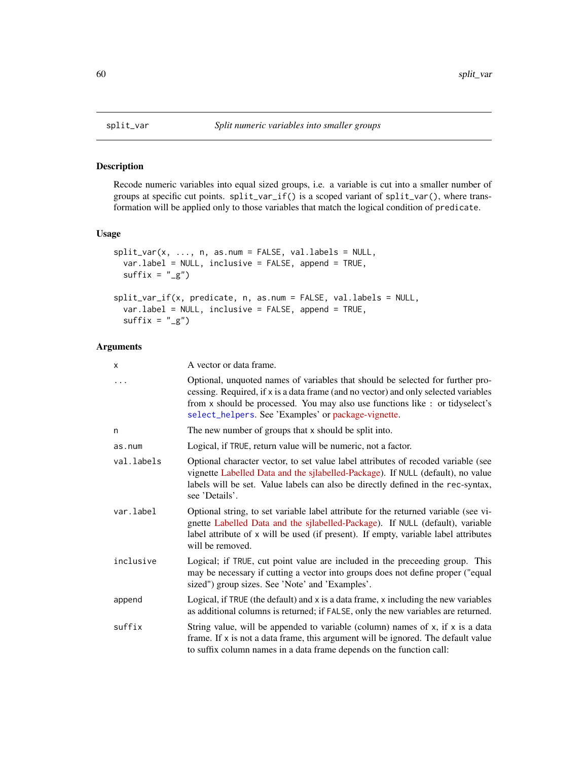split_var — *Split numeric variables into smaller groups*

## Description

Recode numeric variables into equal sized groups, i.e. a variable is cut into a smaller number of groups at specific cut points. `split_var_if()` is a scoped variant of `split_var()`, where transformation will be applied only to those variables that match the logical condition of `predicate`.

## Usage

```
split_var(x, ..., n, as.num = FALSE, val.labels = NULL,
  var.label = NULL, inclusive = FALSE, append = TRUE,
  suffix = "_g")

split_var_if(x, predicate, n, as.num = FALSE, val.labels = NULL,
  var.label = NULL, inclusive = FALSE, append = TRUE,
  suffix = "_g")
```

## Arguments

| | |
|---|---|
| `x` | A vector or data frame. |
| `...` | Optional, unquoted names of variables that should be selected for further processing. Required, if `x` is a data frame (and no vector) and only selected variables from `x` should be processed. You may also use functions like `:` or tidyselect's `select_helpers`. See 'Examples' or package-vignette. |
| `n` | The new number of groups that `x` should be split into. |
| `as.num` | Logical, if `TRUE`, return value will be numeric, not a factor. |
| `val.labels` | Optional character vector, to set value label attributes of recoded variable (see vignette Labelled Data and the sjlabelled-Package). If `NULL` (default), no value labels will be set. Value labels can also be directly defined in the `rec`-syntax, see 'Details'. |
| `var.label` | Optional string, to set variable label attribute for the returned variable (see vignette Labelled Data and the sjlabelled-Package). If `NULL` (default), variable label attribute of `x` will be used (if present). If empty, variable label attributes will be removed. |
| `inclusive` | Logical; if `TRUE`, cut point value are included in the preceeding group. This may be necessary if cutting a vector into groups does not define proper ("equal sized") group sizes. See 'Note' and 'Examples'. |
| `append` | Logical, if `TRUE` (the default) and `x` is a data frame, `x` including the new variables as additional columns is returned; if `FALSE`, only the new variables are returned. |
| `suffix` | String value, will be appended to variable (column) names of `x`, if `x` is a data frame. If `x` is not a data frame, this argument will be ignored. The default value to suffix column names in a data frame depends on the function call: |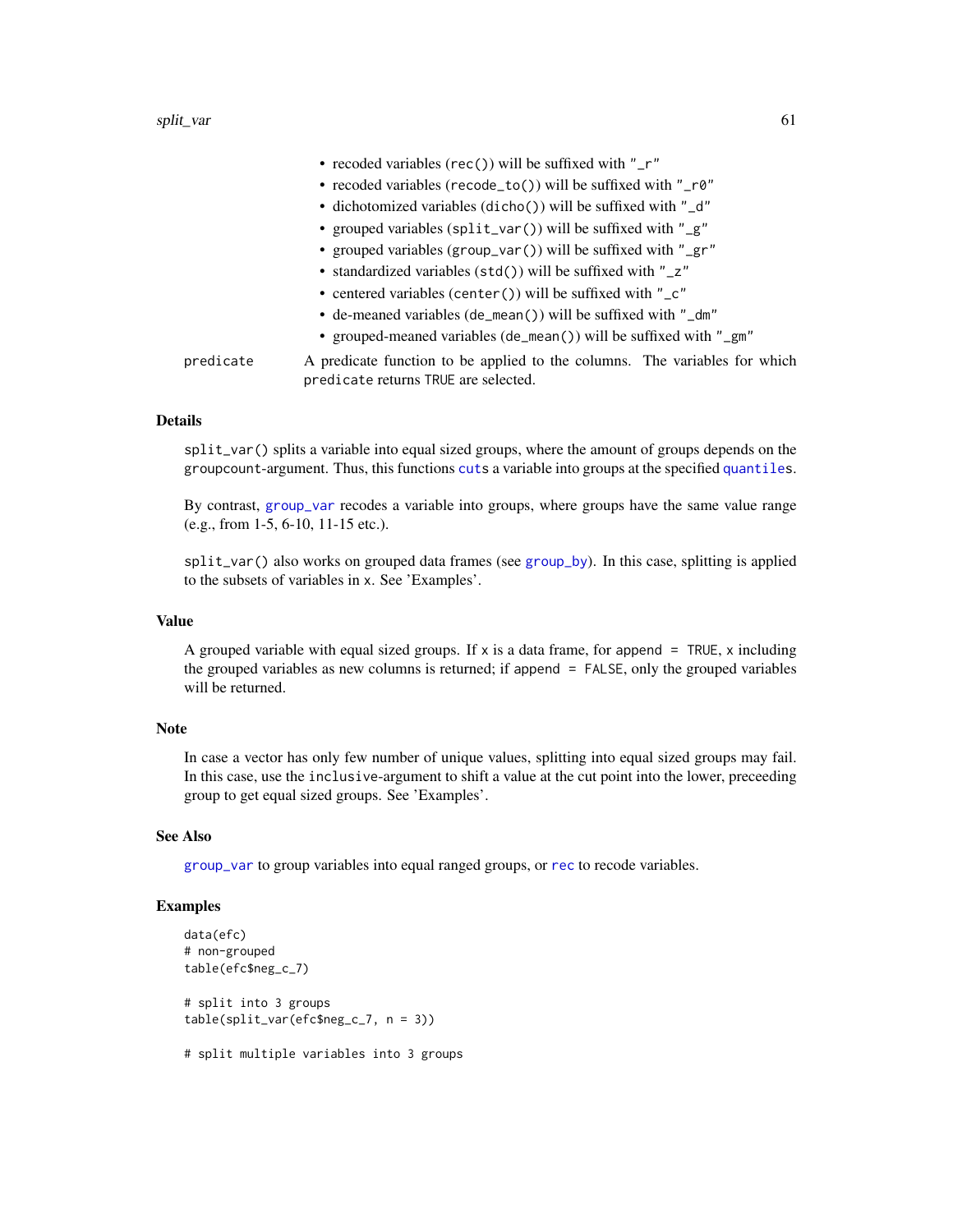- recoded variables (`rec()`) will be suffixed with `"_r"`
- recoded variables (`recode_to()`) will be suffixed with `"_r0"`
- dichotomized variables (`dicho()`) will be suffixed with `"_d"`
- grouped variables (`split_var()`) will be suffixed with `"_g"`
- grouped variables (`group_var()`) will be suffixed with `"_gr"`
- standardized variables (`std()`) will be suffixed with `"_z"`
- centered variables (`center()`) will be suffixed with `"_c"`
- de-meaned variables (`de_mean()`) will be suffixed with `"_dm"`
- grouped-meaned variables (`de_mean()`) will be suffixed with `"_gm"`

`predicate` A predicate function to be applied to the columns. The variables for which `predicate` returns `TRUE` are selected.

## Details

`split_var()` splits a variable into equal sized groups, where the amount of groups depends on the `groupcount`-argument. Thus, this functions `cut`s a variable into groups at the specified `quantile`s.

By contrast, `group_var` recodes a variable into groups, where groups have the same value range (e.g., from 1-5, 6-10, 11-15 etc.).

`split_var()` also works on grouped data frames (see `group_by`). In this case, splitting is applied to the subsets of variables in `x`. See 'Examples'.

## Value

A grouped variable with equal sized groups. If `x` is a data frame, for `append = TRUE`, `x` including the grouped variables as new columns is returned; if `append = FALSE`, only the grouped variables will be returned.

## Note

In case a vector has only few number of unique values, splitting into equal sized groups may fail. In this case, use the `inclusive`-argument to shift a value at the cut point into the lower, preceeding group to get equal sized groups. See 'Examples'.

## See Also

`group_var` to group variables into equal ranged groups, or `rec` to recode variables.

## Examples

```
data(efc)
# non-grouped
table(efc$neg_c_7)

# split into 3 groups
table(split_var(efc$neg_c_7, n = 3))

# split multiple variables into 3 groups
```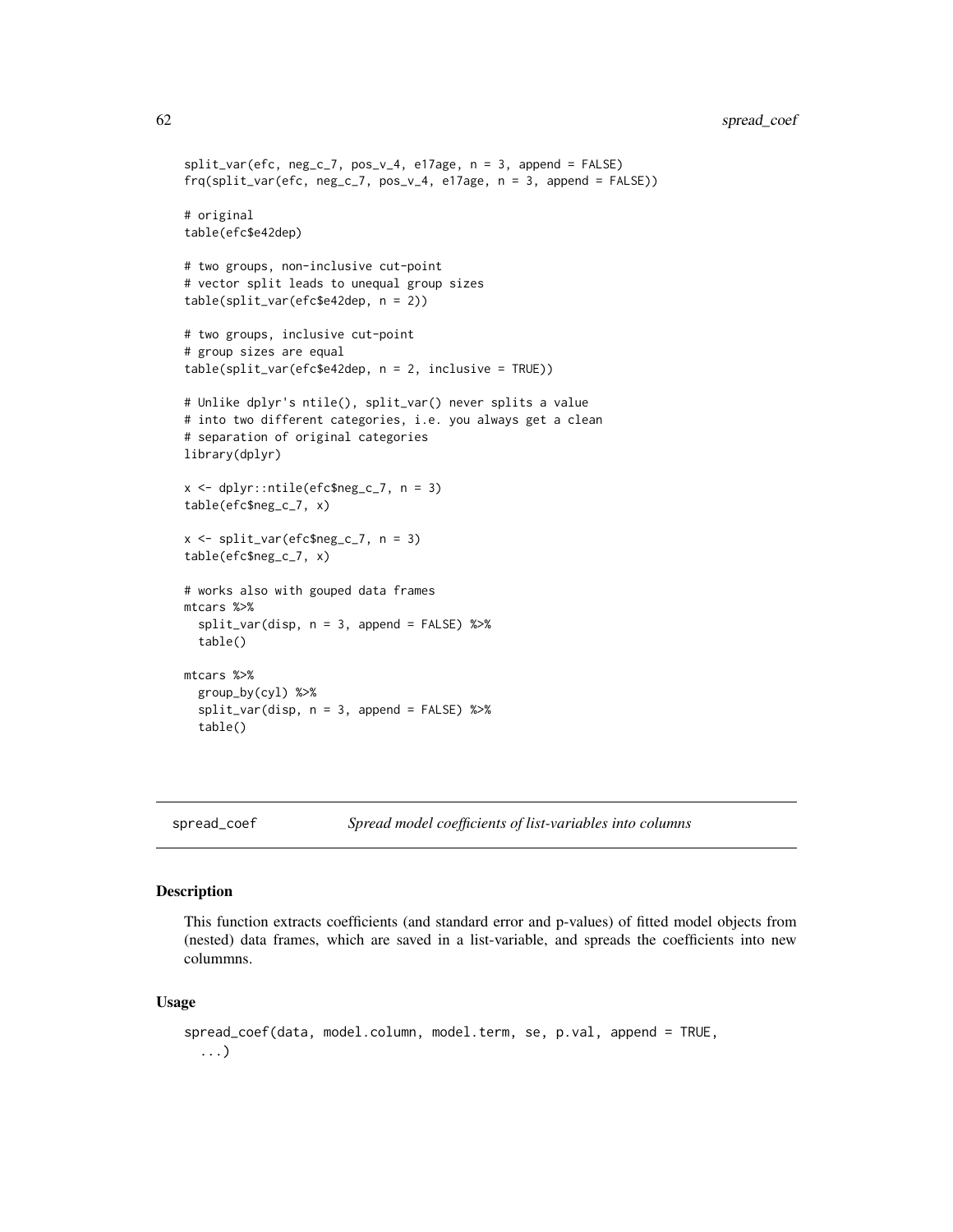```
split_var(efc, neg_c_7, pos_v_4, e17age, n = 3, append = FALSE)
frq(split_var(efc, neg_c_7, pos_v_4, e17age, n = 3, append = FALSE))

# original
table(efc$e42dep)

# two groups, non-inclusive cut-point
# vector split leads to unequal group sizes
table(split_var(efc$e42dep, n = 2))

# two groups, inclusive cut-point
# group sizes are equal
table(split_var(efc$e42dep, n = 2, inclusive = TRUE))

# Unlike dplyr's ntile(), split_var() never splits a value
# into two different categories, i.e. you always get a clean
# separation of original categories
library(dplyr)

x <- dplyr::ntile(efc$neg_c_7, n = 3)
table(efc$neg_c_7, x)

x <- split_var(efc$neg_c_7, n = 3)
table(efc$neg_c_7, x)

# works also with gouped data frames
mtcars %>%
  split_var(disp, n = 3, append = FALSE) %>%
  table()

mtcars %>%
  group_by(cyl) %>%
  split_var(disp, n = 3, append = FALSE) %>%
  table()
```

## spread_coef — *Spread model coefficients of list-variables into columns*

### Description

This function extracts coefficients (and standard error and p-values) of fitted model objects from (nested) data frames, which are saved in a list-variable, and spreads the coefficients into new colummns.

### Usage

```
spread_coef(data, model.column, model.term, se, p.val, append = TRUE,
  ...)
```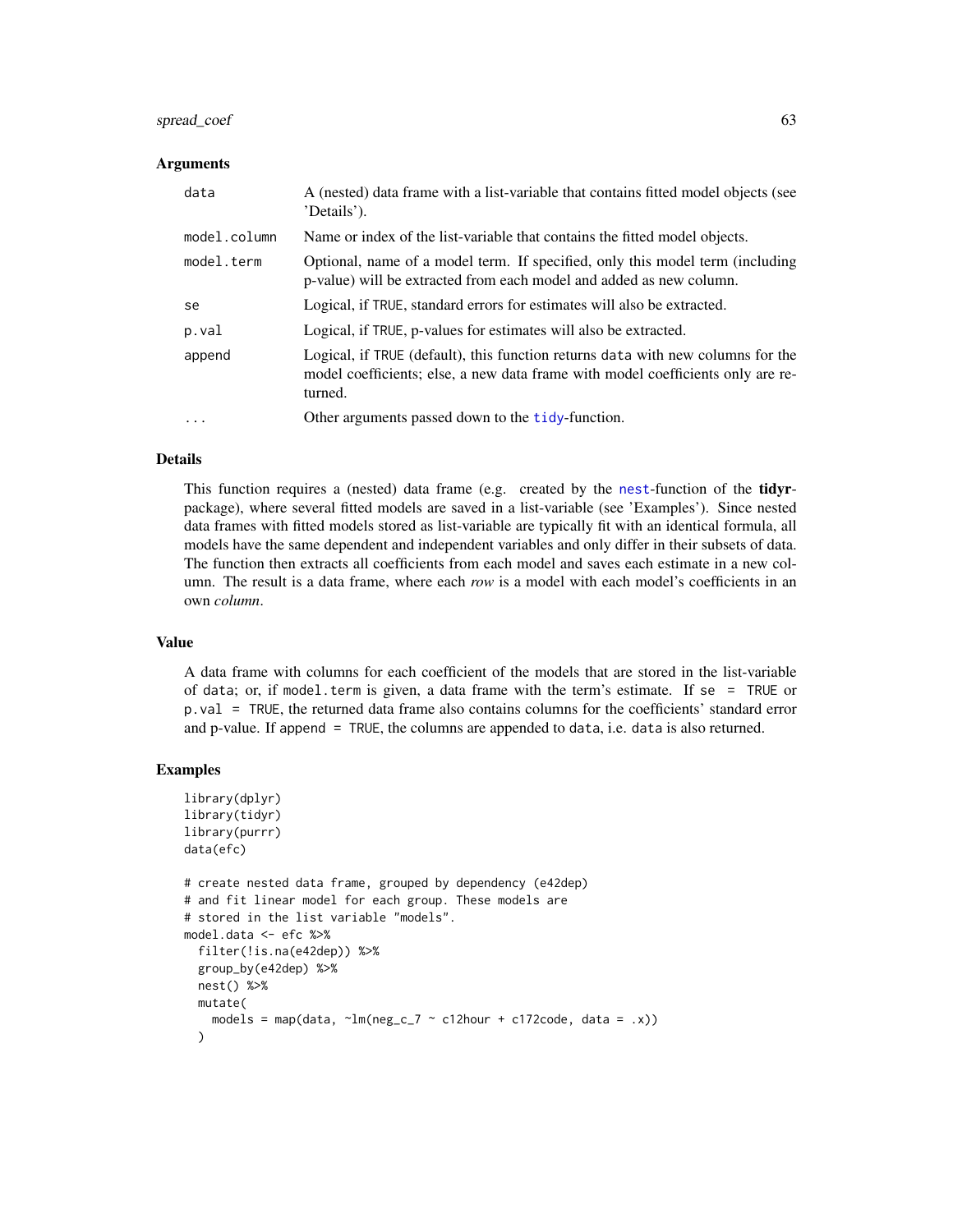### Arguments

| | |
|---|---|
| `data` | A (nested) data frame with a list-variable that contains fitted model objects (see 'Details'). |
| `model.column` | Name or index of the list-variable that contains the fitted model objects. |
| `model.term` | Optional, name of a model term. If specified, only this model term (including p-value) will be extracted from each model and added as new column. |
| `se` | Logical, if `TRUE`, standard errors for estimates will also be extracted. |
| `p.val` | Logical, if `TRUE`, p-values for estimates will also be extracted. |
| `append` | Logical, if `TRUE` (default), this function returns `data` with new columns for the model coefficients; else, a new data frame with model coefficients only are returned. |
| `...` | Other arguments passed down to the `tidy`-function. |

### Details

This function requires a (nested) data frame (e.g. created by the `nest`-function of the **tidyr**-package), where several fitted models are saved in a list-variable (see 'Examples'). Since nested data frames with fitted models stored as list-variable are typically fit with an identical formula, all models have the same dependent and independent variables and only differ in their subsets of data. The function then extracts all coefficients from each model and saves each estimate in a new column. The result is a data frame, where each *row* is a model with each model's coefficients in an own *column*.

### Value

A data frame with columns for each coefficient of the models that are stored in the list-variable of `data`; or, if `model.term` is given, a data frame with the term's estimate. If `se = TRUE` or `p.val = TRUE`, the returned data frame also contains columns for the coefficients' standard error and p-value. If `append = TRUE`, the columns are appended to `data`, i.e. `data` is also returned.

### Examples

```
library(dplyr)
library(tidyr)
library(purrr)
data(efc)

# create nested data frame, grouped by dependency (e42dep)
# and fit linear model for each group. These models are
# stored in the list variable "models".
model.data <- efc %>%
  filter(!is.na(e42dep)) %>%
  group_by(e42dep) %>%
  nest() %>%
  mutate(
    models = map(data, ~lm(neg_c_7 ~ c12hour + c172code, data = .x))
  )
```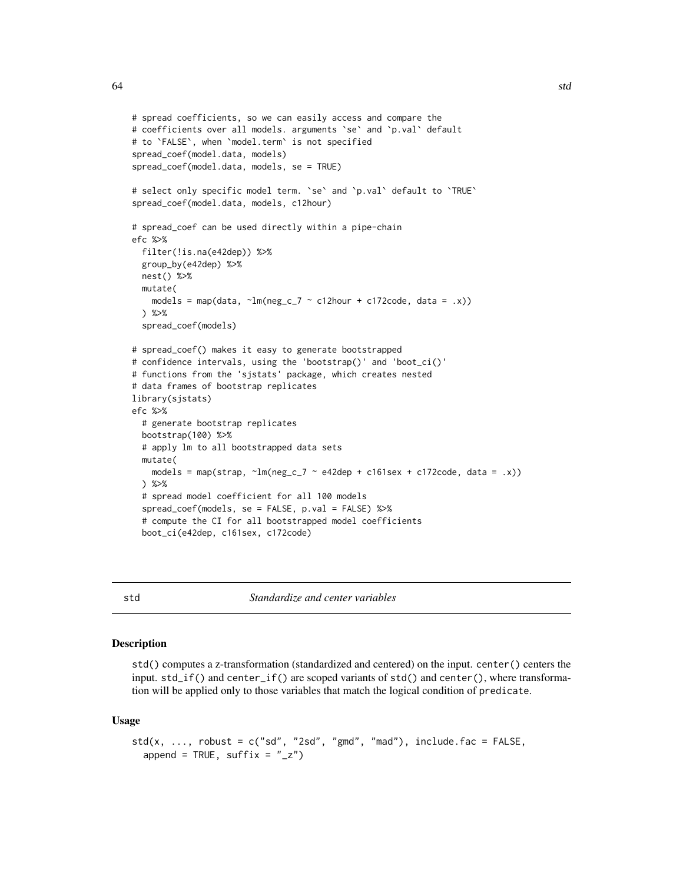```
# spread coefficients, so we can easily access and compare the
# coefficients over all models. arguments `se` and `p.val` default
# to `FALSE`, when `model.term` is not specified
spread_coef(model.data, models)
spread_coef(model.data, models, se = TRUE)

# select only specific model term. `se` and `p.val` default to `TRUE`
spread_coef(model.data, models, c12hour)

# spread_coef can be used directly within a pipe-chain
efc %>%
  filter(!is.na(e42dep)) %>%
  group_by(e42dep) %>%
  nest() %>%
  mutate(
    models = map(data, ~lm(neg_c_7 ~ c12hour + c172code, data = .x))
  ) %>%
  spread_coef(models)

# spread_coef() makes it easy to generate bootstrapped
# confidence intervals, using the 'bootstrap()' and 'boot_ci()'
# functions from the 'sjstats' package, which creates nested
# data frames of bootstrap replicates
library(sjstats)
efc %>%
  # generate bootstrap replicates
  bootstrap(100) %>%
  # apply lm to all bootstrapped data sets
  mutate(
    models = map(strap, ~lm(neg_c_7 ~ e42dep + c161sex + c172code, data = .x))
  ) %>%
  # spread model coefficient for all 100 models
  spread_coef(models, se = FALSE, p.val = FALSE) %>%
  # compute the CI for all bootstrapped model coefficients
  boot_ci(e42dep, c161sex, c172code)
```

---

## std — *Standardize and center variables*

### Description

std() computes a z-transformation (standardized and centered) on the input. center() centers the input. std_if() and center_if() are scoped variants of std() and center(), where transformation will be applied only to those variables that match the logical condition of predicate.

### Usage

```
std(x, ..., robust = c("sd", "2sd", "gmd", "mad"), include.fac = FALSE,
  append = TRUE, suffix = "_z")
```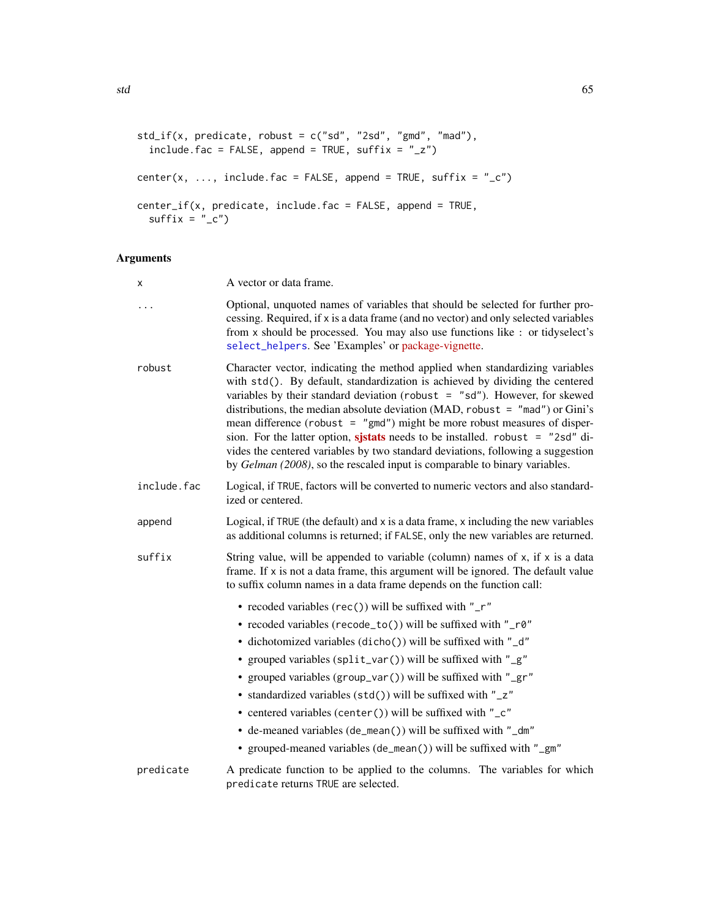```
std_if(x, predicate, robust = c("sd", "2sd", "gmd", "mad"),
  include.fac = FALSE, append = TRUE, suffix = "_z")

center(x, ..., include.fac = FALSE, append = TRUE, suffix = "_c")

center_if(x, predicate, include.fac = FALSE, append = TRUE,
  suffix = "_c")
```

## Arguments

| | |
|---|---|
| `x` | A vector or data frame. |
| `...` | Optional, unquoted names of variables that should be selected for further processing. Required, if `x` is a data frame (and no vector) and only selected variables from `x` should be processed. You may also use functions like `:` or tidyselect's `select_helpers`. See 'Examples' or package-vignette. |
| `robust` | Character vector, indicating the method applied when standardizing variables with `std()`. By default, standardization is achieved by dividing the centered variables by their standard deviation (`robust = "sd"`). However, for skewed distributions, the median absolute deviation (MAD, `robust = "mad"`) or Gini's mean difference (`robust = "gmd"`) might be more robust measures of dispersion. For the latter option, **sjstats** needs to be installed. `robust = "2sd"` divides the centered variables by two standard deviations, following a suggestion by *Gelman (2008)*, so the rescaled input is comparable to binary variables. |
| `include.fac` | Logical, if `TRUE`, factors will be converted to numeric vectors and also standardized or centered. |
| `append` | Logical, if `TRUE` (the default) and `x` is a data frame, `x` including the new variables as additional columns is returned; if `FALSE`, only the new variables are returned. |
| `suffix` | String value, will be appended to variable (column) names of `x`, if `x` is a data frame. If `x` is not a data frame, this argument will be ignored. The default value to suffix column names in a data frame depends on the function call: <br>• recoded variables (`rec()`) will be suffixed with `"_r"` <br>• recoded variables (`recode_to()`) will be suffixed with `"_r0"` <br>• dichotomized variables (`dicho()`) will be suffixed with `"_d"` <br>• grouped variables (`split_var()`) will be suffixed with `"_g"` <br>• grouped variables (`group_var()`) will be suffixed with `"_gr"` <br>• standardized variables (`std()`) will be suffixed with `"_z"` <br>• centered variables (`center()`) will be suffixed with `"_c"` <br>• de-meaned variables (`de_mean()`) will be suffixed with `"_dm"` <br>• grouped-meaned variables (`de_mean()`) will be suffixed with `"_gm"` |
| `predicate` | A predicate function to be applied to the columns. The variables for which `predicate` returns `TRUE` are selected. |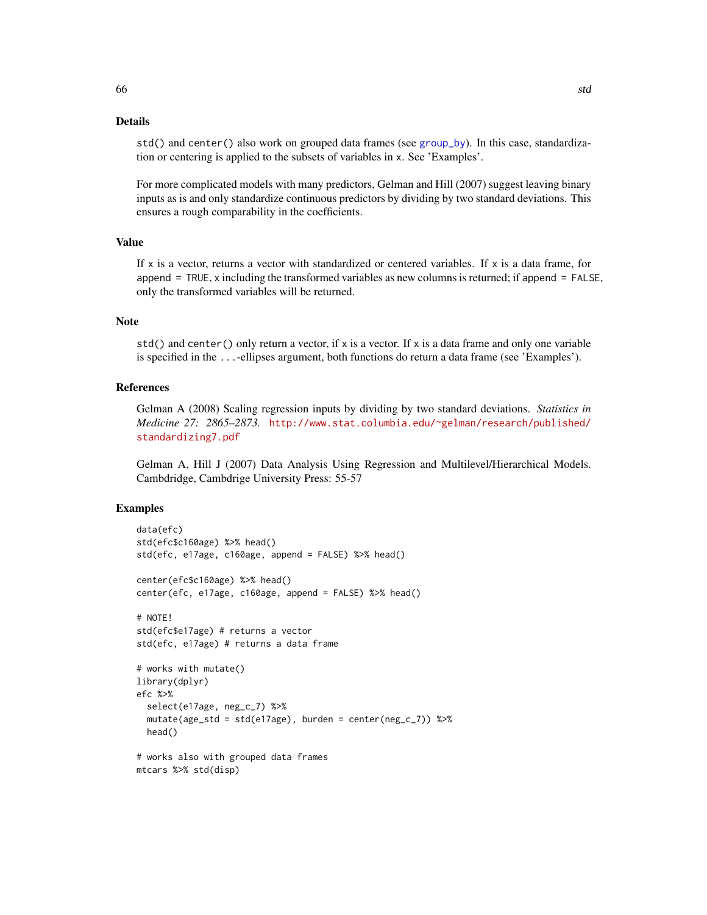## Details

`std()` and `center()` also work on grouped data frames (see `group_by`). In this case, standardization or centering is applied to the subsets of variables in `x`. See 'Examples'.

For more complicated models with many predictors, Gelman and Hill (2007) suggest leaving binary inputs as is and only standardize continuous predictors by dividing by two standard deviations. This ensures a rough comparability in the coefficients.

## Value

If `x` is a vector, returns a vector with standardized or centered variables. If `x` is a data frame, for `append = TRUE`, `x` including the transformed variables as new columns is returned; if `append = FALSE`, only the transformed variables will be returned.

## Note

`std()` and `center()` only return a vector, if `x` is a vector. If `x` is a data frame and only one variable is specified in the `...`-ellipses argument, both functions do return a data frame (see 'Examples').

## References

Gelman A (2008) Scaling regression inputs by dividing by two standard deviations. *Statistics in Medicine 27: 2865–2873.* http://www.stat.columbia.edu/~gelman/research/published/standardizing7.pdf

Gelman A, Hill J (2007) Data Analysis Using Regression and Multilevel/Hierarchical Models. Cambridge, Cambdrige University Press: 55-57

## Examples

```
data(efc)
std(efc$c160age) %>% head()
std(efc, e17age, c160age, append = FALSE) %>% head()

center(efc$c160age) %>% head()
center(efc, e17age, c160age, append = FALSE) %>% head()

# NOTE!
std(efc$e17age) # returns a vector
std(efc, e17age) # returns a data frame

# works with mutate()
library(dplyr)
efc %>%
  select(e17age, neg_c_7) %>%
  mutate(age_std = std(e17age), burden = center(neg_c_7)) %>%
  head()

# works also with grouped data frames
mtcars %>% std(disp)
```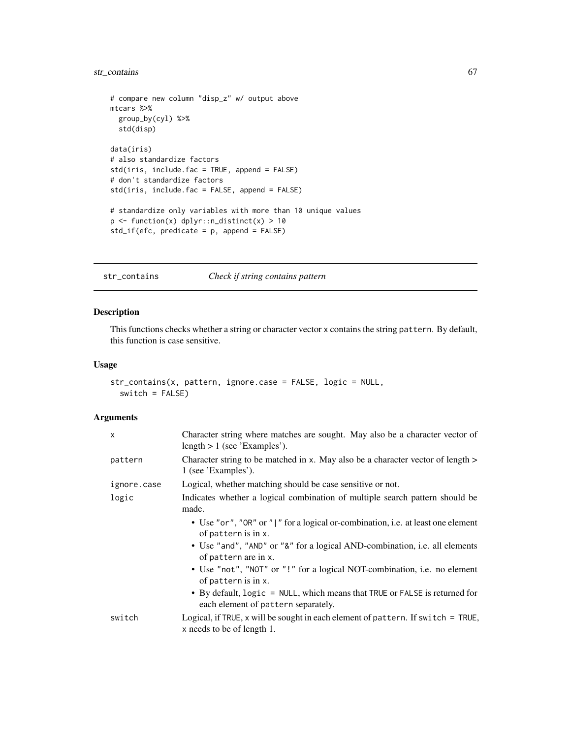```
# compare new column "disp_z" w/ output above
mtcars %>%
  group_by(cyl) %>%
  std(disp)

data(iris)
# also standardize factors
std(iris, include.fac = TRUE, append = FALSE)
# don't standardize factors
std(iris, include.fac = FALSE, append = FALSE)

# standardize only variables with more than 10 unique values
p <- function(x) dplyr::n_distinct(x) > 10
std_if(efc, predicate = p, append = FALSE)
```

---

## str_contains *Check if string contains pattern*

---

### Description

This functions checks whether a string or character vector `x` contains the string `pattern`. By default, this function is case sensitive.

### Usage

```
str_contains(x, pattern, ignore.case = FALSE, logic = NULL,
  switch = FALSE)
```

### Arguments

| | |
|---|---|
| x | Character string where matches are sought. May also be a character vector of length > 1 (see 'Examples'). |
| pattern | Character string to be matched in x. May also be a character vector of length > 1 (see 'Examples'). |
| ignore.case | Logical, whether matching should be case sensitive or not. |
| logic | Indicates whether a logical combination of multiple search pattern should be made.<br>• Use "or", "OR" or "\|" for a logical or-combination, i.e. at least one element of pattern is in x.<br>• Use "and", "AND" or "&" for a logical AND-combination, i.e. all elements of pattern are in x.<br>• Use "not", "NOT" or "!" for a logical NOT-combination, i.e. no element of pattern is in x.<br>• By default, logic = NULL, which means that TRUE or FALSE is returned for each element of pattern separately. |
| switch | Logical, if TRUE, x will be sought in each element of pattern. If switch = TRUE, x needs to be of length 1. |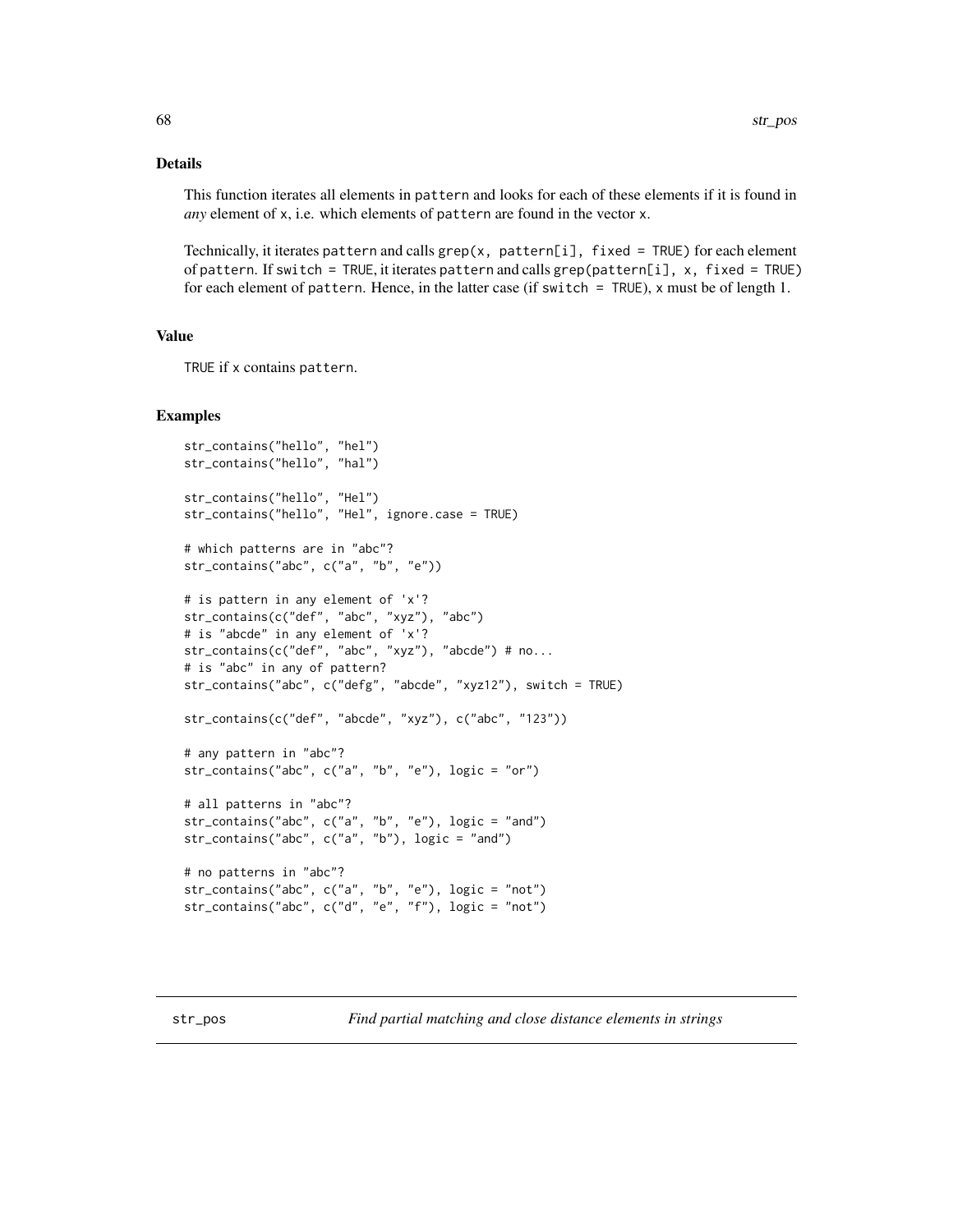## Details

This function iterates all elements in `pattern` and looks for each of these elements if it is found in *any* element of `x`, i.e. which elements of `pattern` are found in the vector `x`.

Technically, it iterates `pattern` and calls `grep(x, pattern[i], fixed = TRUE)` for each element of `pattern`. If `switch = TRUE`, it iterates `pattern` and calls `grep(pattern[i], x, fixed = TRUE)` for each element of `pattern`. Hence, in the latter case (if `switch = TRUE`), `x` must be of length 1.

## Value

`TRUE` if `x` contains `pattern`.

## Examples

```
str_contains("hello", "hel")
str_contains("hello", "hal")

str_contains("hello", "Hel")
str_contains("hello", "Hel", ignore.case = TRUE)

# which patterns are in "abc"?
str_contains("abc", c("a", "b", "e"))

# is pattern in any element of 'x'?
str_contains(c("def", "abc", "xyz"), "abc")
# is "abcde" in any element of 'x'?
str_contains(c("def", "abc", "xyz"), "abcde") # no...
# is "abc" in any of pattern?
str_contains("abc", c("defg", "abcde", "xyz12"), switch = TRUE)

str_contains(c("def", "abcde", "xyz"), c("abc", "123"))

# any pattern in "abc"?
str_contains("abc", c("a", "b", "e"), logic = "or")

# all patterns in "abc"?
str_contains("abc", c("a", "b", "e"), logic = "and")
str_contains("abc", c("a", "b"), logic = "and")

# no patterns in "abc"?
str_contains("abc", c("a", "b", "e"), logic = "not")
str_contains("abc", c("d", "e", "f"), logic = "not")
```

---

# str_pos — *Find partial matching and close distance elements in strings*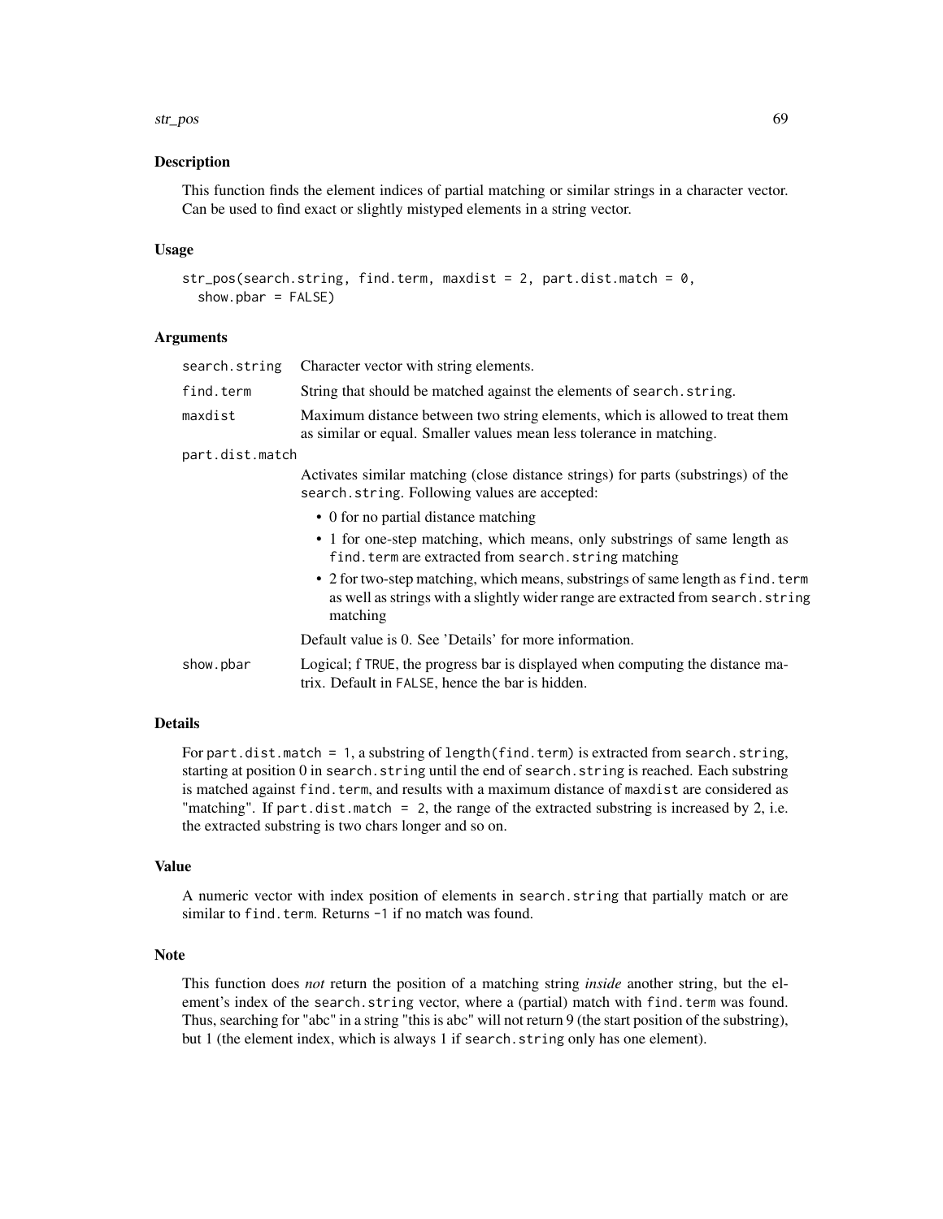## Description

This function finds the element indices of partial matching or similar strings in a character vector. Can be used to find exact or slightly mistyped elements in a string vector.

## Usage

```
str_pos(search.string, find.term, maxdist = 2, part.dist.match = 0,
  show.pbar = FALSE)
```

## Arguments

| | |
|---|---|
| `search.string` | Character vector with string elements. |
| `find.term` | String that should be matched against the elements of `search.string`. |
| `maxdist` | Maximum distance between two string elements, which is allowed to treat them as similar or equal. Smaller values mean less tolerance in matching. |
| `part.dist.match` | Activates similar matching (close distance strings) for parts (substrings) of the `search.string`. Following values are accepted:<br>• 0 for no partial distance matching<br>• 1 for one-step matching, which means, only substrings of same length as `find.term` are extracted from `search.string` matching<br>• 2 for two-step matching, which means, substrings of same length as `find.term` as well as strings with a slightly wider range are extracted from `search.string` matching<br>Default value is 0. See 'Details' for more information. |
| `show.pbar` | Logical; f `TRUE`, the progress bar is displayed when computing the distance matrix. Default in `FALSE`, hence the bar is hidden. |

## Details

For `part.dist.match = 1`, a substring of `length(find.term)` is extracted from `search.string`, starting at position 0 in `search.string` until the end of `search.string` is reached. Each substring is matched against `find.term`, and results with a maximum distance of `maxdist` are considered as "matching". If `part.dist.match = 2`, the range of the extracted substring is increased by 2, i.e. the extracted substring is two chars longer and so on.

## Value

A numeric vector with index position of elements in `search.string` that partially match or are similar to `find.term`. Returns `-1` if no match was found.

## Note

This function does *not* return the position of a matching string *inside* another string, but the element's index of the `search.string` vector, where a (partial) match with `find.term` was found. Thus, searching for "abc" in a string "this is abc" will not return 9 (the start position of the substring), but 1 (the element index, which is always 1 if `search.string` only has one element).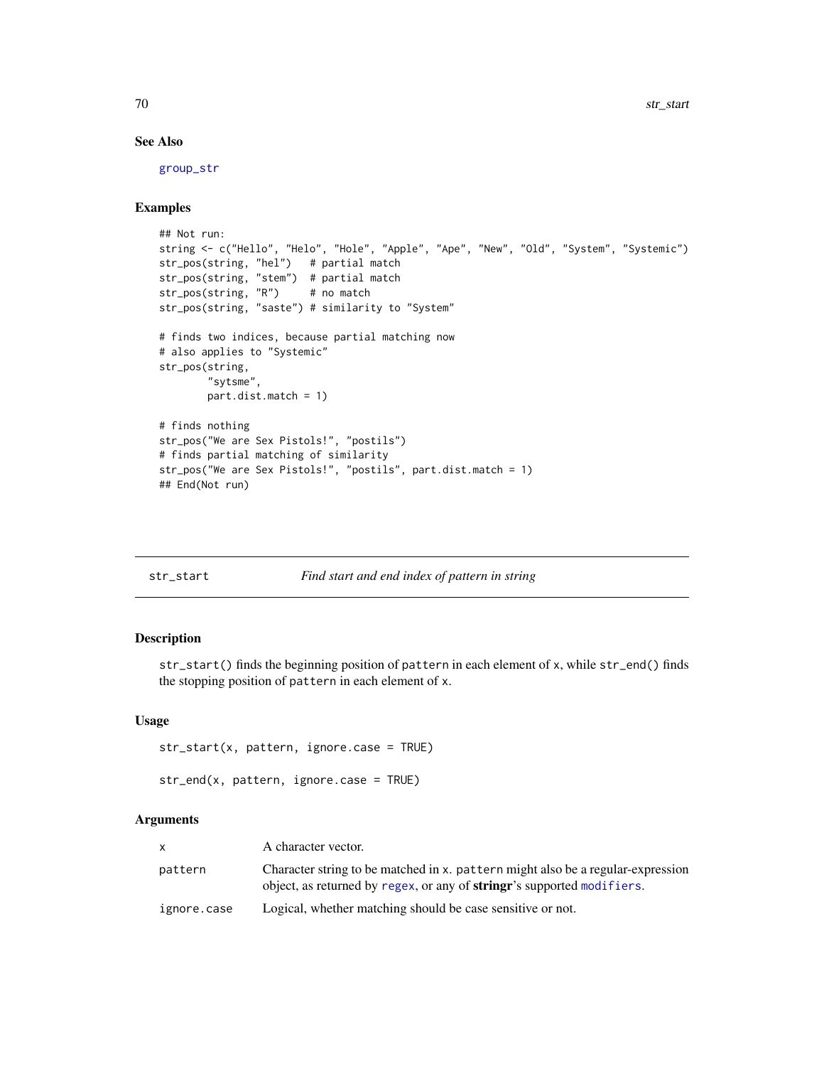### See Also

group_str

### Examples

```
## Not run:
string <- c("Hello", "Helo", "Hole", "Apple", "Ape", "New", "Old", "System", "Systemic")
str_pos(string, "hel")   # partial match
str_pos(string, "stem")  # partial match
str_pos(string, "R")     # no match
str_pos(string, "saste") # similarity to "System"

# finds two indices, because partial matching now
# also applies to "Systemic"
str_pos(string,
        "sytsme",
        part.dist.match = 1)

# finds nothing
str_pos("We are Sex Pistols!", "postils")
# finds partial matching of similarity
str_pos("We are Sex Pistols!", "postils", part.dist.match = 1)
## End(Not run)
```

## str_start — *Find start and end index of pattern in string*

### Description

`str_start()` finds the beginning position of `pattern` in each element of `x`, while `str_end()` finds the stopping position of `pattern` in each element of `x`.

### Usage

```
str_start(x, pattern, ignore.case = TRUE)

str_end(x, pattern, ignore.case = TRUE)
```

### Arguments

| | |
|---|---|
| `x` | A character vector. |
| `pattern` | Character string to be matched in `x`. `pattern` might also be a regular-expression object, as returned by `regex`, or any of **stringr**'s supported `modifiers`. |
| `ignore.case` | Logical, whether matching should be case sensitive or not. |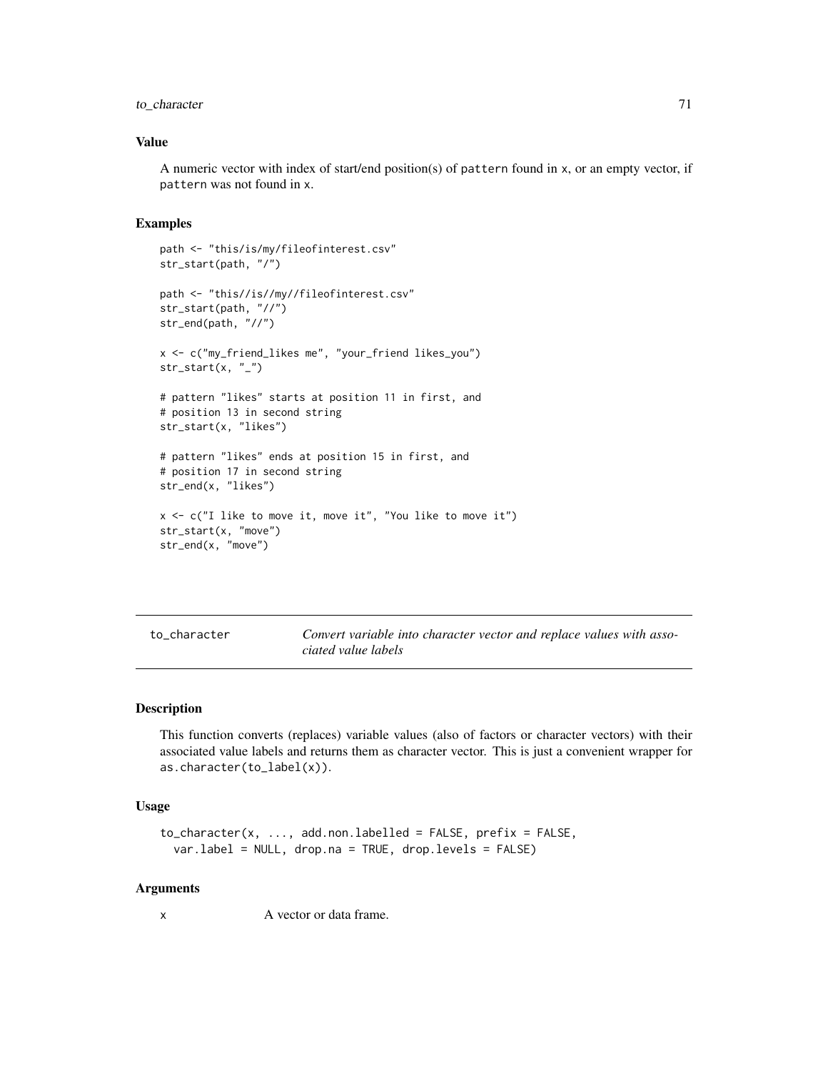### Value

A numeric vector with index of start/end position(s) of `pattern` found in `x`, or an empty vector, if `pattern` was not found in `x`.

### Examples

```
path <- "this/is/my/fileofinterest.csv"
str_start(path, "/")

path <- "this//is//my//fileofinterest.csv"
str_start(path, "//")
str_end(path, "//")

x <- c("my_friend_likes me", "your_friend likes_you")
str_start(x, "_")

# pattern "likes" starts at position 11 in first, and
# position 13 in second string
str_start(x, "likes")

# pattern "likes" ends at position 15 in first, and
# position 17 in second string
str_end(x, "likes")

x <- c("I like to move it, move it", "You like to move it")
str_start(x, "move")
str_end(x, "move")
```

---

## to_character — *Convert variable into character vector and replace values with associated value labels*

---

### Description

This function converts (replaces) variable values (also of factors or character vectors) with their associated value labels and returns them as character vector. This is just a convenient wrapper for `as.character(to_label(x))`.

### Usage

```
to_character(x, ..., add.non.labelled = FALSE, prefix = FALSE,
  var.label = NULL, drop.na = TRUE, drop.levels = FALSE)
```

### Arguments

| | |
|---|---|
| `x` | A vector or data frame. |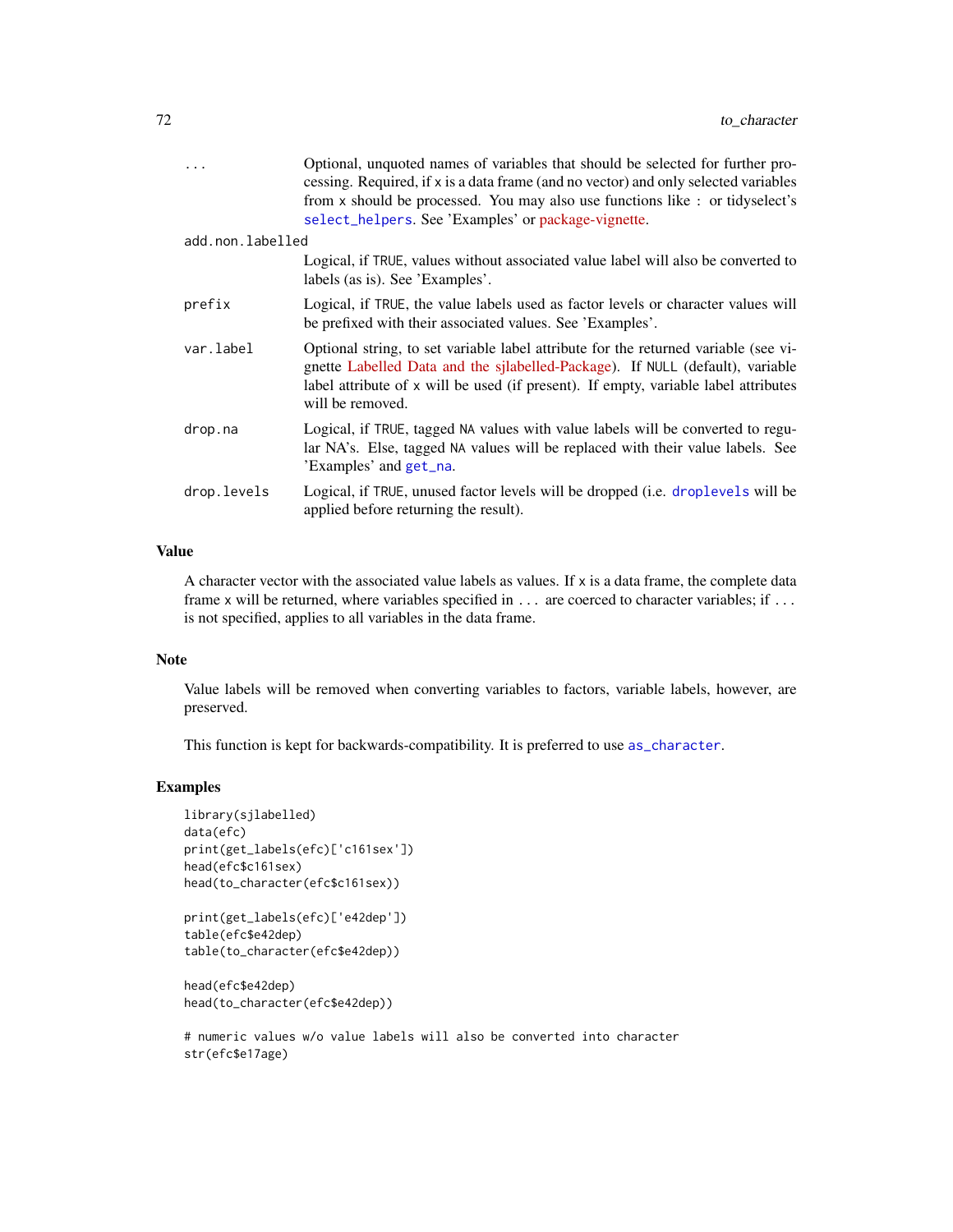| | |
|---|---|
| `...` | Optional, unquoted names of variables that should be selected for further processing. Required, if `x` is a data frame (and no vector) and only selected variables from `x` should be processed. You may also use functions like `:` or tidyselect's `select_helpers`. See 'Examples' or package-vignette. |
| `add.non.labelled` | Logical, if `TRUE`, values without associated value label will also be converted to labels (as is). See 'Examples'. |
| `prefix` | Logical, if `TRUE`, the value labels used as factor levels or character values will be prefixed with their associated values. See 'Examples'. |
| `var.label` | Optional string, to set variable label attribute for the returned variable (see vignette Labelled Data and the sjlabelled-Package). If `NULL` (default), variable label attribute of `x` will be used (if present). If empty, variable label attributes will be removed. |
| `drop.na` | Logical, if `TRUE`, tagged `NA` values with value labels will be converted to regular NA's. Else, tagged `NA` values will be replaced with their value labels. See 'Examples' and `get_na`. |
| `drop.levels` | Logical, if `TRUE`, unused factor levels will be dropped (i.e. `droplevels` will be applied before returning the result). |

## Value

A character vector with the associated value labels as values. If `x` is a data frame, the complete data frame `x` will be returned, where variables specified in `...` are coerced to character variables; if `...` is not specified, applies to all variables in the data frame.

## Note

Value labels will be removed when converting variables to factors, variable labels, however, are preserved.

This function is kept for backwards-compatibility. It is preferred to use `as_character`.

## Examples

```
library(sjlabelled)
data(efc)
print(get_labels(efc)['c161sex'])
head(efc$c161sex)
head(to_character(efc$c161sex))

print(get_labels(efc)['e42dep'])
table(efc$e42dep)
table(to_character(efc$e42dep))

head(efc$e42dep)
head(to_character(efc$e42dep))

# numeric values w/o value labels will also be converted into character
str(efc$e17age)
```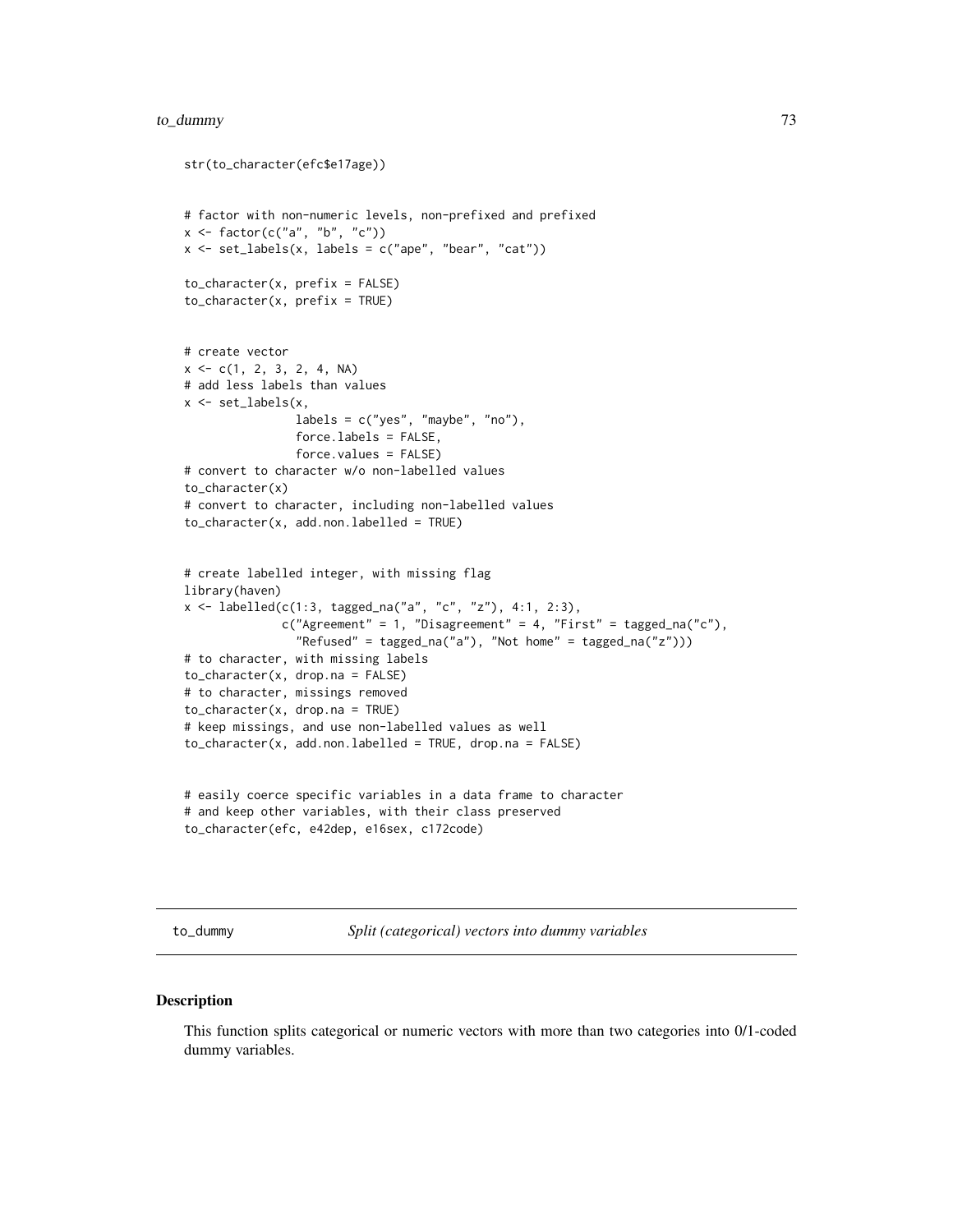```
str(to_character(efc$e17age))


# factor with non-numeric levels, non-prefixed and prefixed
x <- factor(c("a", "b", "c"))
x <- set_labels(x, labels = c("ape", "bear", "cat"))

to_character(x, prefix = FALSE)
to_character(x, prefix = TRUE)


# create vector
x <- c(1, 2, 3, 2, 4, NA)
# add less labels than values
x <- set_labels(x,
                labels = c("yes", "maybe", "no"),
                force.labels = FALSE,
                force.values = FALSE)
# convert to character w/o non-labelled values
to_character(x)
# convert to character, including non-labelled values
to_character(x, add.non.labelled = TRUE)


# create labelled integer, with missing flag
library(haven)
x <- labelled(c(1:3, tagged_na("a", "c", "z"), 4:1, 2:3),
              c("Agreement" = 1, "Disagreement" = 4, "First" = tagged_na("c"),
                "Refused" = tagged_na("a"), "Not home" = tagged_na("z")))
# to character, with missing labels
to_character(x, drop.na = FALSE)
# to character, missings removed
to_character(x, drop.na = TRUE)
# keep missings, and use non-labelled values as well
to_character(x, add.non.labelled = TRUE, drop.na = FALSE)


# easily coerce specific variables in a data frame to character
# and keep other variables, with their class preserved
to_character(efc, e42dep, e16sex, c172code)
```

## to_dummy — *Split (categorical) vectors into dummy variables*

### Description

This function splits categorical or numeric vectors with more than two categories into 0/1-coded dummy variables.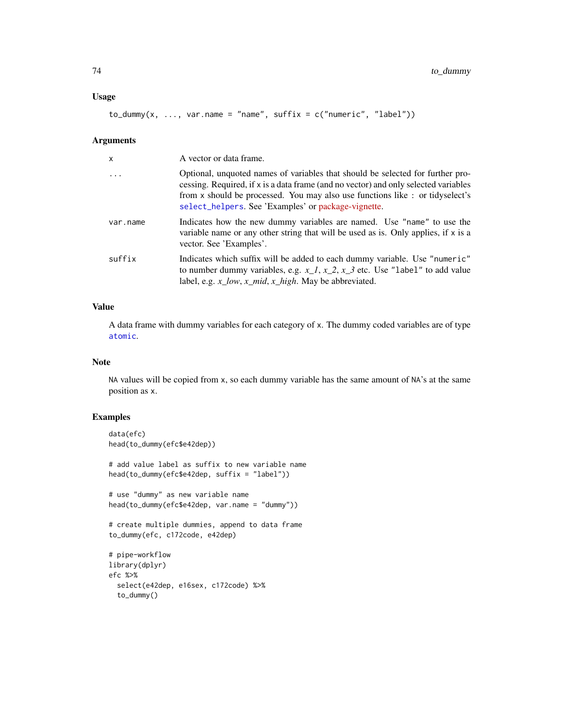### Usage

```
to_dummy(x, ..., var.name = "name", suffix = c("numeric", "label"))
```

### Arguments

| | |
|---|---|
| x | A vector or data frame. |
| ... | Optional, unquoted names of variables that should be selected for further processing. Required, if x is a data frame (and no vector) and only selected variables from x should be processed. You may also use functions like : or tidyselect's select_helpers. See 'Examples' or package-vignette. |
| var.name | Indicates how the new dummy variables are named. Use "name" to use the variable name or any other string that will be used as is. Only applies, if x is a vector. See 'Examples'. |
| suffix | Indicates which suffix will be added to each dummy variable. Use "numeric" to number dummy variables, e.g. *x_1*, *x_2*, *x_3* etc. Use "label" to add value label, e.g. *x_low*, *x_mid*, *x_high*. May be abbreviated. |

### Value

A data frame with dummy variables for each category of x. The dummy coded variables are of type atomic.

### Note

NA values will be copied from x, so each dummy variable has the same amount of NA's at the same position as x.

### Examples

```
data(efc)
head(to_dummy(efc$e42dep))

# add value label as suffix to new variable name
head(to_dummy(efc$e42dep, suffix = "label"))

# use "dummy" as new variable name
head(to_dummy(efc$e42dep, var.name = "dummy"))

# create multiple dummies, append to data frame
to_dummy(efc, c172code, e42dep)

# pipe-workflow
library(dplyr)
efc %>%
  select(e42dep, e16sex, c172code) %>%
  to_dummy()
```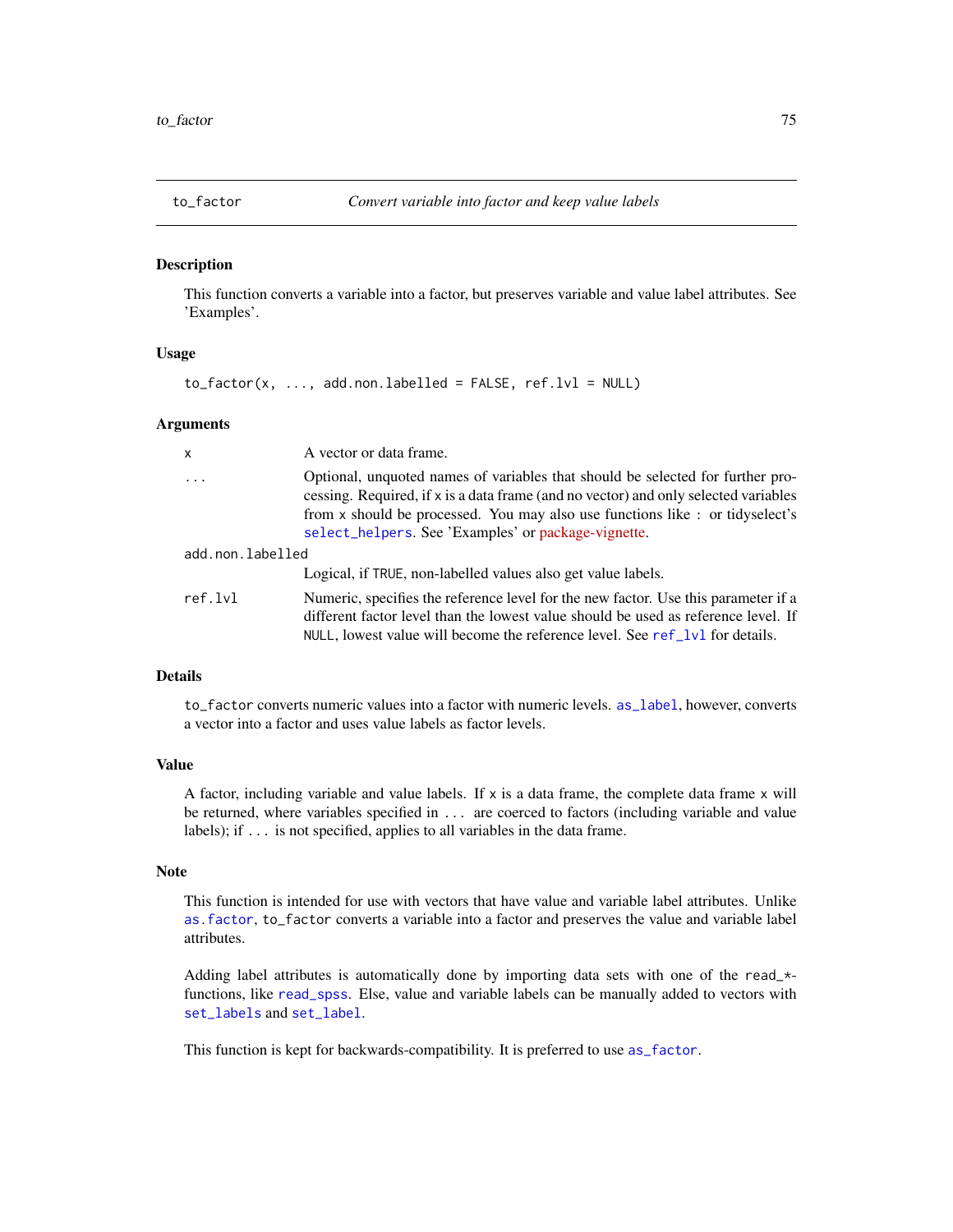## to_factor — *Convert variable into factor and keep value labels*

### Description

This function converts a variable into a factor, but preserves variable and value label attributes. See 'Examples'.

### Usage

```
to_factor(x, ..., add.non.labelled = FALSE, ref.lvl = NULL)
```

### Arguments

| | |
|---|---|
| `x` | A vector or data frame. |
| `...` | Optional, unquoted names of variables that should be selected for further processing. Required, if `x` is a data frame (and no vector) and only selected variables from `x` should be processed. You may also use functions like `:` or tidyselect's `select_helpers`. See 'Examples' or package-vignette. |
| `add.non.labelled` | Logical, if `TRUE`, non-labelled values also get value labels. |
| `ref.lvl` | Numeric, specifies the reference level for the new factor. Use this parameter if a different factor level than the lowest value should be used as reference level. If `NULL`, lowest value will become the reference level. See `ref_lvl` for details. |

### Details

`to_factor` converts numeric values into a factor with numeric levels. `as_label`, however, converts a vector into a factor and uses value labels as factor levels.

### Value

A factor, including variable and value labels. If `x` is a data frame, the complete data frame `x` will be returned, where variables specified in `...` are coerced to factors (including variable and value labels); if `...` is not specified, applies to all variables in the data frame.

### Note

This function is intended for use with vectors that have value and variable label attributes. Unlike `as.factor`, `to_factor` converts a variable into a factor and preserves the value and variable label attributes.

Adding label attributes is automatically done by importing data sets with one of the `read_*`-functions, like `read_spss`. Else, value and variable labels can be manually added to vectors with `set_labels` and `set_label`.

This function is kept for backwards-compatibility. It is preferred to use `as_factor`.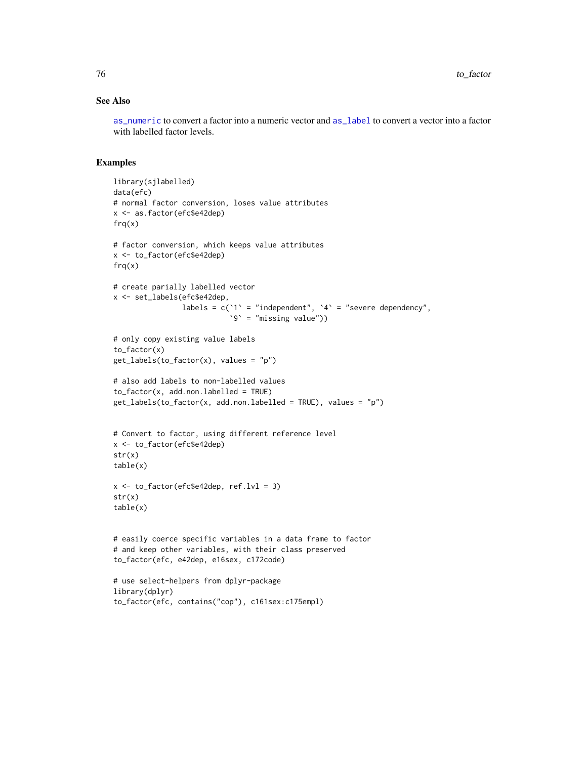## See Also

`as_numeric` to convert a factor into a numeric vector and `as_label` to convert a vector into a factor with labelled factor levels.

## Examples

```
library(sjlabelled)
data(efc)
# normal factor conversion, loses value attributes
x <- as.factor(efc$e42dep)
frq(x)

# factor conversion, which keeps value attributes
x <- to_factor(efc$e42dep)
frq(x)

# create parially labelled vector
x <- set_labels(efc$e42dep,
                labels = c(`1` = "independent", `4` = "severe dependency",
                           `9` = "missing value"))

# only copy existing value labels
to_factor(x)
get_labels(to_factor(x), values = "p")

# also add labels to non-labelled values
to_factor(x, add.non.labelled = TRUE)
get_labels(to_factor(x, add.non.labelled = TRUE), values = "p")


# Convert to factor, using different reference level
x <- to_factor(efc$e42dep)
str(x)
table(x)

x <- to_factor(efc$e42dep, ref.lvl = 3)
str(x)
table(x)


# easily coerce specific variables in a data frame to factor
# and keep other variables, with their class preserved
to_factor(efc, e42dep, e16sex, c172code)

# use select-helpers from dplyr-package
library(dplyr)
to_factor(efc, contains("cop"), c161sex:c175empl)
```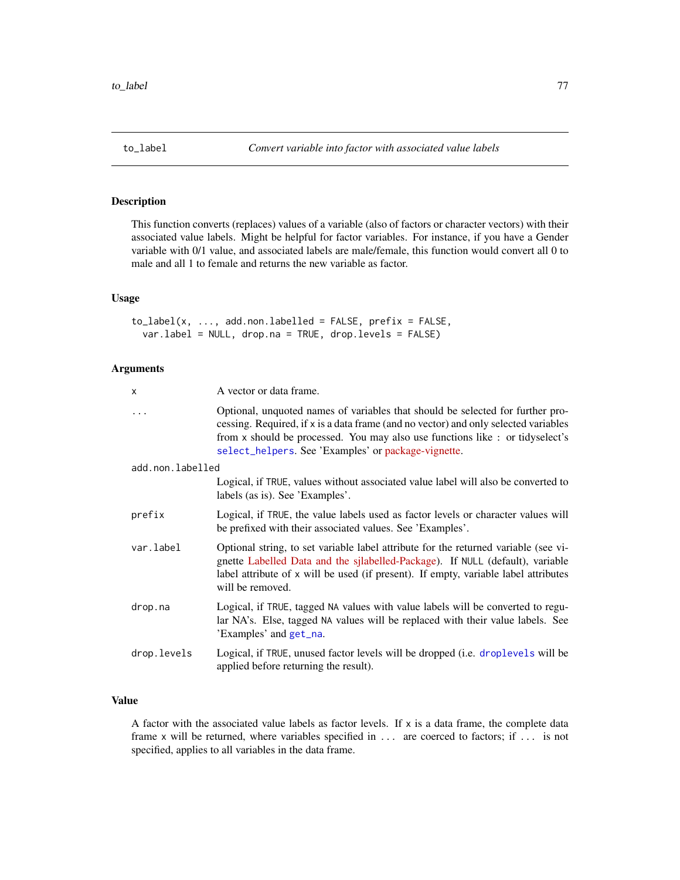## to_label — *Convert variable into factor with associated value labels*

### Description

This function converts (replaces) values of a variable (also of factors or character vectors) with their associated value labels. Might be helpful for factor variables. For instance, if you have a Gender variable with 0/1 value, and associated labels are male/female, this function would convert all 0 to male and all 1 to female and returns the new variable as factor.

### Usage

```
to_label(x, ..., add.non.labelled = FALSE, prefix = FALSE,
  var.label = NULL, drop.na = TRUE, drop.levels = FALSE)
```

### Arguments

| | |
|---|---|
| x | A vector or data frame. |
| ... | Optional, unquoted names of variables that should be selected for further processing. Required, if x is a data frame (and no vector) and only selected variables from x should be processed. You may also use functions like : or tidyselect's select_helpers. See 'Examples' or package-vignette. |
| add.non.labelled | Logical, if TRUE, values without associated value label will also be converted to labels (as is). See 'Examples'. |
| prefix | Logical, if TRUE, the value labels used as factor levels or character values will be prefixed with their associated values. See 'Examples'. |
| var.label | Optional string, to set variable label attribute for the returned variable (see vignette Labelled Data and the sjlabelled-Package). If NULL (default), variable label attribute of x will be used (if present). If empty, variable label attributes will be removed. |
| drop.na | Logical, if TRUE, tagged NA values with value labels will be converted to regular NA's. Else, tagged NA values will be replaced with their value labels. See 'Examples' and get_na. |
| drop.levels | Logical, if TRUE, unused factor levels will be dropped (i.e. droplevels will be applied before returning the result). |

### Value

A factor with the associated value labels as factor levels. If x is a data frame, the complete data frame x will be returned, where variables specified in ... are coerced to factors; if ... is not specified, applies to all variables in the data frame.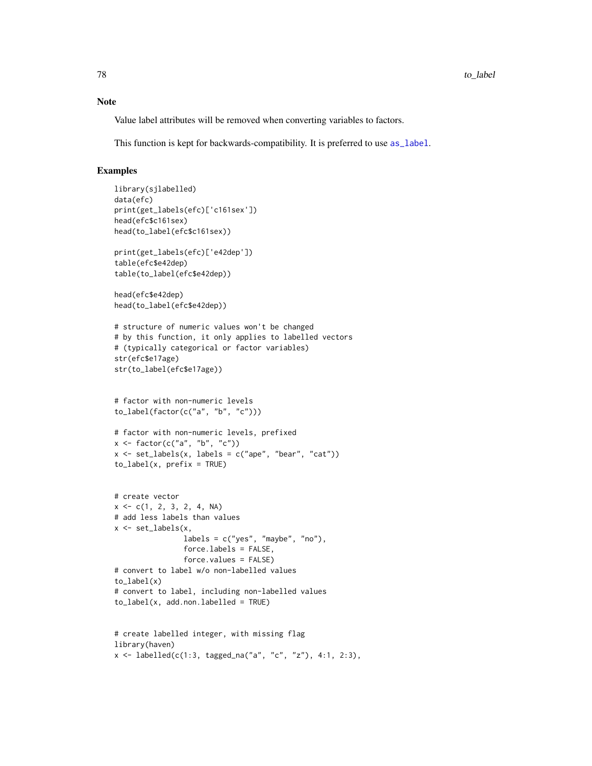## Note

Value label attributes will be removed when converting variables to factors.

This function is kept for backwards-compatibility. It is preferred to use as_label.

## Examples

```
library(sjlabelled)
data(efc)
print(get_labels(efc)['c161sex'])
head(efc$c161sex)
head(to_label(efc$c161sex))

print(get_labels(efc)['e42dep'])
table(efc$e42dep)
table(to_label(efc$e42dep))

head(efc$e42dep)
head(to_label(efc$e42dep))

# structure of numeric values won't be changed
# by this function, it only applies to labelled vectors
# (typically categorical or factor variables)
str(efc$e17age)
str(to_label(efc$e17age))


# factor with non-numeric levels
to_label(factor(c("a", "b", "c")))

# factor with non-numeric levels, prefixed
x <- factor(c("a", "b", "c"))
x <- set_labels(x, labels = c("ape", "bear", "cat"))
to_label(x, prefix = TRUE)


# create vector
x <- c(1, 2, 3, 2, 4, NA)
# add less labels than values
x <- set_labels(x,
                labels = c("yes", "maybe", "no"),
                force.labels = FALSE,
                force.values = FALSE)
# convert to label w/o non-labelled values
to_label(x)
# convert to label, including non-labelled values
to_label(x, add.non.labelled = TRUE)


# create labelled integer, with missing flag
library(haven)
x <- labelled(c(1:3, tagged_na("a", "c", "z"), 4:1, 2:3),
```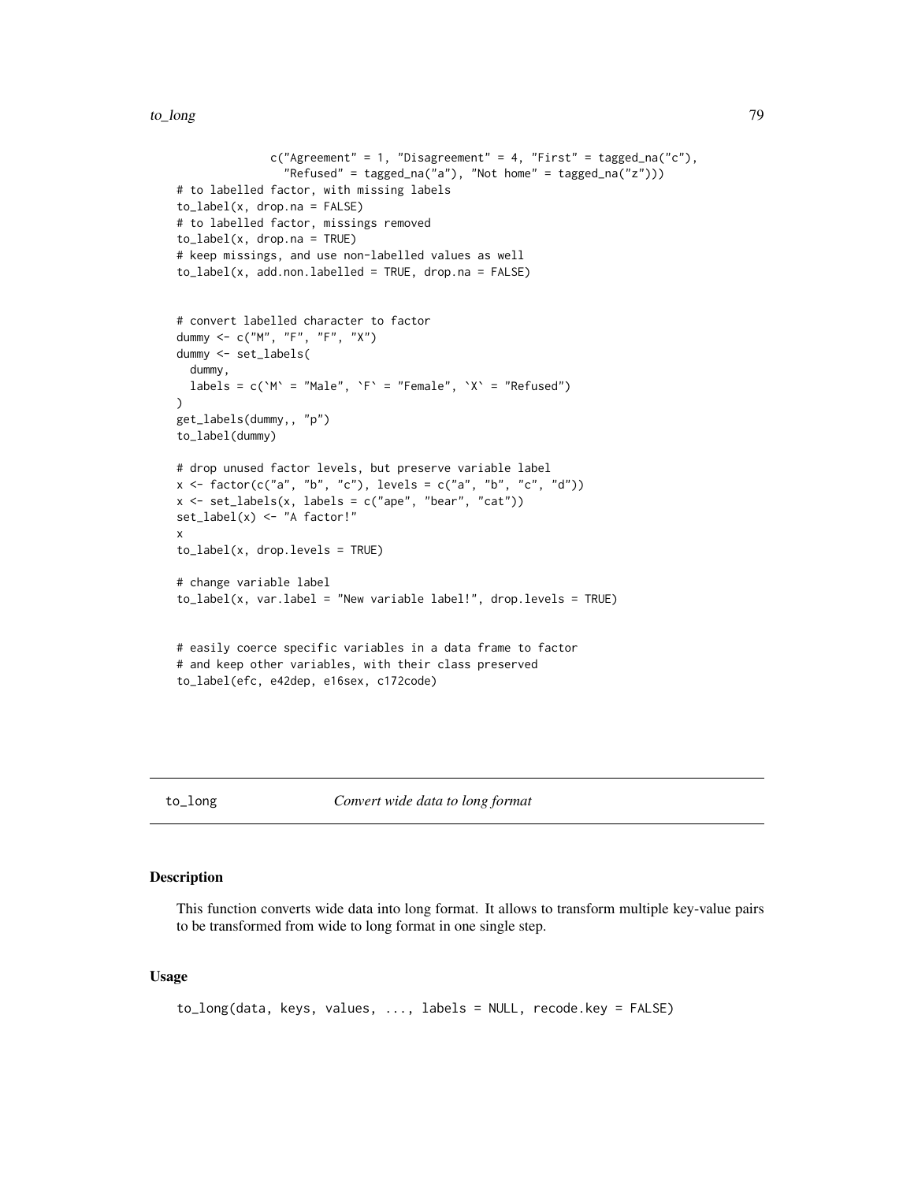```
              c("Agreement" = 1, "Disagreement" = 4, "First" = tagged_na("c"),
                "Refused" = tagged_na("a"), "Not home" = tagged_na("z")))
# to labelled factor, with missing labels
to_label(x, drop.na = FALSE)
# to labelled factor, missings removed
to_label(x, drop.na = TRUE)
# keep missings, and use non-labelled values as well
to_label(x, add.non.labelled = TRUE, drop.na = FALSE)


# convert labelled character to factor
dummy <- c("M", "F", "F", "X")
dummy <- set_labels(
  dummy,
  labels = c(`M` = "Male", `F` = "Female", `X` = "Refused")
)
get_labels(dummy,, "p")
to_label(dummy)

# drop unused factor levels, but preserve variable label
x <- factor(c("a", "b", "c"), levels = c("a", "b", "c", "d"))
x <- set_labels(x, labels = c("ape", "bear", "cat"))
set_label(x) <- "A factor!"
x
to_label(x, drop.levels = TRUE)

# change variable label
to_label(x, var.label = "New variable label!", drop.levels = TRUE)


# easily coerce specific variables in a data frame to factor
# and keep other variables, with their class preserved
to_label(efc, e42dep, e16sex, c172code)
```

## to_long — *Convert wide data to long format*

### Description

This function converts wide data into long format. It allows to transform multiple key-value pairs to be transformed from wide to long format in one single step.

### Usage

```
to_long(data, keys, values, ..., labels = NULL, recode.key = FALSE)
```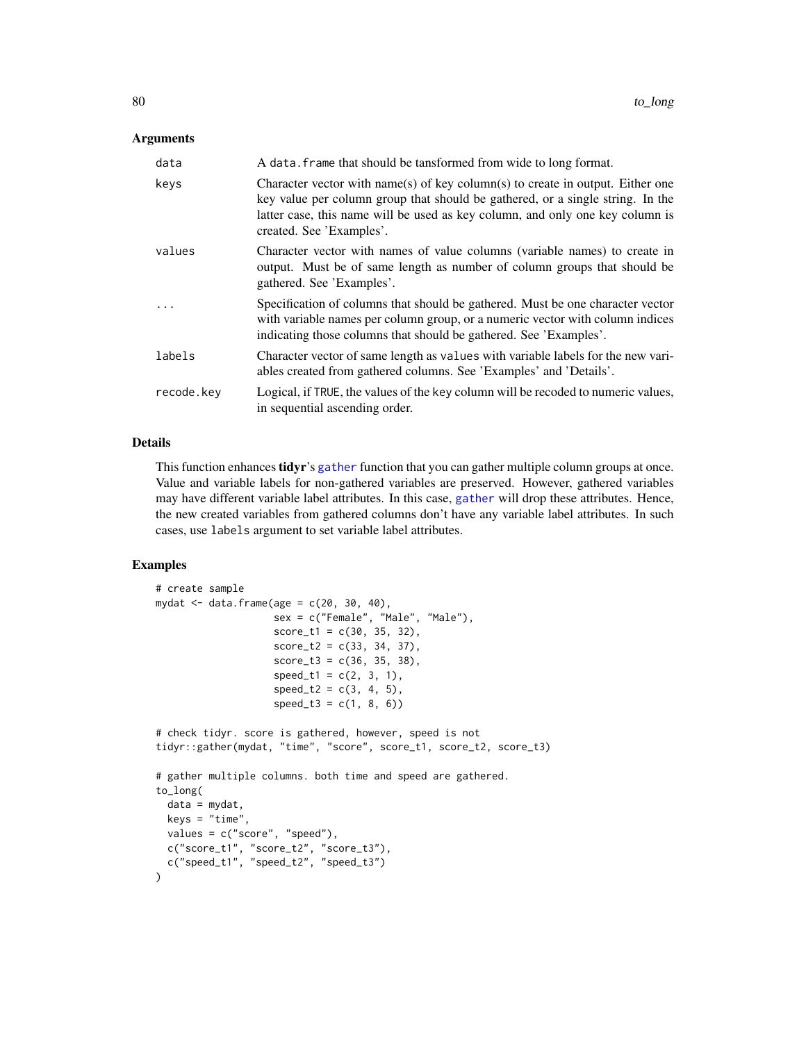## Arguments

| | |
|---|---|
| data | A `data.frame` that should be tansformed from wide to long format. |
| keys | Character vector with name(s) of key column(s) to create in output. Either one key value per column group that should be gathered, or a single string. In the latter case, this name will be used as key column, and only one key column is created. See 'Examples'. |
| values | Character vector with names of value columns (variable names) to create in output. Must be of same length as number of column groups that should be gathered. See 'Examples'. |
| ... | Specification of columns that should be gathered. Must be one character vector with variable names per column group, or a numeric vector with column indices indicating those columns that should be gathered. See 'Examples'. |
| labels | Character vector of same length as `values` with variable labels for the new variables created from gathered columns. See 'Examples' and 'Details'. |
| recode.key | Logical, if `TRUE`, the values of the `key` column will be recoded to numeric values, in sequential ascending order. |

## Details

This function enhances **tidyr**'s `gather` function that you can gather multiple column groups at once. Value and variable labels for non-gathered variables are preserved. However, gathered variables may have different variable label attributes. In this case, `gather` will drop these attributes. Hence, the new created variables from gathered columns don't have any variable label attributes. In such cases, use `labels` argument to set variable label attributes.

## Examples

```
# create sample
mydat <- data.frame(age = c(20, 30, 40),
                    sex = c("Female", "Male", "Male"),
                    score_t1 = c(30, 35, 32),
                    score_t2 = c(33, 34, 37),
                    score_t3 = c(36, 35, 38),
                    speed_t1 = c(2, 3, 1),
                    speed_t2 = c(3, 4, 5),
                    speed_t3 = c(1, 8, 6))

# check tidyr. score is gathered, however, speed is not
tidyr::gather(mydat, "time", "score", score_t1, score_t2, score_t3)

# gather multiple columns. both time and speed are gathered.
to_long(
  data = mydat,
  keys = "time",
  values = c("score", "speed"),
  c("score_t1", "score_t2", "score_t3"),
  c("speed_t1", "speed_t2", "speed_t3")
)
```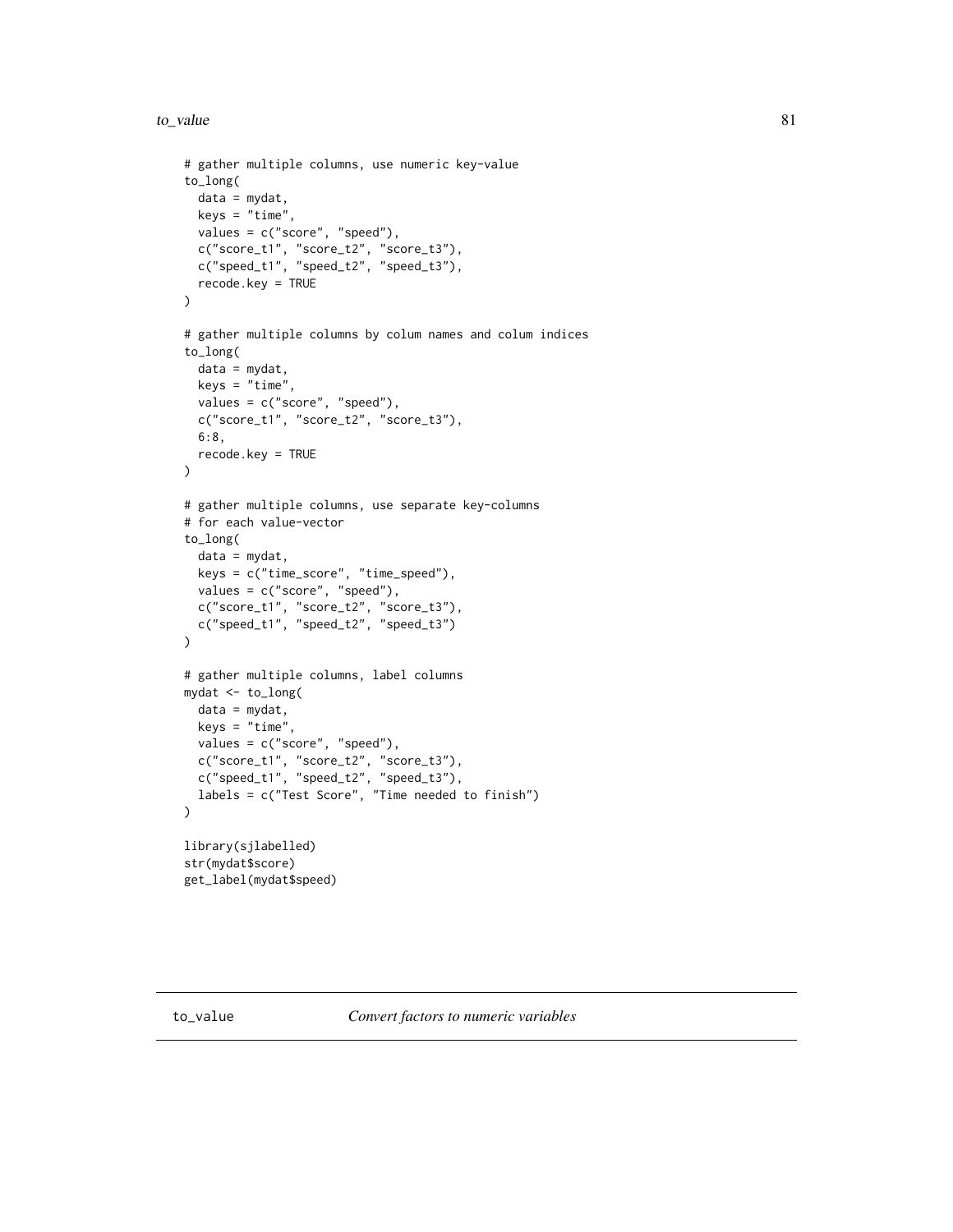```
# gather multiple columns, use numeric key-value
to_long(
  data = mydat,
  keys = "time",
  values = c("score", "speed"),
  c("score_t1", "score_t2", "score_t3"),
  c("speed_t1", "speed_t2", "speed_t3"),
  recode.key = TRUE
)

# gather multiple columns by colum names and colum indices
to_long(
  data = mydat,
  keys = "time",
  values = c("score", "speed"),
  c("score_t1", "score_t2", "score_t3"),
  6:8,
  recode.key = TRUE
)

# gather multiple columns, use separate key-columns
# for each value-vector
to_long(
  data = mydat,
  keys = c("time_score", "time_speed"),
  values = c("score", "speed"),
  c("score_t1", "score_t2", "score_t3"),
  c("speed_t1", "speed_t2", "speed_t3")
)

# gather multiple columns, label columns
mydat <- to_long(
  data = mydat,
  keys = "time",
  values = c("score", "speed"),
  c("score_t1", "score_t2", "score_t3"),
  c("speed_t1", "speed_t2", "speed_t3"),
  labels = c("Test Score", "Time needed to finish")
)

library(sjlabelled)
str(mydat$score)
get_label(mydat$speed)
```

## to_value *Convert factors to numeric variables*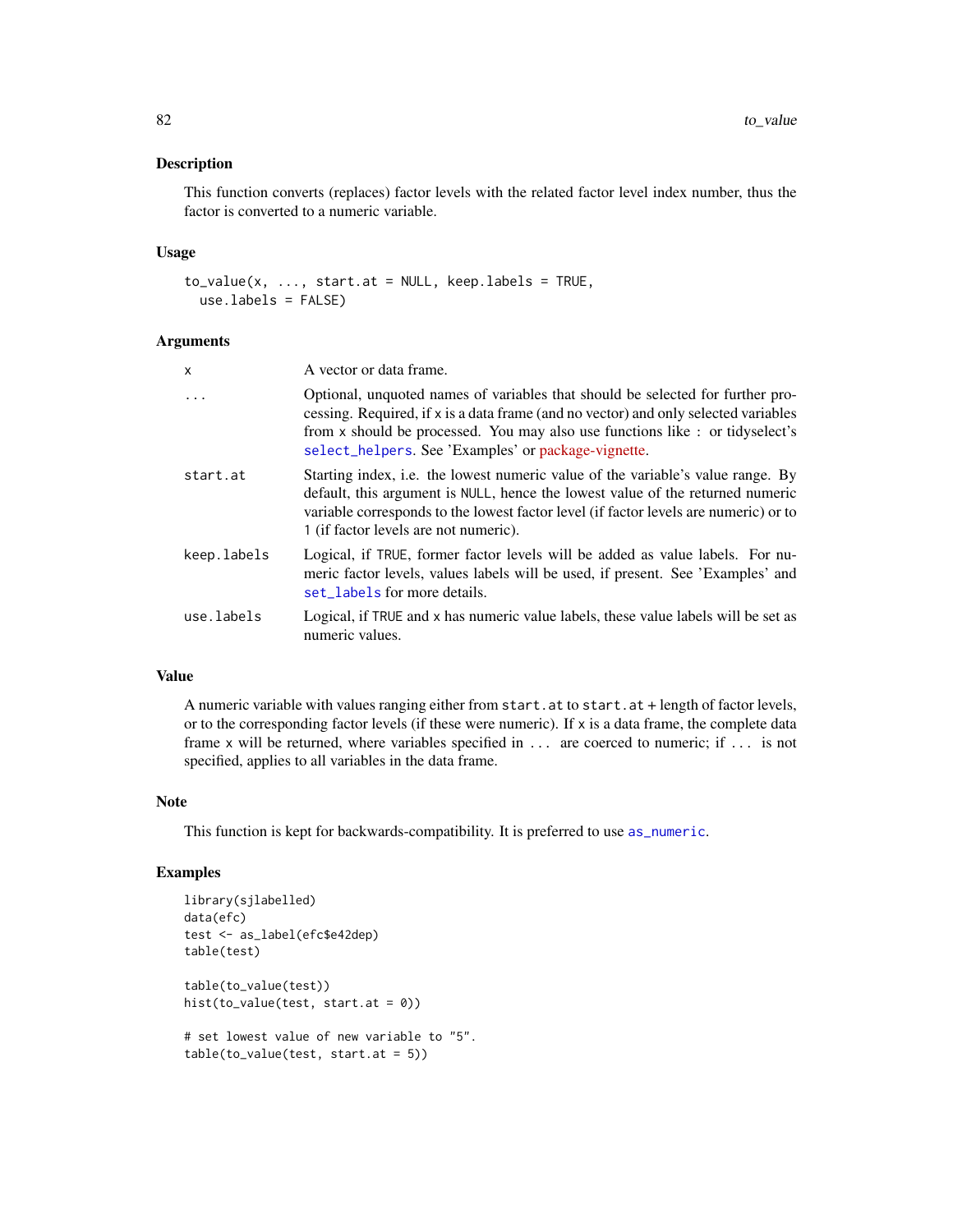## Description

This function converts (replaces) factor levels with the related factor level index number, thus the factor is converted to a numeric variable.

## Usage

```
to_value(x, ..., start.at = NULL, keep.labels = TRUE,
  use.labels = FALSE)
```

## Arguments

| | |
|---|---|
| `x` | A vector or data frame. |
| `...` | Optional, unquoted names of variables that should be selected for further processing. Required, if `x` is a data frame (and no vector) and only selected variables from `x` should be processed. You may also use functions like `:` or tidyselect's `select_helpers`. See 'Examples' or package-vignette. |
| `start.at` | Starting index, i.e. the lowest numeric value of the variable's value range. By default, this argument is `NULL`, hence the lowest value of the returned numeric variable corresponds to the lowest factor level (if factor levels are numeric) or to `1` (if factor levels are not numeric). |
| `keep.labels` | Logical, if `TRUE`, former factor levels will be added as value labels. For numeric factor levels, values labels will be used, if present. See 'Examples' and `set_labels` for more details. |
| `use.labels` | Logical, if `TRUE` and `x` has numeric value labels, these value labels will be set as numeric values. |

## Value

A numeric variable with values ranging either from `start.at` to `start.at` + length of factor levels, or to the corresponding factor levels (if these were numeric). If `x` is a data frame, the complete data frame `x` will be returned, where variables specified in `...` are coerced to numeric; if `...` is not specified, applies to all variables in the data frame.

## Note

This function is kept for backwards-compatibility. It is preferred to use `as_numeric`.

## Examples

```
library(sjlabelled)
data(efc)
test <- as_label(efc$e42dep)
table(test)

table(to_value(test))
hist(to_value(test, start.at = 0))

# set lowest value of new variable to "5".
table(to_value(test, start.at = 5))
```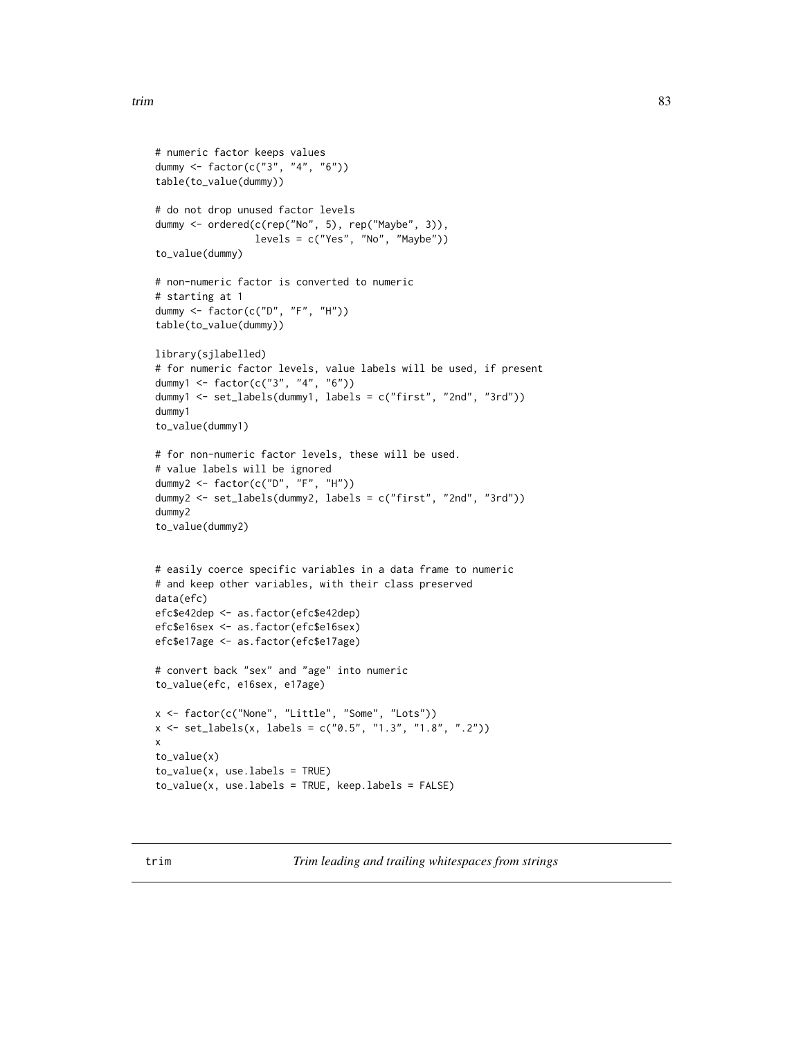```
# numeric factor keeps values
dummy <- factor(c("3", "4", "6"))
table(to_value(dummy))

# do not drop unused factor levels
dummy <- ordered(c(rep("No", 5), rep("Maybe", 3)),
                 levels = c("Yes", "No", "Maybe"))
to_value(dummy)

# non-numeric factor is converted to numeric
# starting at 1
dummy <- factor(c("D", "F", "H"))
table(to_value(dummy))

library(sjlabelled)
# for numeric factor levels, value labels will be used, if present
dummy1 <- factor(c("3", "4", "6"))
dummy1 <- set_labels(dummy1, labels = c("first", "2nd", "3rd"))
dummy1
to_value(dummy1)

# for non-numeric factor levels, these will be used.
# value labels will be ignored
dummy2 <- factor(c("D", "F", "H"))
dummy2 <- set_labels(dummy2, labels = c("first", "2nd", "3rd"))
dummy2
to_value(dummy2)


# easily coerce specific variables in a data frame to numeric
# and keep other variables, with their class preserved
data(efc)
efc$e42dep <- as.factor(efc$e42dep)
efc$e16sex <- as.factor(efc$e16sex)
efc$e17age <- as.factor(efc$e17age)

# convert back "sex" and "age" into numeric
to_value(efc, e16sex, e17age)

x <- factor(c("None", "Little", "Some", "Lots"))
x <- set_labels(x, labels = c("0.5", "1.3", "1.8", ".2"))
x
to_value(x)
to_value(x, use.labels = TRUE)
to_value(x, use.labels = TRUE, keep.labels = FALSE)
```

## trim — *Trim leading and trailing whitespaces from strings*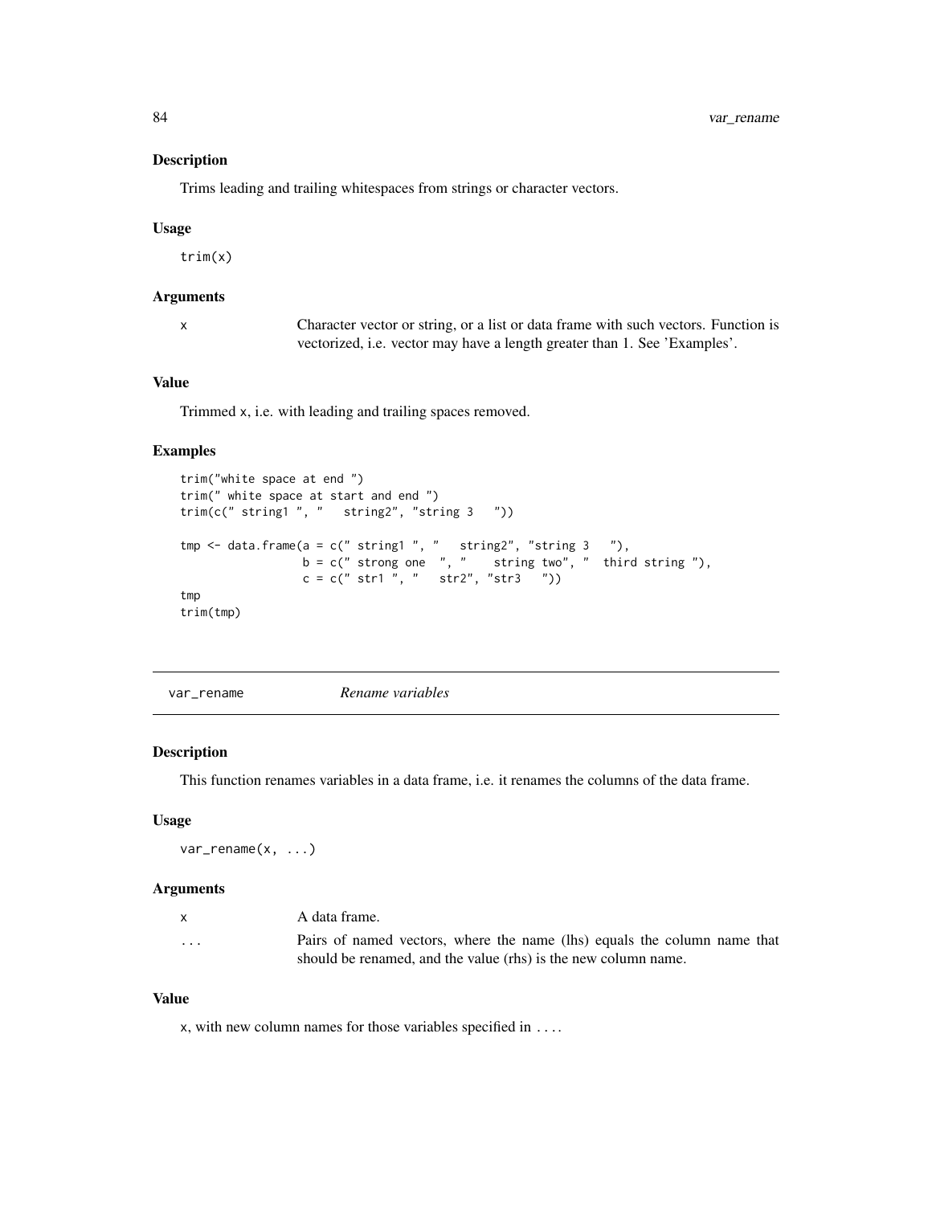### Description

Trims leading and trailing whitespaces from strings or character vectors.

### Usage

```
trim(x)
```

### Arguments

| | |
|---|---|
| x | Character vector or string, or a list or data frame with such vectors. Function is vectorized, i.e. vector may have a length greater than 1. See 'Examples'. |

### Value

Trimmed x, i.e. with leading and trailing spaces removed.

### Examples

```
trim("white space at end ")
trim(" white space at start and end ")
trim(c(" string1 ", "   string2", "string 3   "))

tmp <- data.frame(a = c(" string1 ", "   string2", "string 3   "),
                  b = c(" strong one  ", "    string two", "  third string "),
                  c = c(" str1 ", "   str2", "str3   "))
tmp
trim(tmp)
```

---

## var_rename *Rename variables*

### Description

This function renames variables in a data frame, i.e. it renames the columns of the data frame.

### Usage

```
var_rename(x, ...)
```

### Arguments

| | |
|---|---|
| x | A data frame. |
| ... | Pairs of named vectors, where the name (lhs) equals the column name that should be renamed, and the value (rhs) is the new column name. |

### Value

x, with new column names for those variables specified in ....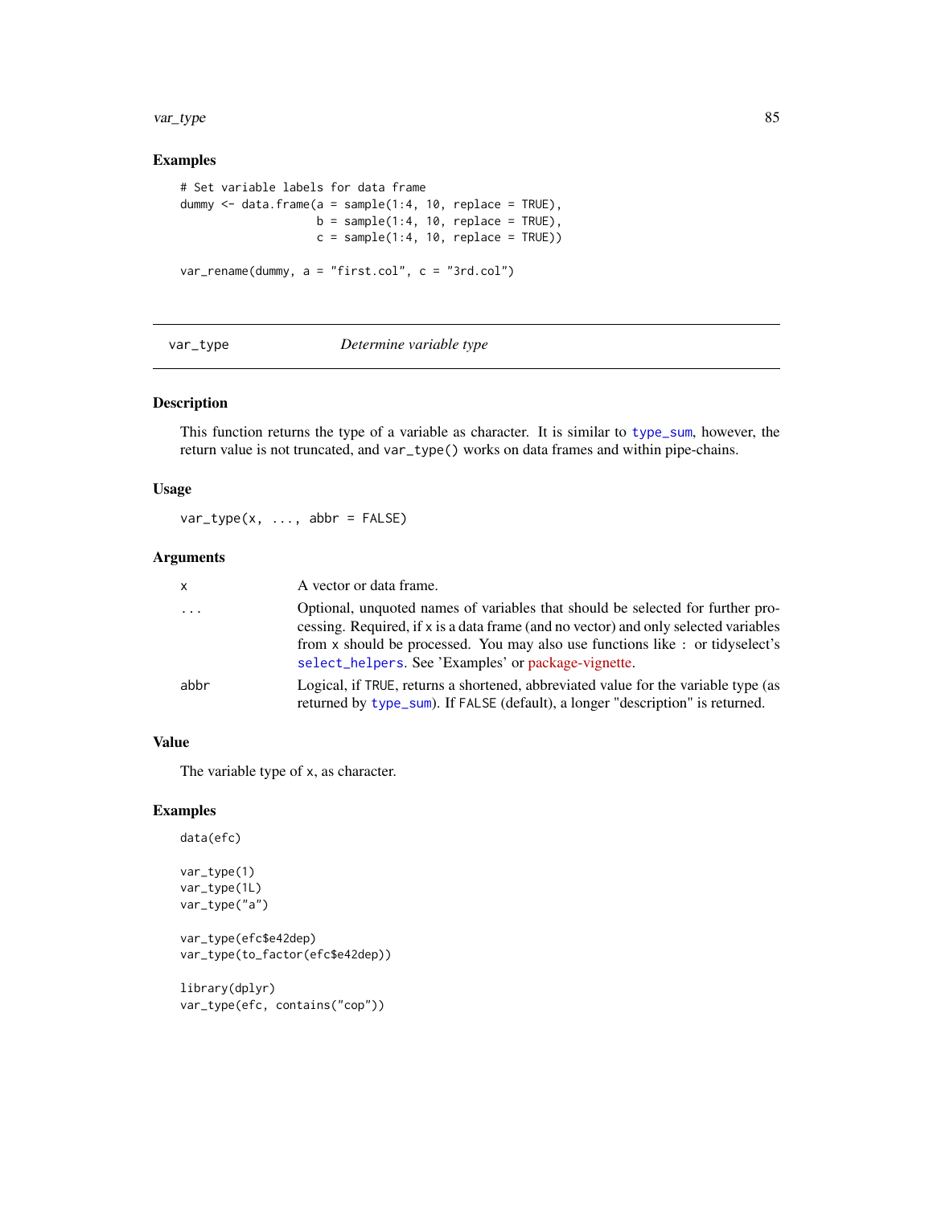## Examples

```
# Set variable labels for data frame
dummy <- data.frame(a = sample(1:4, 10, replace = TRUE),
                    b = sample(1:4, 10, replace = TRUE),
                    c = sample(1:4, 10, replace = TRUE))

var_rename(dummy, a = "first.col", c = "3rd.col")
```

---

# var_type — *Determine variable type*

## Description

This function returns the type of a variable as character. It is similar to `type_sum`, however, the return value is not truncated, and `var_type()` works on data frames and within pipe-chains.

## Usage

```
var_type(x, ..., abbr = FALSE)
```

## Arguments

| | |
|---|---|
| `x` | A vector or data frame. |
| `...` | Optional, unquoted names of variables that should be selected for further processing. Required, if `x` is a data frame (and no vector) and only selected variables from `x` should be processed. You may also use functions like `:` or tidyselect's `select_helpers`. See 'Examples' or package-vignette. |
| `abbr` | Logical, if `TRUE`, returns a shortened, abbreviated value for the variable type (as returned by `type_sum`). If `FALSE` (default), a longer "description" is returned. |

## Value

The variable type of `x`, as character.

## Examples

```
data(efc)

var_type(1)
var_type(1L)
var_type("a")

var_type(efc$e42dep)
var_type(to_factor(efc$e42dep))

library(dplyr)
var_type(efc, contains("cop"))
```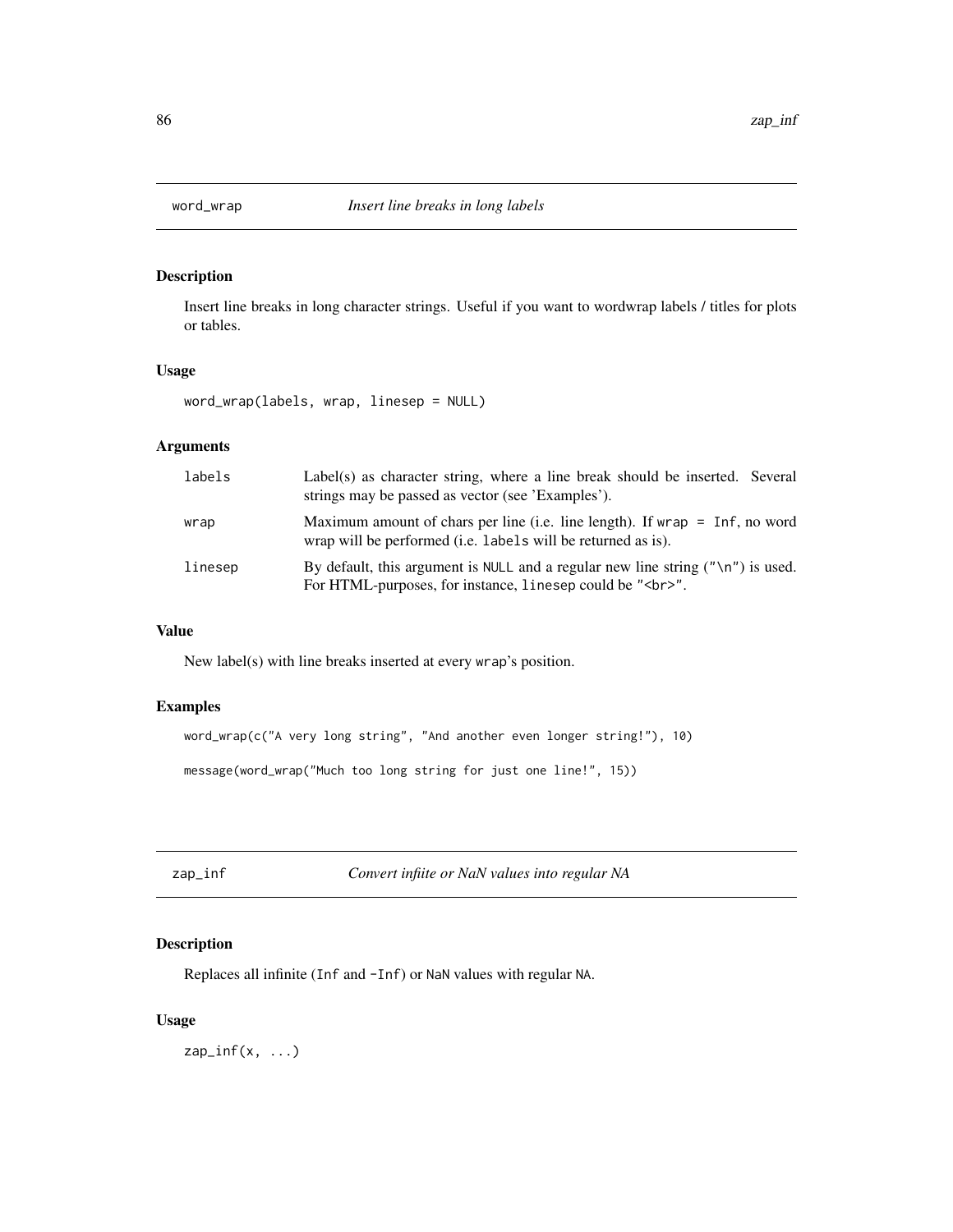## word_wrap *Insert line breaks in long labels*

### Description

Insert line breaks in long character strings. Useful if you want to wordwrap labels / titles for plots or tables.

### Usage

```
word_wrap(labels, wrap, linesep = NULL)
```

### Arguments

| | |
|---|---|
| labels | Label(s) as character string, where a line break should be inserted. Several strings may be passed as vector (see 'Examples'). |
| wrap | Maximum amount of chars per line (i.e. line length). If `wrap = Inf`, no word wrap will be performed (i.e. `labels` will be returned as is). |
| linesep | By default, this argument is `NULL` and a regular new line string (`"\n"`) is used. For HTML-purposes, for instance, `linesep` could be `"<br>"`. |

### Value

New label(s) with line breaks inserted at every `wrap`'s position.

### Examples

```
word_wrap(c("A very long string", "And another even longer string!"), 10)

message(word_wrap("Much too long string for just one line!", 15))
```

## zap_inf *Convert infiite or NaN values into regular NA*

### Description

Replaces all infinite (`Inf` and `-Inf`) or `NaN` values with regular `NA`.

### Usage

```
zap_inf(x, ...)
```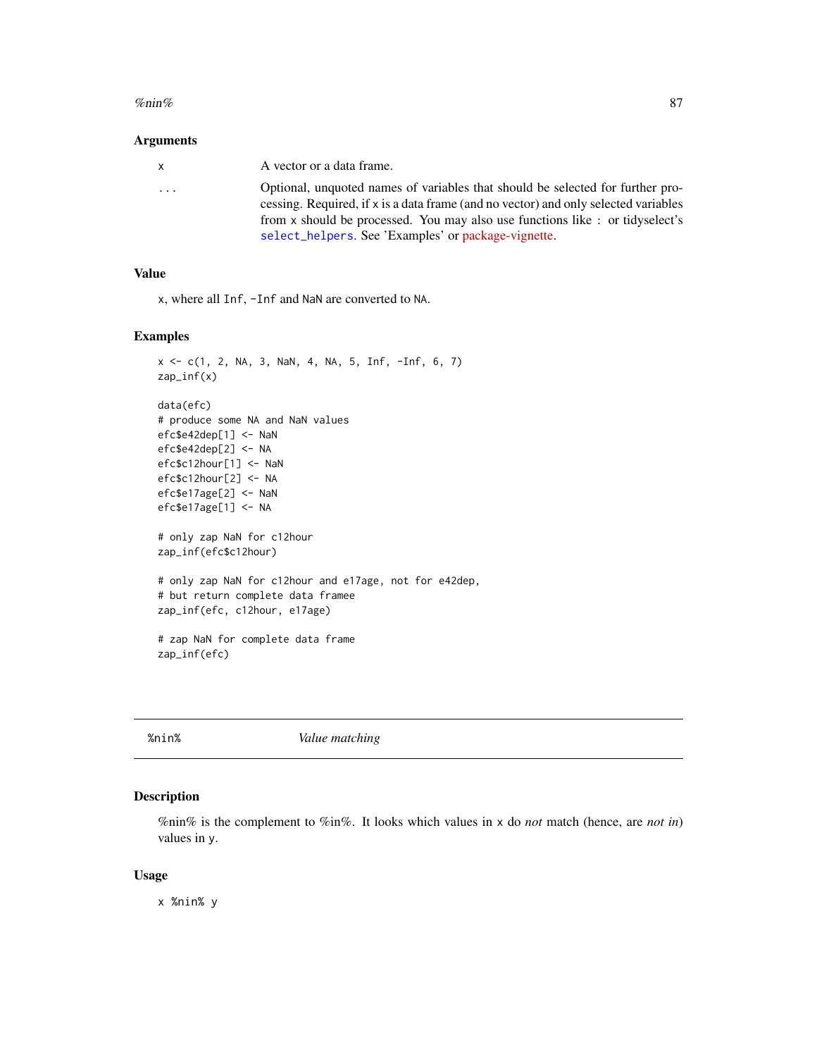### Arguments

| | |
|---|---|
| x | A vector or a data frame. |
| ... | Optional, unquoted names of variables that should be selected for further processing. Required, if x is a data frame (and no vector) and only selected variables from x should be processed. You may also use functions like : or tidyselect's select_helpers. See 'Examples' or package-vignette. |

### Value

x, where all Inf, -Inf and NaN are converted to NA.

### Examples

```
x <- c(1, 2, NA, 3, NaN, 4, NA, 5, Inf, -Inf, 6, 7)
zap_inf(x)

data(efc)
# produce some NA and NaN values
efc$e42dep[1] <- NaN
efc$e42dep[2] <- NA
efc$c12hour[1] <- NaN
efc$c12hour[2] <- NA
efc$e17age[2] <- NaN
efc$e17age[1] <- NA

# only zap NaN for c12hour
zap_inf(efc$c12hour)

# only zap NaN for c12hour and e17age, not for e42dep,
# but return complete data framee
zap_inf(efc, c12hour, e17age)

# zap NaN for complete data frame
zap_inf(efc)
```

## %nin% *Value matching*

### Description

%nin% is the complement to %in%. It looks which values in x do *not* match (hence, are *not in*) values in y.

### Usage

```
x %nin% y
```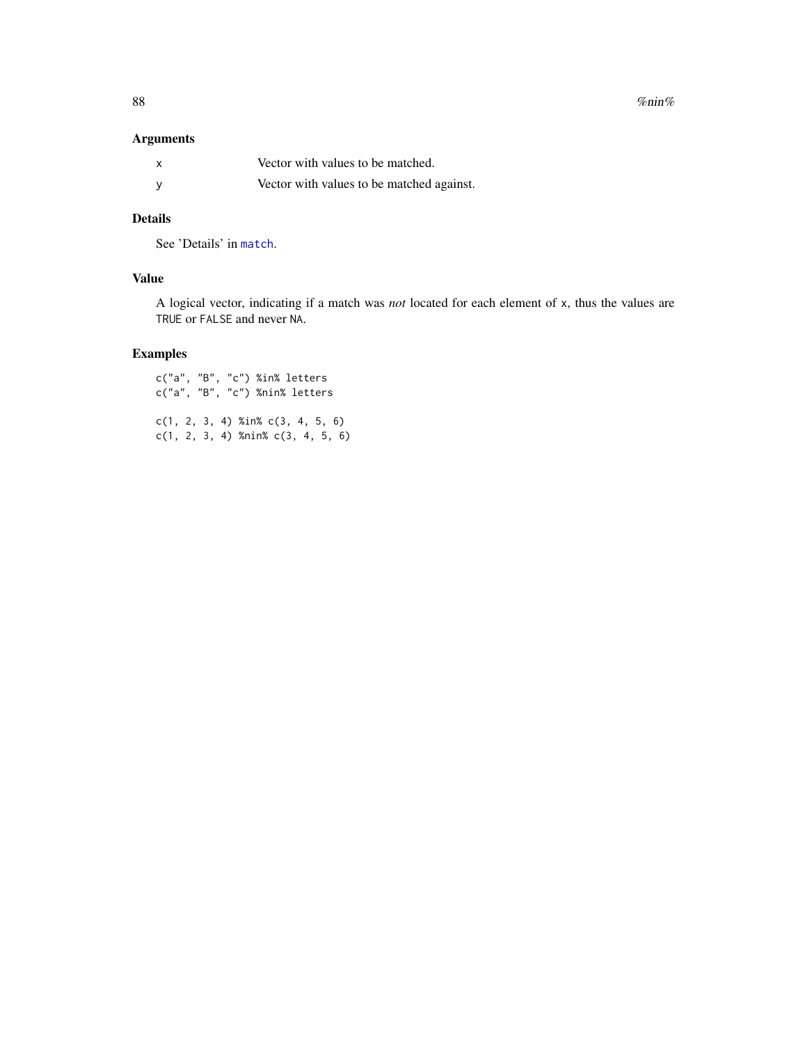## Arguments

| | |
|---|---|
| x | Vector with values to be matched. |
| y | Vector with values to be matched against. |

## Details

See 'Details' in `match`.

## Value

A logical vector, indicating if a match was *not* located for each element of x, thus the values are TRUE or FALSE and never NA.

## Examples

```
c("a", "B", "c") %in% letters
c("a", "B", "c") %nin% letters

c(1, 2, 3, 4) %in% c(3, 4, 5, 6)
c(1, 2, 3, 4) %nin% c(3, 4, 5, 6)
```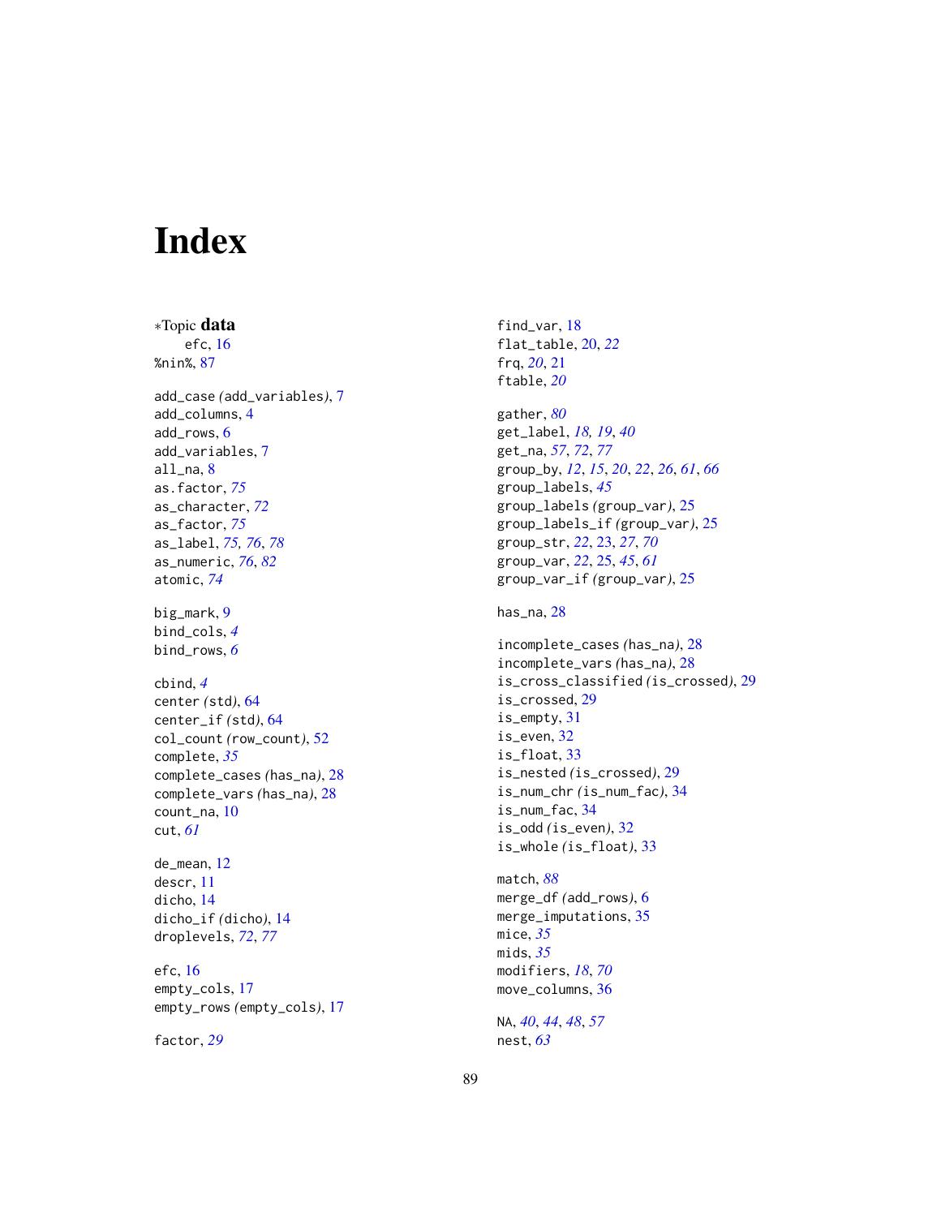# Index

*Topic **data**
    efc, 16
%nin%, 87

add_case (add_variables), 7
add_columns, 4
add_rows, 6
add_variables, 7
all_na, 8
as.factor, *75*
as_character, *72*
as_factor, *75*
as_label, *75, 76*, *78*
as_numeric, *76*, *82*
atomic, *74*

big_mark, 9
bind_cols, *4*
bind_rows, *6*

cbind, *4*
center (std), 64
center_if (std), 64
col_count (row_count), 52
complete, *35*
complete_cases (has_na), 28
complete_vars (has_na), 28
count_na, 10
cut, *61*

de_mean, 12
descr, 11
dicho, 14
dicho_if (dicho), 14
droplevels, *72*, *77*

efc, 16
empty_cols, 17
empty_rows (empty_cols), 17

factor, *29*

find_var, 18
flat_table, 20, *22*
frq, *20*, 21
ftable, *20*

gather, *80*
get_label, *18, 19*, *40*
get_na, *57*, *72*, *77*
group_by, *12*, *15*, *20*, *22*, *26*, *61*, *66*
group_labels, *45*
group_labels (group_var), 25
group_labels_if (group_var), 25
group_str, *22*, 23, *27*, *70*
group_var, *22*, 25, *45*, *61*
group_var_if (group_var), 25

has_na, 28

incomplete_cases (has_na), 28
incomplete_vars (has_na), 28
is_cross_classified (is_crossed), 29
is_crossed, 29
is_empty, 31
is_even, 32
is_float, 33
is_nested (is_crossed), 29
is_num_chr (is_num_fac), 34
is_num_fac, 34
is_odd (is_even), 32
is_whole (is_float), 33

match, *88*
merge_df (add_rows), 6
merge_imputations, 35
mice, *35*
mids, *35*
modifiers, *18*, *70*
move_columns, 36

NA, *40*, *44*, *48*, *57*
nest, *63*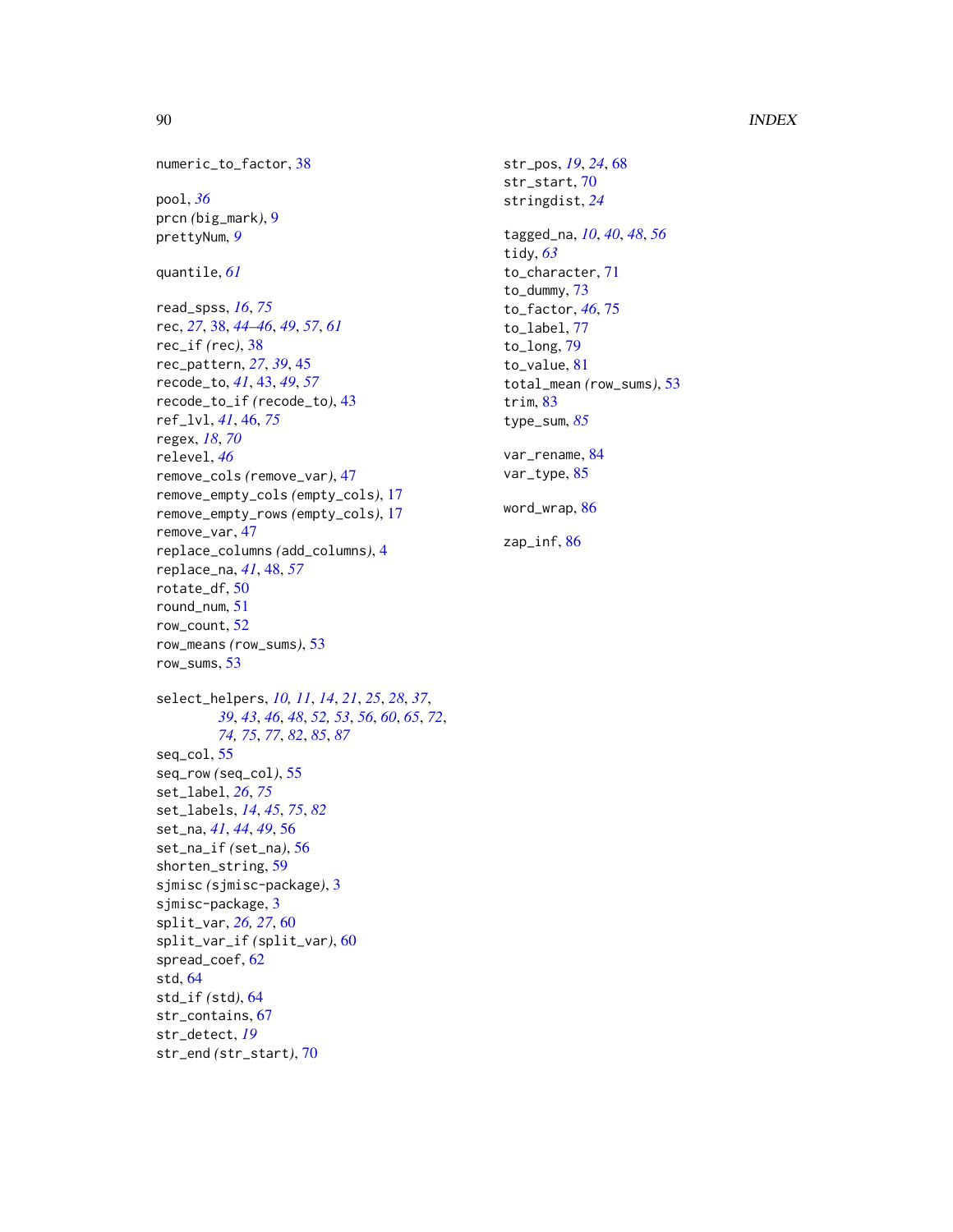numeric_to_factor, 38

pool, *36*
prcn (big_mark), 9
prettyNum, *9*

quantile, *61*

read_spss, *16*, *75*
rec, *27*, 38, *44–46*, *49*, *57*, *61*
rec_if (rec), 38
rec_pattern, *27*, *39*, 45
recode_to, *41*, 43, *49*, *57*
recode_to_if (recode_to), 43
ref_lvl, *41*, 46, *75*
regex, *18*, *70*
relevel, *46*
remove_cols (remove_var), 47
remove_empty_cols (empty_cols), 17
remove_empty_rows (empty_cols), 17
remove_var, 47
replace_columns (add_columns), 4
replace_na, *41*, 48, *57*
rotate_df, 50
round_num, 51
row_count, 52
row_means (row_sums), 53
row_sums, 53

select_helpers, *10, 11*, *14*, *21*, *25*, *28*, *37*, *39*, *43*, *46*, *48*, *52, 53*, *56*, *60*, *65*, *72*, *74, 75*, *77*, *82*, *85*, *87*
seq_col, 55
seq_row (seq_col), 55
set_label, *26*, *75*
set_labels, *14*, *45*, *75*, *82*
set_na, *41*, *44*, *49*, 56
set_na_if (set_na), 56
shorten_string, 59
sjmisc (sjmisc-package), 3
sjmisc-package, 3
split_var, *26, 27*, 60
split_var_if (split_var), 60
spread_coef, 62
std, 64
std_if (std), 64
str_contains, 67
str_detect, *19*
str_end (str_start), 70
str_pos, *19*, *24*, 68
str_start, 70
stringdist, *24*

tagged_na, *10*, *40*, *48*, *56*
tidy, *63*
to_character, 71
to_dummy, 73
to_factor, *46*, 75
to_label, 77
to_long, 79
to_value, 81
total_mean (row_sums), 53
trim, 83
type_sum, *85*

var_rename, 84
var_type, 85

word_wrap, 86

zap_inf, 86